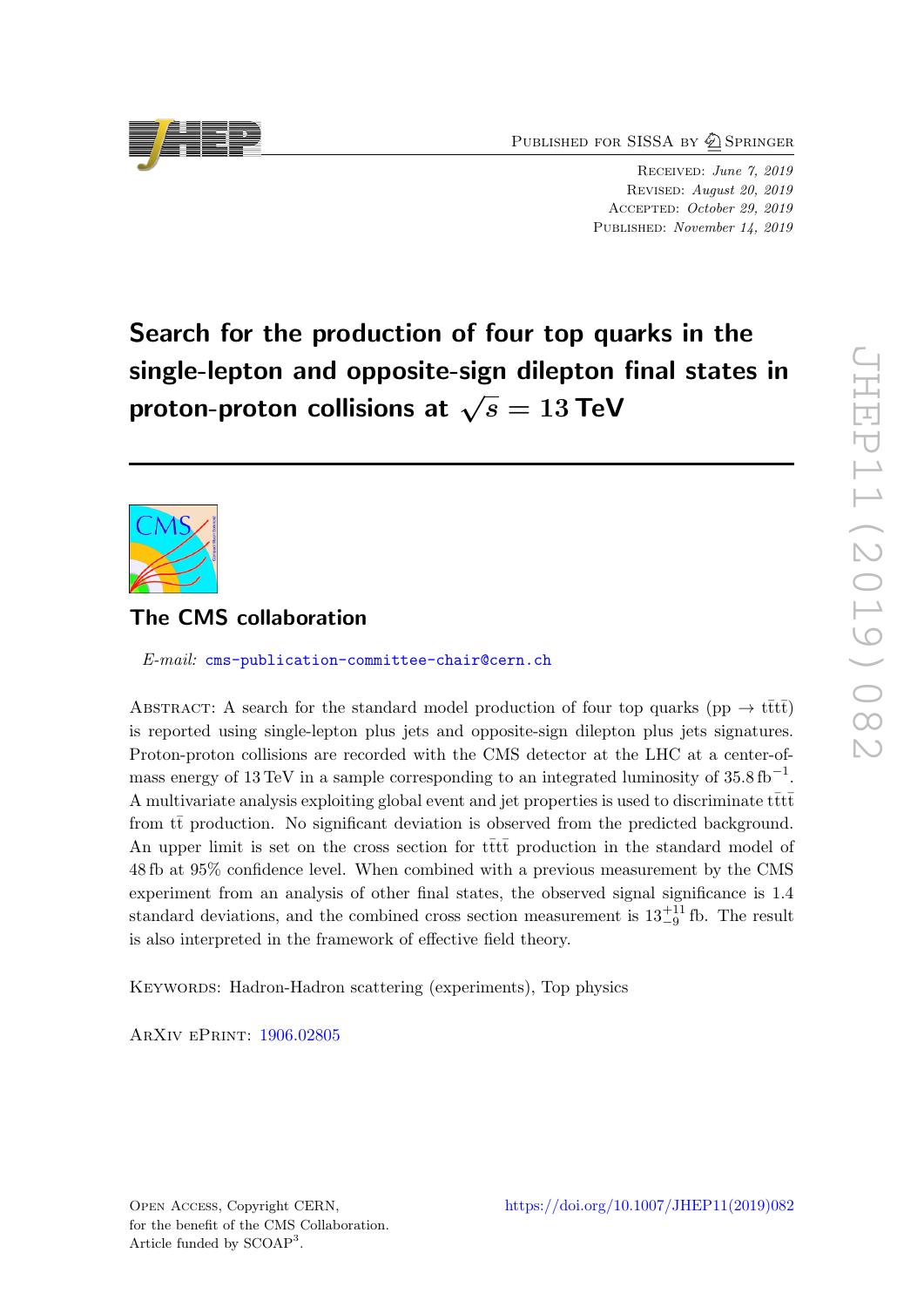Published for SISSA by Springer

Received: *June 7, 2019*
Revised: *August 20, 2019*
Accepted: *October 29, 2019*
Published: *November 14, 2019*

# Search for the production of four top quarks in the single-lepton and opposite-sign dilepton final states in proton-proton collisions at $\sqrt{s} = 13$ TeV

## The CMS collaboration

*E-mail:* cms-publication-committee-chair@cern.ch

Abstract: A search for the standard model production of four top quarks ($\mathrm{pp} \to \mathrm{t\bar{t}t\bar{t}}$) is reported using single-lepton plus jets and opposite-sign dilepton plus jets signatures. Proton-proton collisions are recorded with the CMS detector at the LHC at a center-of-mass energy of 13 TeV in a sample corresponding to an integrated luminosity of 35.8 $\mathrm{fb}^{-1}$. A multivariate analysis exploiting global event and jet properties is used to discriminate $\mathrm{t\bar{t}t\bar{t}}$ from $\mathrm{t\bar{t}}$ production. No significant deviation is observed from the predicted background. An upper limit is set on the cross section for $\mathrm{t\bar{t}t\bar{t}}$ production in the standard model of 48 fb at 95% confidence level. When combined with a previous measurement by the CMS experiment from an analysis of other final states, the observed signal significance is 1.4 standard deviations, and the combined cross section measurement is $13^{+11}_{-9}$ fb. The result is also interpreted in the framework of effective field theory.

Keywords: Hadron-Hadron scattering (experiments), Top physics

ArXiv ePrint: 1906.02805

Open Access, Copyright CERN, for the benefit of the CMS Collaboration. Article funded by SCOAP[3].

https://doi.org/10.1007/JHEP11(2019)082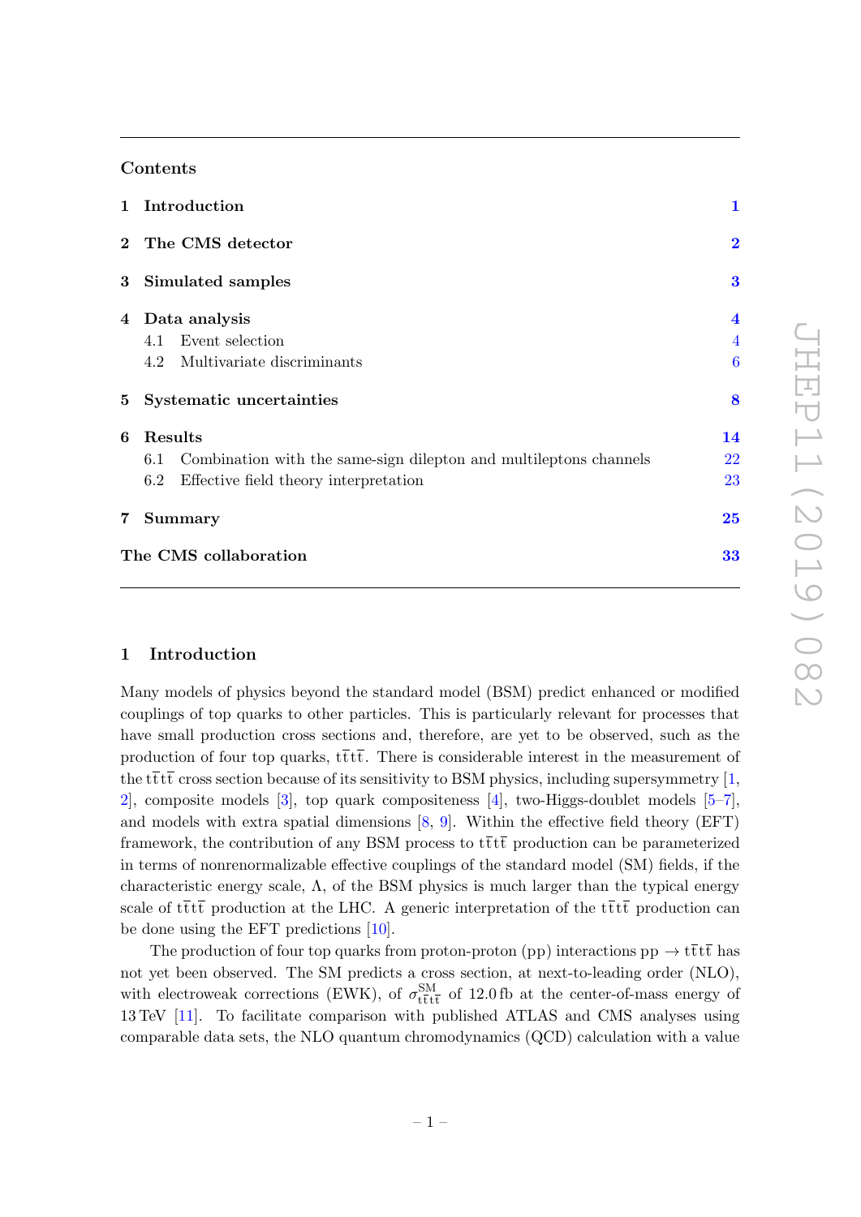## Contents

| | | |
|---|---|---|
| **1** | **Introduction** | **1** |
| **2** | **The CMS detector** | **2** |
| **3** | **Simulated samples** | **3** |
| **4** | **Data analysis** | **4** |
| | 4.1 Event selection | 4 |
| | 4.2 Multivariate discriminants | 6 |
| **5** | **Systematic uncertainties** | **8** |
| **6** | **Results** | **14** |
| | 6.1 Combination with the same-sign dilepton and multileptons channels | 22 |
| | 6.2 Effective field theory interpretation | 23 |
| **7** | **Summary** | **25** |
| | **The CMS collaboration** | **33** |

## 1 Introduction

Many models of physics beyond the standard model (BSM) predict enhanced or modified couplings of top quarks to other particles. This is particularly relevant for processes that have small production cross sections and, therefore, are yet to be observed, such as the production of four top quarks, $\mathrm{t\bar{t}t\bar{t}}$. There is considerable interest in the measurement of the $\mathrm{t\bar{t}t\bar{t}}$ cross section because of its sensitivity to BSM physics, including supersymmetry [1, 2], composite models [3], top quark compositeness [4], two-Higgs-doublet models [5–7], and models with extra spatial dimensions [8, 9]. Within the effective field theory (EFT) framework, the contribution of any BSM process to $\mathrm{t\bar{t}t\bar{t}}$ production can be parameterized in terms of nonrenormalizable effective couplings of the standard model (SM) fields, if the characteristic energy scale, $\Lambda$, of the BSM physics is much larger than the typical energy scale of $\mathrm{t\bar{t}t\bar{t}}$ production at the LHC. A generic interpretation of the $\mathrm{t\bar{t}t\bar{t}}$ production can be done using the EFT predictions [10].

The production of four top quarks from proton-proton (pp) interactions $\mathrm{pp} \to \mathrm{t\bar{t}t\bar{t}}$ has not yet been observed. The SM predicts a cross section, at next-to-leading order (NLO), with electroweak corrections (EWK), of $\sigma^{\mathrm{SM}}_{\mathrm{t\bar{t}t\bar{t}}}$ of 12.0 fb at the center-of-mass energy of 13 TeV [11]. To facilitate comparison with published ATLAS and CMS analyses using comparable data sets, the NLO quantum chromodynamics (QCD) calculation with a value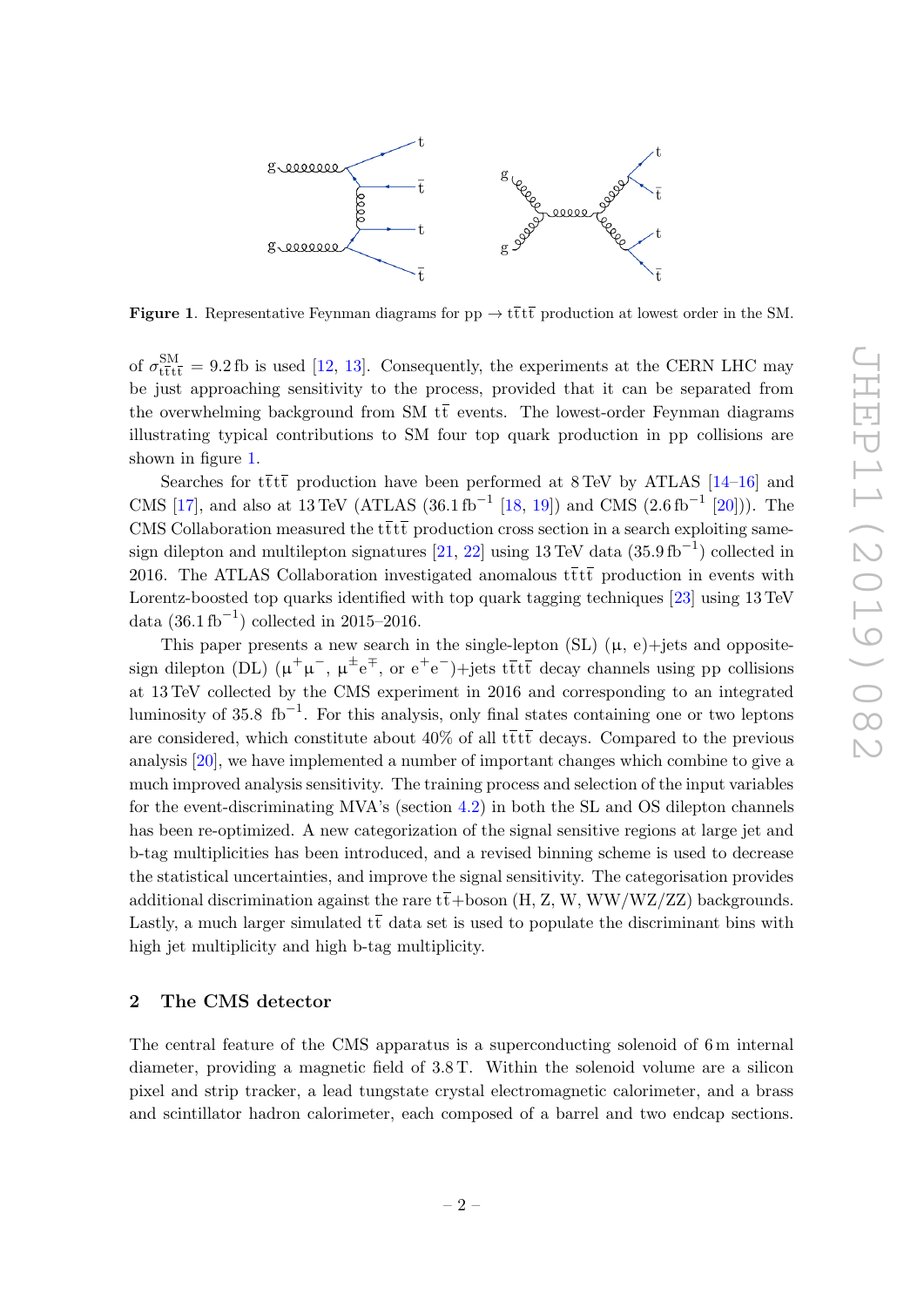Figure 1. Representative Feynman diagrams for pp → $\mathrm{t\bar{t}t\bar{t}}$ production at lowest order in the SM.

of $\sigma^{\mathrm{SM}}_{\mathrm{t\bar{t}t\bar{t}}} = 9.2\,\mathrm{fb}$ is used [12, 13]. Consequently, the experiments at the CERN LHC may be just approaching sensitivity to the process, provided that it can be separated from the overwhelming background from SM $\mathrm{t\bar{t}}$ events. The lowest-order Feynman diagrams illustrating typical contributions to SM four top quark production in pp collisions are shown in figure 1.

Searches for $\mathrm{t\bar{t}t\bar{t}}$ production have been performed at 8 TeV by ATLAS [14–16] and CMS [17], and also at 13 TeV (ATLAS ($36.1\,\mathrm{fb}^{-1}$ [18, 19]) and CMS ($2.6\,\mathrm{fb}^{-1}$ [20])). The CMS Collaboration measured the $\mathrm{t\bar{t}t\bar{t}}$ production cross section in a search exploiting same-sign dilepton and multilepton signatures [21, 22] using 13 TeV data ($35.9\,\mathrm{fb}^{-1}$) collected in 2016. The ATLAS Collaboration investigated anomalous $\mathrm{t\bar{t}t\bar{t}}$ production in events with Lorentz-boosted top quarks identified with top quark tagging techniques [23] using 13 TeV data ($36.1\,\mathrm{fb}^{-1}$) collected in 2015–2016.

This paper presents a new search in the single-lepton (SL) (μ, e)+jets and opposite-sign dilepton (DL) ($\mu^+\mu^-$, $\mu^\pm e^\mp$, or $e^+e^-$)+jets $\mathrm{t\bar{t}t\bar{t}}$ decay channels using pp collisions at 13 TeV collected by the CMS experiment in 2016 and corresponding to an integrated luminosity of $35.8\ \mathrm{fb}^{-1}$. For this analysis, only final states containing one or two leptons are considered, which constitute about 40% of all $\mathrm{t\bar{t}t\bar{t}}$ decays. Compared to the previous analysis [20], we have implemented a number of important changes which combine to give a much improved analysis sensitivity. The training process and selection of the input variables for the event-discriminating MVA's (section 4.2) in both the SL and OS dilepton channels has been re-optimized. A new categorization of the signal sensitive regions at large jet and b-tag multiplicities has been introduced, and a revised binning scheme is used to decrease the statistical uncertainties, and improve the signal sensitivity. The categorisation provides additional discrimination against the rare $\mathrm{t\bar{t}}$+boson (H, Z, W, WW/WZ/ZZ) backgrounds. Lastly, a much larger simulated $\mathrm{t\bar{t}}$ data set is used to populate the discriminant bins with high jet multiplicity and high b-tag multiplicity.

## 2 The CMS detector

The central feature of the CMS apparatus is a superconducting solenoid of 6 m internal diameter, providing a magnetic field of 3.8 T. Within the solenoid volume are a silicon pixel and strip tracker, a lead tungstate crystal electromagnetic calorimeter, and a brass and scintillator hadron calorimeter, each composed of a barrel and two endcap sections.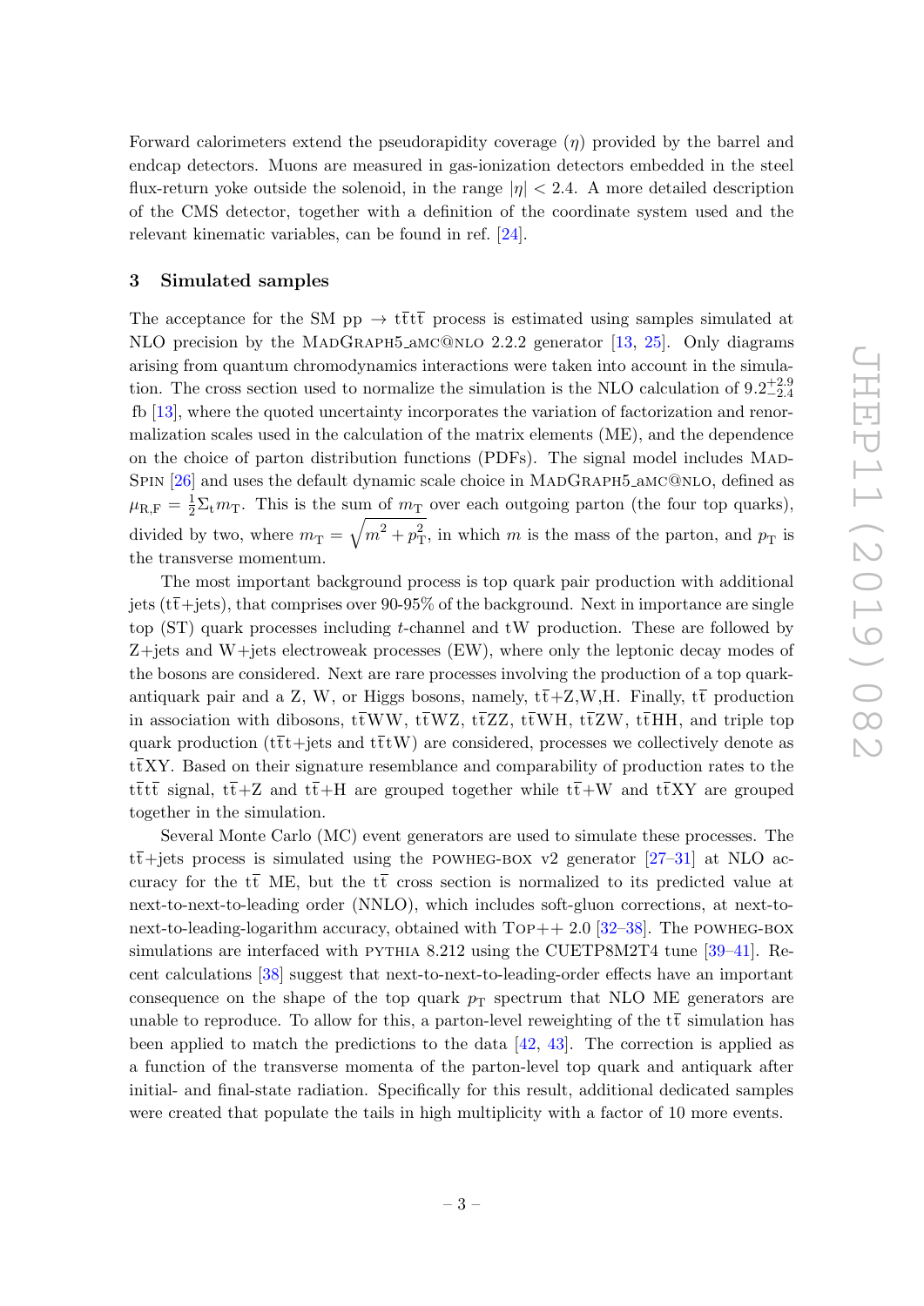Forward calorimeters extend the pseudorapidity coverage ($\eta$) provided by the barrel and endcap detectors. Muons are measured in gas-ionization detectors embedded in the steel flux-return yoke outside the solenoid, in the range $|\eta| < 2.4$. A more detailed description of the CMS detector, together with a definition of the coordinate system used and the relevant kinematic variables, can be found in ref. [24].

## 3 Simulated samples

The acceptance for the SM pp $\rightarrow$ $\mathrm{t\bar{t}t\bar{t}}$ process is estimated using samples simulated at NLO precision by the MadGraph5_amc@nlo 2.2.2 generator [13, 25]. Only diagrams arising from quantum chromodynamics interactions were taken into account in the simulation. The cross section used to normalize the simulation is the NLO calculation of $9.2^{+2.9}_{-2.4}$ fb [13], where the quoted uncertainty incorporates the variation of factorization and renormalization scales used in the calculation of the matrix elements (ME), and the dependence on the choice of parton distribution functions (PDFs). The signal model includes MadSpin [26] and uses the default dynamic scale choice in MadGraph5_amc@nlo, defined as $\mu_{\mathrm{R,F}} = \frac{1}{2}\Sigma_{\mathrm{t}} m_{\mathrm{T}}$. This is the sum of $m_{\mathrm{T}}$ over each outgoing parton (the four top quarks), divided by two, where $m_{\mathrm{T}} = \sqrt{m^2 + p_{\mathrm{T}}^2}$, in which $m$ is the mass of the parton, and $p_{\mathrm{T}}$ is the transverse momentum.

The most important background process is top quark pair production with additional jets ($\mathrm{t\bar{t}}$+jets), that comprises over 90-95% of the background. Next in importance are single top (ST) quark processes including $t$-channel and tW production. These are followed by Z+jets and W+jets electroweak processes (EW), where only the leptonic decay modes of the bosons are considered. Next are rare processes involving the production of a top quark-antiquark pair and a Z, W, or Higgs bosons, namely, $\mathrm{t\bar{t}}$+Z,W,H. Finally, $\mathrm{t\bar{t}}$ production in association with dibosons, $\mathrm{t\bar{t}WW}$, $\mathrm{t\bar{t}WZ}$, $\mathrm{t\bar{t}ZZ}$, $\mathrm{t\bar{t}WH}$, $\mathrm{t\bar{t}ZW}$, $\mathrm{t\bar{t}HH}$, and triple top quark production ($\mathrm{t\bar{t}t}$+jets and $\mathrm{t\bar{t}tW}$) are considered, processes we collectively denote as $\mathrm{t\bar{t}XY}$. Based on their signature resemblance and comparability of production rates to the $\mathrm{t\bar{t}t\bar{t}}$ signal, $\mathrm{t\bar{t}}$+Z and $\mathrm{t\bar{t}}$+H are grouped together while $\mathrm{t\bar{t}}$+W and $\mathrm{t\bar{t}XY}$ are grouped together in the simulation.

Several Monte Carlo (MC) event generators are used to simulate these processes. The $\mathrm{t\bar{t}}$+jets process is simulated using the powheg-box v2 generator [27–31] at NLO accuracy for the $\mathrm{t\bar{t}}$ ME, but the $\mathrm{t\bar{t}}$ cross section is normalized to its predicted value at next-to-next-to-leading order (NNLO), which includes soft-gluon corrections, at next-to-next-to-leading-logarithm accuracy, obtained with Top++ 2.0 [32–38]. The powheg-box simulations are interfaced with pythia 8.212 using the CUETP8M2T4 tune [39–41]. Recent calculations [38] suggest that next-to-next-to-leading-order effects have an important consequence on the shape of the top quark $p_{\mathrm{T}}$ spectrum that NLO ME generators are unable to reproduce. To allow for this, a parton-level reweighting of the $\mathrm{t\bar{t}}$ simulation has been applied to match the predictions to the data [42, 43]. The correction is applied as a function of the transverse momenta of the parton-level top quark and antiquark after initial- and final-state radiation. Specifically for this result, additional dedicated samples were created that populate the tails in high multiplicity with a factor of 10 more events.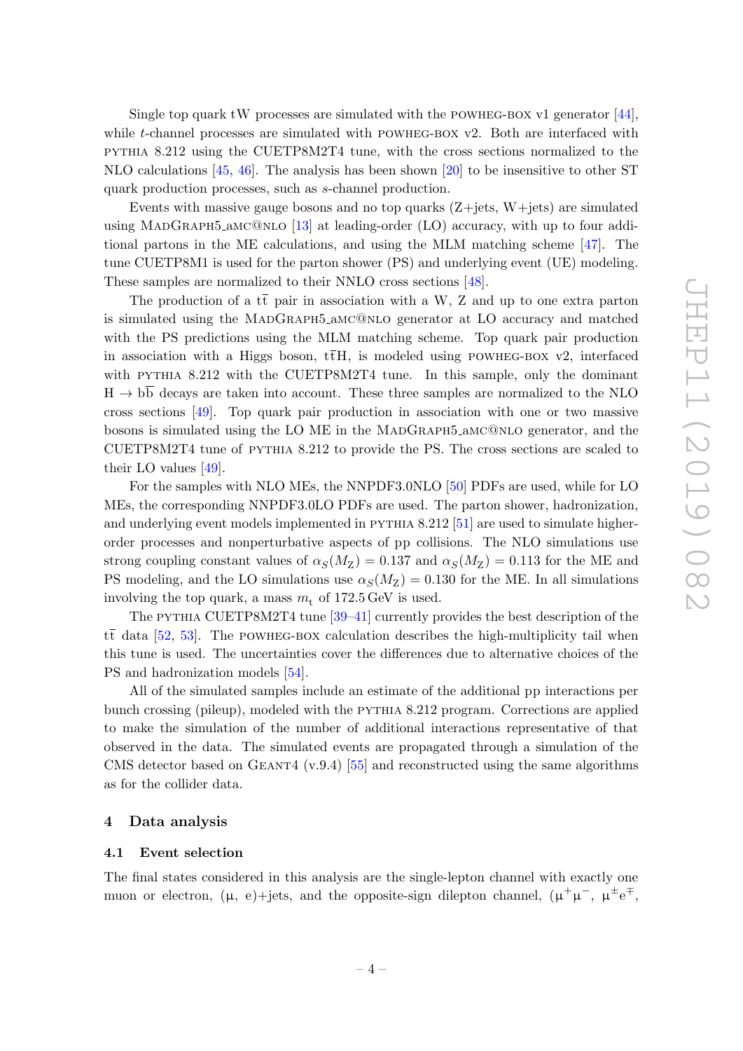Single top quark tW processes are simulated with the POWHEG-BOX v1 generator [44], while $t$-channel processes are simulated with POWHEG-BOX v2. Both are interfaced with PYTHIA 8.212 using the CUETP8M2T4 tune, with the cross sections normalized to the NLO calculations [45, 46]. The analysis has been shown [20] to be insensitive to other ST quark production processes, such as $s$-channel production.

Events with massive gauge bosons and no top quarks (Z+jets, W+jets) are simulated using MADGRAPH5_aMC@NLO [13] at leading-order (LO) accuracy, with up to four additional partons in the ME calculations, and using the MLM matching scheme [47]. The tune CUETP8M1 is used for the parton shower (PS) and underlying event (UE) modeling. These samples are normalized to their NNLO cross sections [48].

The production of a $\mathrm{t\bar{t}}$ pair in association with a W, Z and up to one extra parton is simulated using the MADGRAPH5_aMC@NLO generator at LO accuracy and matched with the PS predictions using the MLM matching scheme. Top quark pair production in association with a Higgs boson, $\mathrm{t\bar{t}H}$, is modeled using POWHEG-BOX v2, interfaced with PYTHIA 8.212 with the CUETP8M2T4 tune. In this sample, only the dominant $\mathrm{H \to b\bar{b}}$ decays are taken into account. These three samples are normalized to the NLO cross sections [49]. Top quark pair production in association with one or two massive bosons is simulated using the LO ME in the MADGRAPH5_aMC@NLO generator, and the CUETP8M2T4 tune of PYTHIA 8.212 to provide the PS. The cross sections are scaled to their LO values [49].

For the samples with NLO MEs, the NNPDF3.0NLO [50] PDFs are used, while for LO MEs, the corresponding NNPDF3.0LO PDFs are used. The parton shower, hadronization, and underlying event models implemented in PYTHIA 8.212 [51] are used to simulate higher-order processes and nonperturbative aspects of pp collisions. The NLO simulations use strong coupling constant values of $\alpha_S(M_\mathrm{Z}) = 0.137$ and $\alpha_S(M_\mathrm{Z}) = 0.113$ for the ME and PS modeling, and the LO simulations use $\alpha_S(M_\mathrm{Z}) = 0.130$ for the ME. In all simulations involving the top quark, a mass $m_\mathrm{t}$ of 172.5 GeV is used.

The PYTHIA CUETP8M2T4 tune [39–41] currently provides the best description of the $\mathrm{t\bar{t}}$ data [52, 53]. The POWHEG-BOX calculation describes the high-multiplicity tail when this tune is used. The uncertainties cover the differences due to alternative choices of the PS and hadronization models [54].

All of the simulated samples include an estimate of the additional pp interactions per bunch crossing (pileup), modeled with the PYTHIA 8.212 program. Corrections are applied to make the simulation of the number of additional interactions representative of that observed in the data. The simulated events are propagated through a simulation of the CMS detector based on GEANT4 (v.9.4) [55] and reconstructed using the same algorithms as for the collider data.

## 4 Data analysis

### 4.1 Event selection

The final states considered in this analysis are the single-lepton channel with exactly one muon or electron, (μ, e)+jets, and the opposite-sign dilepton channel, ($\mu^+\mu^-$, $\mu^\pm e^\mp$,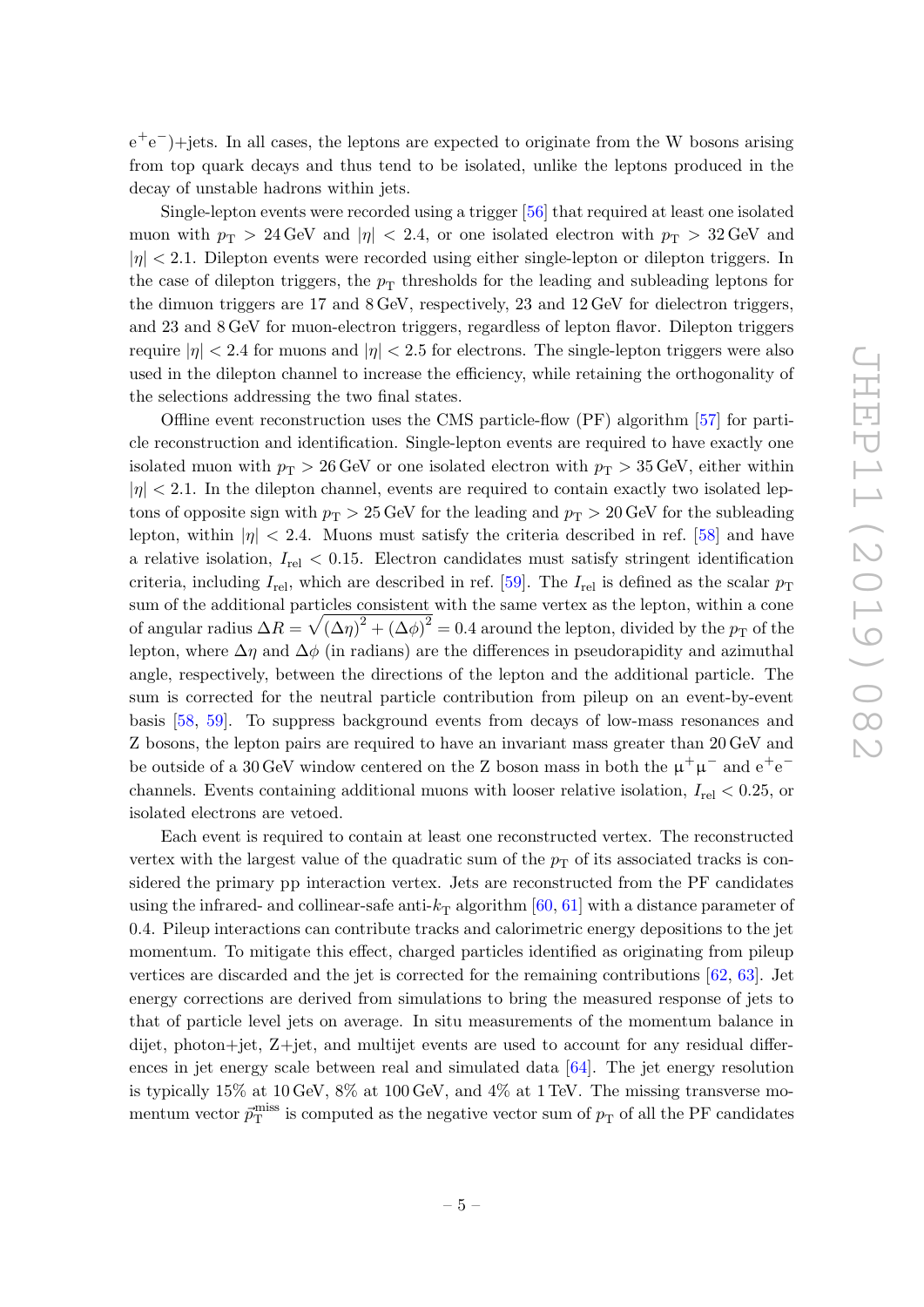$e^+e^-$)+jets. In all cases, the leptons are expected to originate from the W bosons arising from top quark decays and thus tend to be isolated, unlike the leptons produced in the decay of unstable hadrons within jets.

Single-lepton events were recorded using a trigger [56] that required at least one isolated muon with $p_T > 24\,\text{GeV}$ and $|\eta| < 2.4$, or one isolated electron with $p_T > 32\,\text{GeV}$ and $|\eta| < 2.1$. Dilepton events were recorded using either single-lepton or dilepton triggers. In the case of dilepton triggers, the $p_T$ thresholds for the leading and subleading leptons for the dimuon triggers are 17 and 8 GeV, respectively, 23 and 12 GeV for dielectron triggers, and 23 and 8 GeV for muon-electron triggers, regardless of lepton flavor. Dilepton triggers require $|\eta| < 2.4$ for muons and $|\eta| < 2.5$ for electrons. The single-lepton triggers were also used in the dilepton channel to increase the efficiency, while retaining the orthogonality of the selections addressing the two final states.

Offline event reconstruction uses the CMS particle-flow (PF) algorithm [57] for particle reconstruction and identification. Single-lepton events are required to have exactly one isolated muon with $p_T > 26\,\text{GeV}$ or one isolated electron with $p_T > 35\,\text{GeV}$, either within $|\eta| < 2.1$. In the dilepton channel, events are required to contain exactly two isolated leptons of opposite sign with $p_T > 25\,\text{GeV}$ for the leading and $p_T > 20\,\text{GeV}$ for the subleading lepton, within $|\eta| < 2.4$. Muons must satisfy the criteria described in ref. [58] and have a relative isolation, $I_{\text{rel}} < 0.15$. Electron candidates must satisfy stringent identification criteria, including $I_{\text{rel}}$, which are described in ref. [59]. The $I_{\text{rel}}$ is defined as the scalar $p_T$ sum of the additional particles consistent with the same vertex as the lepton, within a cone of angular radius $\Delta R = \sqrt{(\Delta\eta)^2 + (\Delta\phi)^2} = 0.4$ around the lepton, divided by the $p_T$ of the lepton, where $\Delta\eta$ and $\Delta\phi$ (in radians) are the differences in pseudorapidity and azimuthal angle, respectively, between the directions of the lepton and the additional particle. The sum is corrected for the neutral particle contribution from pileup on an event-by-event basis [58, 59]. To suppress background events from decays of low-mass resonances and Z bosons, the lepton pairs are required to have an invariant mass greater than 20 GeV and be outside of a 30 GeV window centered on the Z boson mass in both the $\mu^+\mu^-$ and $e^+e^-$ channels. Events containing additional muons with looser relative isolation, $I_{\text{rel}} < 0.25$, or isolated electrons are vetoed.

Each event is required to contain at least one reconstructed vertex. The reconstructed vertex with the largest value of the quadratic sum of the $p_T$ of its associated tracks is considered the primary pp interaction vertex. Jets are reconstructed from the PF candidates using the infrared- and collinear-safe anti-$k_T$ algorithm [60, 61] with a distance parameter of 0.4. Pileup interactions can contribute tracks and calorimetric energy depositions to the jet momentum. To mitigate this effect, charged particles identified as originating from pileup vertices are discarded and the jet is corrected for the remaining contributions [62, 63]. Jet energy corrections are derived from simulations to bring the measured response of jets to that of particle level jets on average. In situ measurements of the momentum balance in dijet, photon+jet, Z+jet, and multijet events are used to account for any residual differences in jet energy scale between real and simulated data [64]. The jet energy resolution is typically 15% at 10 GeV, 8% at 100 GeV, and 4% at 1 TeV. The missing transverse momentum vector $\vec{p}_T^{\text{miss}}$ is computed as the negative vector sum of $p_T$ of all the PF candidates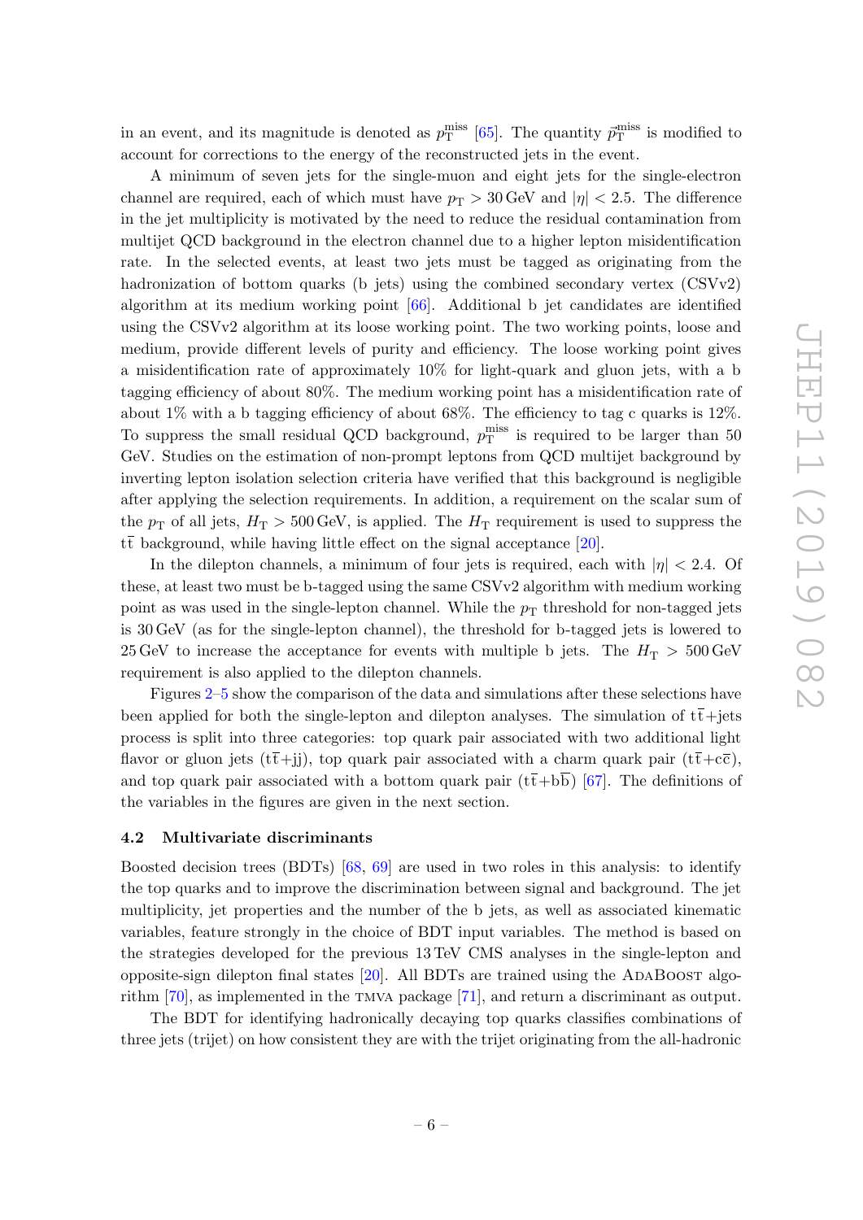in an event, and its magnitude is denoted as $p_{\mathrm{T}}^{\mathrm{miss}}$ [65]. The quantity $\vec{p}_{\mathrm{T}}^{\mathrm{miss}}$ is modified to account for corrections to the energy of the reconstructed jets in the event.

A minimum of seven jets for the single-muon and eight jets for the single-electron channel are required, each of which must have $p_{\mathrm{T}} > 30\,\mathrm{GeV}$ and $|\eta| < 2.5$. The difference in the jet multiplicity is motivated by the need to reduce the residual contamination from multijet QCD background in the electron channel due to a higher lepton misidentification rate. In the selected events, at least two jets must be tagged as originating from the hadronization of bottom quarks (b jets) using the combined secondary vertex (CSVv2) algorithm at its medium working point [66]. Additional b jet candidates are identified using the CSVv2 algorithm at its loose working point. The two working points, loose and medium, provide different levels of purity and efficiency. The loose working point gives a misidentification rate of approximately 10% for light-quark and gluon jets, with a b tagging efficiency of about 80%. The medium working point has a misidentification rate of about 1% with a b tagging efficiency of about 68%. The efficiency to tag c quarks is 12%. To suppress the small residual QCD background, $p_{\mathrm{T}}^{\mathrm{miss}}$ is required to be larger than 50 GeV. Studies on the estimation of non-prompt leptons from QCD multijet background by inverting lepton isolation selection criteria have verified that this background is negligible after applying the selection requirements. In addition, a requirement on the scalar sum of the $p_{\mathrm{T}}$ of all jets, $H_{\mathrm{T}} > 500\,\mathrm{GeV}$, is applied. The $H_{\mathrm{T}}$ requirement is used to suppress the $\mathrm{t\bar{t}}$ background, while having little effect on the signal acceptance [20].

In the dilepton channels, a minimum of four jets is required, each with $|\eta| < 2.4$. Of these, at least two must be b-tagged using the same CSVv2 algorithm with medium working point as was used in the single-lepton channel. While the $p_{\mathrm{T}}$ threshold for non-tagged jets is 30 GeV (as for the single-lepton channel), the threshold for b-tagged jets is lowered to 25 GeV to increase the acceptance for events with multiple b jets. The $H_{\mathrm{T}} > 500\,\mathrm{GeV}$ requirement is also applied to the dilepton channels.

Figures 2–5 show the comparison of the data and simulations after these selections have been applied for both the single-lepton and dilepton analyses. The simulation of $\mathrm{t\bar{t}}$+jets process is split into three categories: top quark pair associated with two additional light flavor or gluon jets ($\mathrm{t\bar{t}}$+jj), top quark pair associated with a charm quark pair ($\mathrm{t\bar{t}}$+$\mathrm{c\bar{c}}$), and top quark pair associated with a bottom quark pair ($\mathrm{t\bar{t}}$+$\mathrm{b\bar{b}}$) [67]. The definitions of the variables in the figures are given in the next section.

### 4.2 Multivariate discriminants

Boosted decision trees (BDTs) [68, 69] are used in two roles in this analysis: to identify the top quarks and to improve the discrimination between signal and background. The jet multiplicity, jet properties and the number of the b jets, as well as associated kinematic variables, feature strongly in the choice of BDT input variables. The method is based on the strategies developed for the previous 13 TeV CMS analyses in the single-lepton and opposite-sign dilepton final states [20]. All BDTs are trained using the AdaBoost algorithm [70], as implemented in the TMVA package [71], and return a discriminant as output.

The BDT for identifying hadronically decaying top quarks classifies combinations of three jets (trijet) on how consistent they are with the trijet originating from the all-hadronic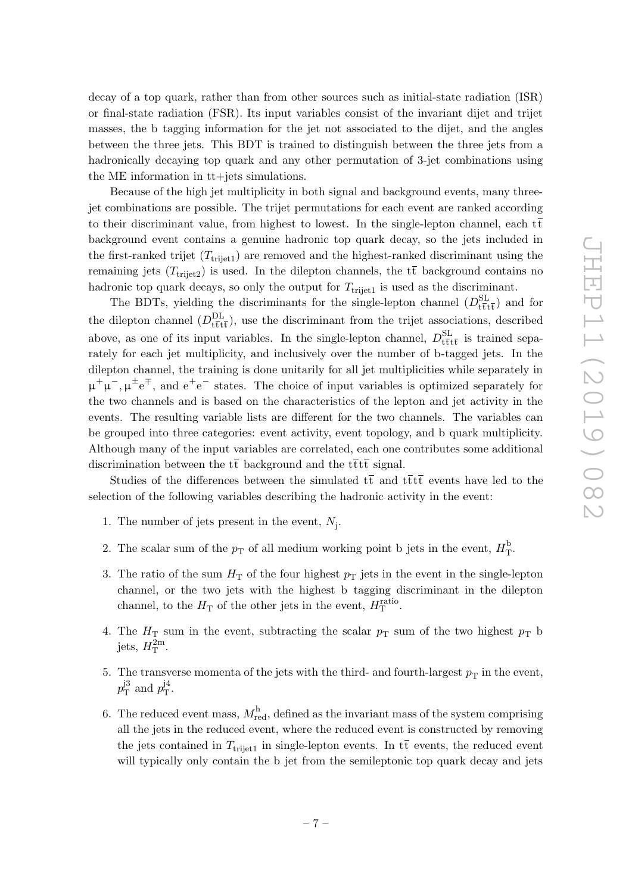decay of a top quark, rather than from other sources such as initial-state radiation (ISR) or final-state radiation (FSR). Its input variables consist of the invariant dijet and trijet masses, the b tagging information for the jet not associated to the dijet, and the angles between the three jets. This BDT is trained to distinguish between the three jets from a hadronically decaying top quark and any other permutation of 3-jet combinations using the ME information in tt+jets simulations.

Because of the high jet multiplicity in both signal and background events, many three-jet combinations are possible. The trijet permutations for each event are ranked according to their discriminant value, from highest to lowest. In the single-lepton channel, each $\mathrm{t\bar{t}}$ background event contains a genuine hadronic top quark decay, so the jets included in the first-ranked trijet ($T_{\mathrm{trijet1}}$) are removed and the highest-ranked discriminant using the remaining jets ($T_{\mathrm{trijet2}}$) is used. In the dilepton channels, the $\mathrm{t\bar{t}}$ background contains no hadronic top quark decays, so only the output for $T_{\mathrm{trijet1}}$ is used as the discriminant.

The BDTs, yielding the discriminants for the single-lepton channel ($D^{\mathrm{SL}}_{\mathrm{t\bar{t}t\bar{t}}}$) and for the dilepton channel ($D^{\mathrm{DL}}_{\mathrm{t\bar{t}t\bar{t}}}$), use the discriminant from the trijet associations, described above, as one of its input variables. In the single-lepton channel, $D^{\mathrm{SL}}_{\mathrm{t\bar{t}t\bar{t}}}$ is trained separately for each jet multiplicity, and inclusively over the number of b-tagged jets. In the dilepton channel, the training is done unitarily for all jet multiplicities while separately in $\mu^+\mu^-, \mu^\pm e^\mp$, and $e^+e^-$ states. The choice of input variables is optimized separately for the two channels and is based on the characteristics of the lepton and jet activity in the events. The resulting variable lists are different for the two channels. The variables can be grouped into three categories: event activity, event topology, and b quark multiplicity. Although many of the input variables are correlated, each one contributes some additional discrimination between the $\mathrm{t\bar{t}}$ background and the $\mathrm{t\bar{t}t\bar{t}}$ signal.

Studies of the differences between the simulated $\mathrm{t\bar{t}}$ and $\mathrm{t\bar{t}t\bar{t}}$ events have led to the selection of the following variables describing the hadronic activity in the event:

1. The number of jets present in the event, $N_{\mathrm{j}}$.

2. The scalar sum of the $p_{\mathrm{T}}$ of all medium working point b jets in the event, $H_{\mathrm{T}}^{\mathrm{b}}$.

3. The ratio of the sum $H_{\mathrm{T}}$ of the four highest $p_{\mathrm{T}}$ jets in the event in the single-lepton channel, or the two jets with the highest b tagging discriminant in the dilepton channel, to the $H_{\mathrm{T}}$ of the other jets in the event, $H_{\mathrm{T}}^{\mathrm{ratio}}$.

4. The $H_{\mathrm{T}}$ sum in the event, subtracting the scalar $p_{\mathrm{T}}$ sum of the two highest $p_{\mathrm{T}}$ b jets, $H_{\mathrm{T}}^{\mathrm{2m}}$.

5. The transverse momenta of the jets with the third- and fourth-largest $p_{\mathrm{T}}$ in the event, $p_{\mathrm{T}}^{\mathrm{j3}}$ and $p_{\mathrm{T}}^{\mathrm{j4}}$.

6. The reduced event mass, $M_{\mathrm{red}}^{\mathrm{h}}$, defined as the invariant mass of the system comprising all the jets in the reduced event, where the reduced event is constructed by removing the jets contained in $T_{\mathrm{trijet1}}$ in single-lepton events. In $\mathrm{t\bar{t}}$ events, the reduced event will typically only contain the b jet from the semileptonic top quark decay and jets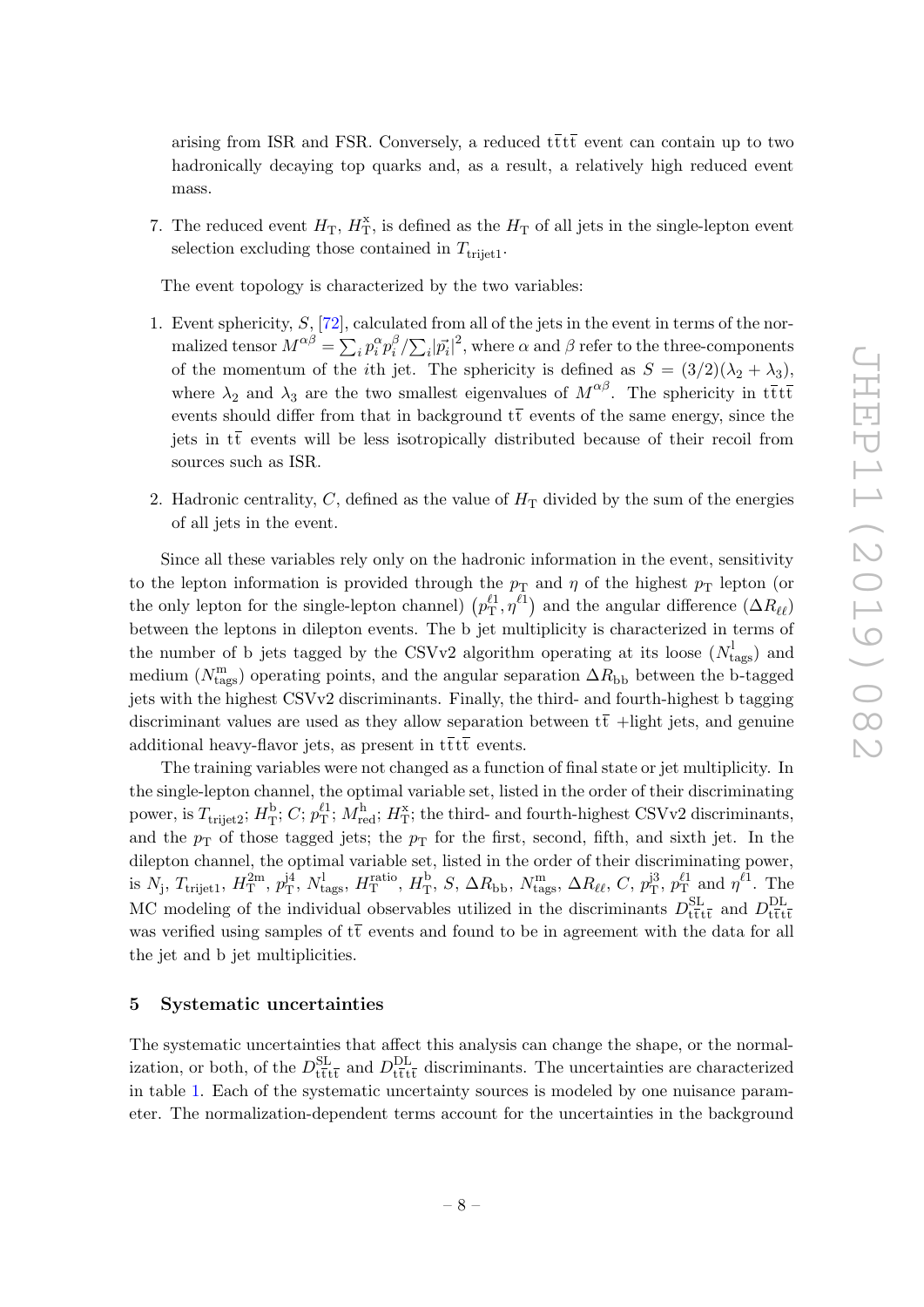arising from ISR and FSR. Conversely, a reduced $\mathrm{t\bar{t}t\bar{t}}$ event can contain up to two hadronically decaying top quarks and, as a result, a relatively high reduced event mass.

7. The reduced event $H_{\mathrm{T}}$, $H_{\mathrm{T}}^{\mathrm{x}}$, is defined as the $H_{\mathrm{T}}$ of all jets in the single-lepton event selection excluding those contained in $T_{\mathrm{trijet1}}$.

The event topology is characterized by the two variables:

1. Event sphericity, $S$, [72], calculated from all of the jets in the event in terms of the normalized tensor $M^{\alpha\beta} = \sum_i p_i^{\alpha} p_i^{\beta} / \sum_i |\vec{p_i}|^2$, where $\alpha$ and $\beta$ refer to the three-components of the momentum of the $i$th jet. The sphericity is defined as $S = (3/2)(\lambda_2 + \lambda_3)$, where $\lambda_2$ and $\lambda_3$ are the two smallest eigenvalues of $M^{\alpha\beta}$. The sphericity in $\mathrm{t\bar{t}t\bar{t}}$ events should differ from that in background $\mathrm{t\bar{t}}$ events of the same energy, since the jets in $\mathrm{t\bar{t}}$ events will be less isotropically distributed because of their recoil from sources such as ISR.

2. Hadronic centrality, $C$, defined as the value of $H_{\mathrm{T}}$ divided by the sum of the energies of all jets in the event.

Since all these variables rely only on the hadronic information in the event, sensitivity to the lepton information is provided through the $p_{\mathrm{T}}$ and $\eta$ of the highest $p_{\mathrm{T}}$ lepton (or the only lepton for the single-lepton channel) $\left(p_{\mathrm{T}}^{\ell 1}, \eta^{\ell 1}\right)$ and the angular difference ($\Delta R_{\ell\ell}$) between the leptons in dilepton events. The b jet multiplicity is characterized in terms of the number of b jets tagged by the CSVv2 algorithm operating at its loose ($N_{\mathrm{tags}}^{\mathrm{l}}$) and medium ($N_{\mathrm{tags}}^{\mathrm{m}}$) operating points, and the angular separation $\Delta R_{\mathrm{bb}}$ between the b-tagged jets with the highest CSVv2 discriminants. Finally, the third- and fourth-highest b tagging discriminant values are used as they allow separation between $\mathrm{t\bar{t}}$ +light jets, and genuine additional heavy-flavor jets, as present in $\mathrm{t\bar{t}t\bar{t}}$ events.

The training variables were not changed as a function of final state or jet multiplicity. In the single-lepton channel, the optimal variable set, listed in the order of their discriminating power, is $T_{\mathrm{trijet2}}$; $H_{\mathrm{T}}^{\mathrm{b}}$; $C$; $p_{\mathrm{T}}^{\ell 1}$; $M_{\mathrm{red}}^{\mathrm{h}}$; $H_{\mathrm{T}}^{\mathrm{x}}$; the third- and fourth-highest CSVv2 discriminants, and the $p_{\mathrm{T}}$ of those tagged jets; the $p_{\mathrm{T}}$ for the first, second, fifth, and sixth jet. In the dilepton channel, the optimal variable set, listed in the order of their discriminating power, is $N_{\mathrm{j}}$, $T_{\mathrm{trijet1}}$, $H_{\mathrm{T}}^{\mathrm{2m}}$, $p_{\mathrm{T}}^{\mathrm{j4}}$, $N_{\mathrm{tags}}^{\mathrm{l}}$, $H_{\mathrm{T}}^{\mathrm{ratio}}$, $H_{\mathrm{T}}^{\mathrm{b}}$, $S$, $\Delta R_{\mathrm{bb}}$, $N_{\mathrm{tags}}^{\mathrm{m}}$, $\Delta R_{\ell\ell}$, $C$, $p_{\mathrm{T}}^{\mathrm{j3}}$, $p_{\mathrm{T}}^{\ell 1}$ and $\eta^{\ell 1}$. The MC modeling of the individual observables utilized in the discriminants $D_{\mathrm{t\bar{t}t\bar{t}}}^{\mathrm{SL}}$ and $D_{\mathrm{t\bar{t}t\bar{t}}}^{\mathrm{DL}}$ was verified using samples of $\mathrm{t\bar{t}}$ events and found to be in agreement with the data for all the jet and b jet multiplicities.

## 5 Systematic uncertainties

The systematic uncertainties that affect this analysis can change the shape, or the normalization, or both, of the $D_{\mathrm{t\bar{t}t\bar{t}}}^{\mathrm{SL}}$ and $D_{\mathrm{t\bar{t}t\bar{t}}}^{\mathrm{DL}}$ discriminants. The uncertainties are characterized in table 1. Each of the systematic uncertainty sources is modeled by one nuisance parameter. The normalization-dependent terms account for the uncertainties in the background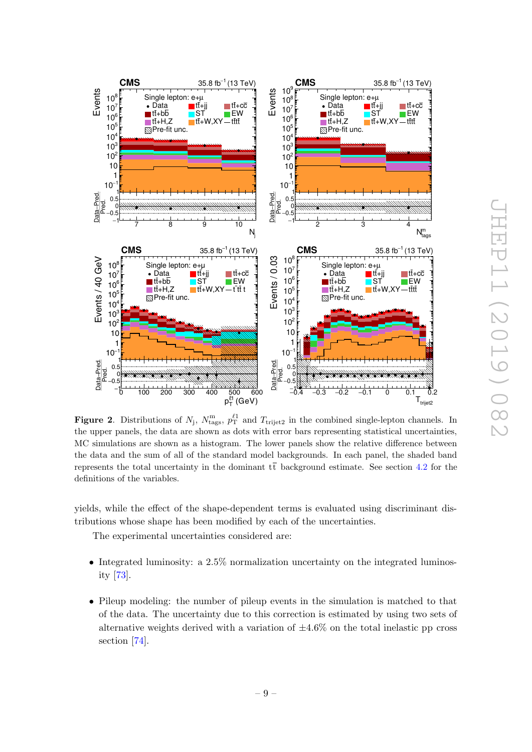**Figure 2**. Distributions of $N_\mathrm{j}$, $N^\mathrm{m}_\mathrm{tags}$, $p_\mathrm{T}^{\ell 1}$ and $T_\mathrm{trijet2}$ in the combined single-lepton channels. In the upper panels, the data are shown as dots with error bars representing statistical uncertainties, MC simulations are shown as a histogram. The lower panels show the relative difference between the data and the sum of all of the standard model backgrounds. In each panel, the shaded band represents the total uncertainty in the dominant $\mathrm{t\bar{t}}$ background estimate. See section 4.2 for the definitions of the variables.

yields, while the effect of the shape-dependent terms is evaluated using discriminant distributions whose shape has been modified by each of the uncertainties.

The experimental uncertainties considered are:

- Integrated luminosity: a 2.5% normalization uncertainty on the integrated luminosity [73].

- Pileup modeling: the number of pileup events in the simulation is matched to that of the data. The uncertainty due to this correction is estimated by using two sets of alternative weights derived with a variation of $\pm 4.6\%$ on the total inelastic pp cross section [74].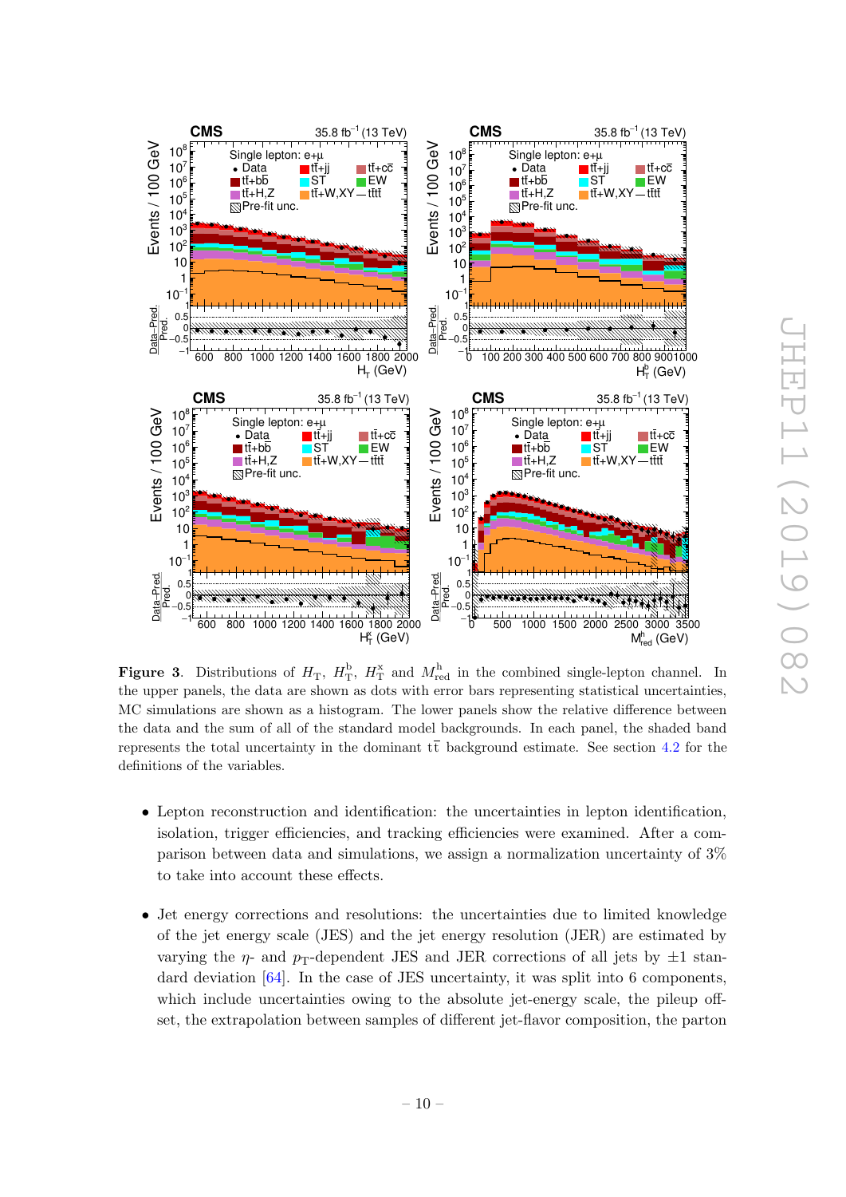**Figure 3**. Distributions of $H_\mathrm{T}$, $H_\mathrm{T}^\mathrm{b}$, $H_\mathrm{T}^\mathrm{x}$ and $M_\mathrm{red}^\mathrm{h}$ in the combined single-lepton channel. In the upper panels, the data are shown as dots with error bars representing statistical uncertainties, MC simulations are shown as a histogram. The lower panels show the relative difference between the data and the sum of all of the standard model backgrounds. In each panel, the shaded band represents the total uncertainty in the dominant $\mathrm{t\bar{t}}$ background estimate. See section 4.2 for the definitions of the variables.

- Lepton reconstruction and identification: the uncertainties in lepton identification, isolation, trigger efficiencies, and tracking efficiencies were examined. After a comparison between data and simulations, we assign a normalization uncertainty of 3% to take into account these effects.

- Jet energy corrections and resolutions: the uncertainties due to limited knowledge of the jet energy scale (JES) and the jet energy resolution (JER) are estimated by varying the $\eta$- and $p_\mathrm{T}$-dependent JES and JER corrections of all jets by $\pm 1$ standard deviation [64]. In the case of JES uncertainty, it was split into 6 components, which include uncertainties owing to the absolute jet-energy scale, the pileup offset, the extrapolation between samples of different jet-flavor composition, the parton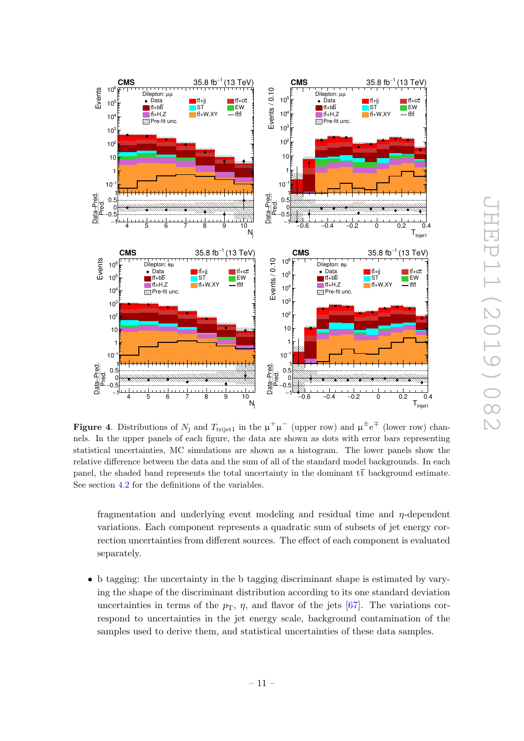**Figure 4**. Distributions of $N_\mathrm{j}$ and $T_\mathrm{trijet1}$ in the $\mu^+\mu^-$ (upper row) and $\mu^\pm e^\mp$ (lower row) channels. In the upper panels of each figure, the data are shown as dots with error bars representing statistical uncertainties, MC simulations are shown as a histogram. The lower panels show the relative difference between the data and the sum of all of the standard model backgrounds. In each panel, the shaded band represents the total uncertainty in the dominant $\mathrm{t\bar{t}}$ background estimate. See section 4.2 for the definitions of the variables.

fragmentation and underlying event modeling and residual time and $\eta$-dependent variations. Each component represents a quadratic sum of subsets of jet energy correction uncertainties from different sources. The effect of each component is evaluated separately.

- b tagging: the uncertainty in the b tagging discriminant shape is estimated by varying the shape of the discriminant distribution according to its one standard deviation uncertainties in terms of the $p_\mathrm{T}$, $\eta$, and flavor of the jets [67]. The variations correspond to uncertainties in the jet energy scale, background contamination of the samples used to derive them, and statistical uncertainties of these data samples.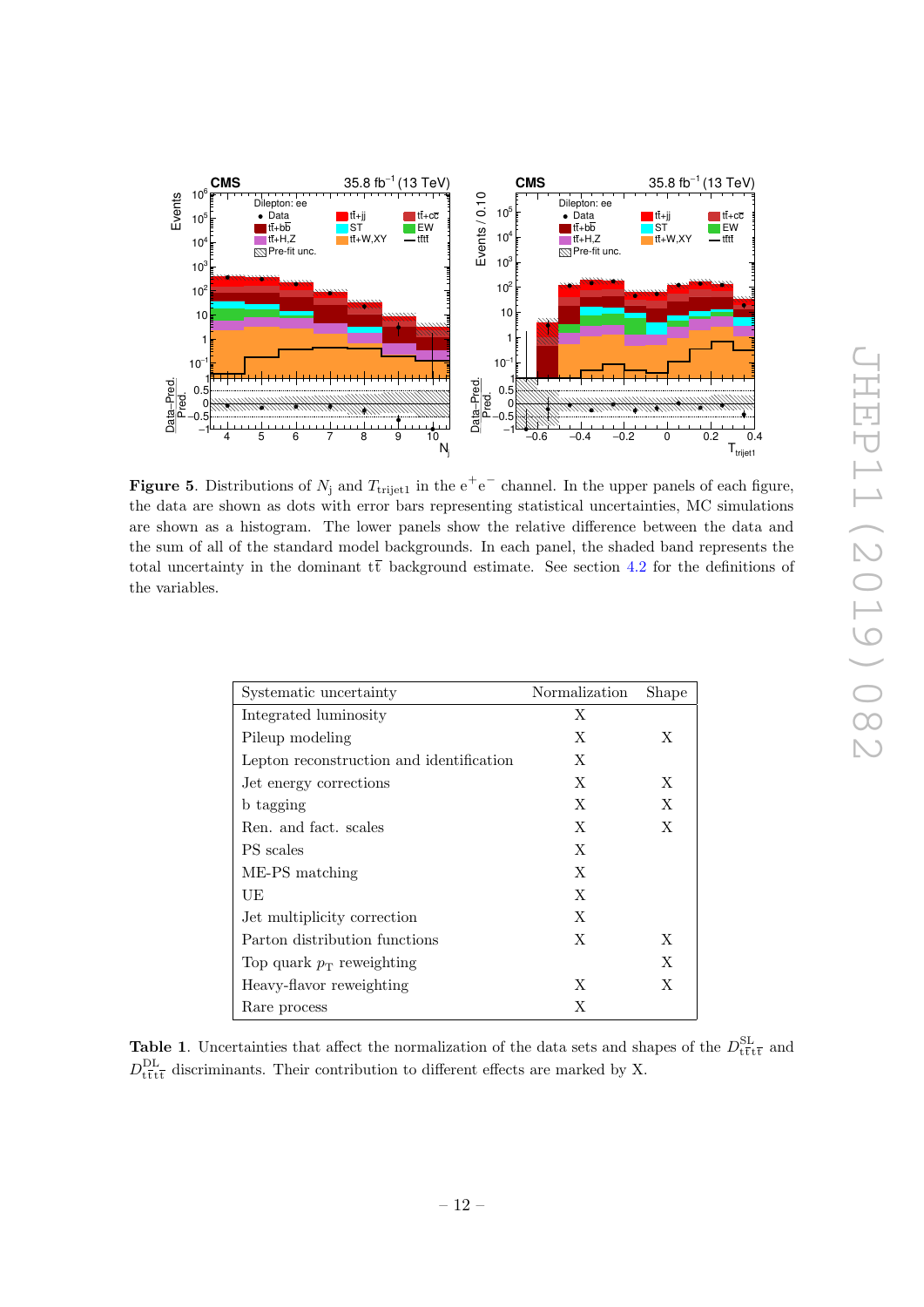**Figure 5**. Distributions of $N_{\mathrm{j}}$ and $T_{\mathrm{trijet1}}$ in the $\mathrm{e}^+\mathrm{e}^-$ channel. In the upper panels of each figure, the data are shown as dots with error bars representing statistical uncertainties, MC simulations are shown as a histogram. The lower panels show the relative difference between the data and the sum of all of the standard model backgrounds. In each panel, the shaded band represents the total uncertainty in the dominant $\mathrm{t\bar{t}}$ background estimate. See section 4.2 for the definitions of the variables.

| Systematic uncertainty | Normalization | Shape |
|---|---|---|
| Integrated luminosity | X | |
| Pileup modeling | X | X |
| Lepton reconstruction and identification | X | |
| Jet energy corrections | X | X |
| b tagging | X | X |
| Ren. and fact. scales | X | X |
| PS scales | X | |
| ME-PS matching | X | |
| UE | X | |
| Jet multiplicity correction | X | |
| Parton distribution functions | X | X |
| Top quark $p_{\mathrm{T}}$ reweighting | | X |
| Heavy-flavor reweighting | X | X |
| Rare process | X | |

**Table 1**. Uncertainties that affect the normalization of the data sets and shapes of the $D^{\mathrm{SL}}_{\mathrm{t\bar{t}t\bar{t}}}$ and $D^{\mathrm{DL}}_{\mathrm{t\bar{t}t\bar{t}}}$ discriminants. Their contribution to different effects are marked by X.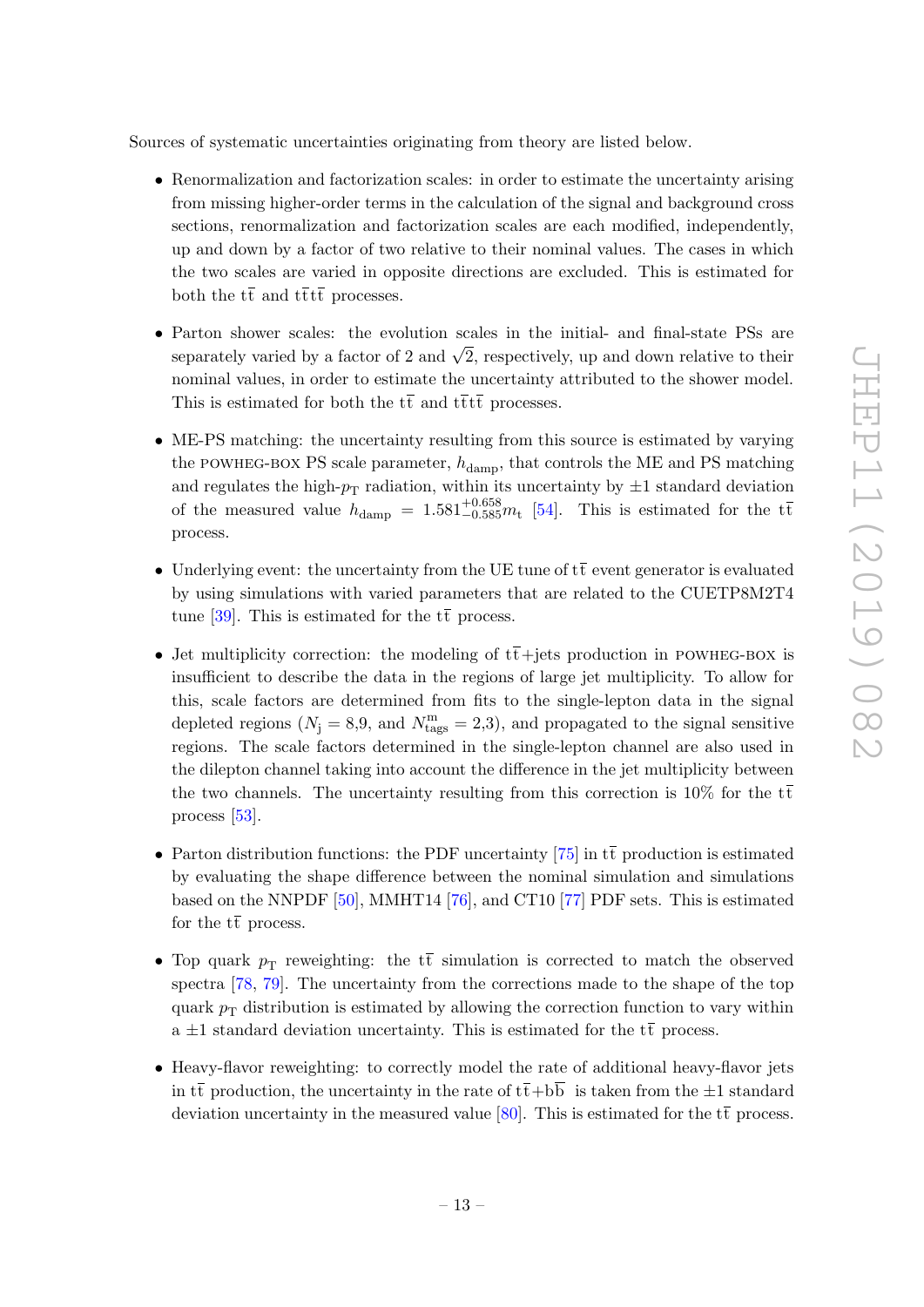Sources of systematic uncertainties originating from theory are listed below.

- Renormalization and factorization scales: in order to estimate the uncertainty arising from missing higher-order terms in the calculation of the signal and background cross sections, renormalization and factorization scales are each modified, independently, up and down by a factor of two relative to their nominal values. The cases in which the two scales are varied in opposite directions are excluded. This is estimated for both the $\mathrm{t\bar{t}}$ and $\mathrm{t\bar{t}t\bar{t}}$ processes.

- Parton shower scales: the evolution scales in the initial- and final-state PSs are separately varied by a factor of 2 and $\sqrt{2}$, respectively, up and down relative to their nominal values, in order to estimate the uncertainty attributed to the shower model. This is estimated for both the $\mathrm{t\bar{t}}$ and $\mathrm{t\bar{t}t\bar{t}}$ processes.

- ME-PS matching: the uncertainty resulting from this source is estimated by varying the POWHEG-BOX PS scale parameter, $h_{\mathrm{damp}}$, that controls the ME and PS matching and regulates the high-$p_{\mathrm{T}}$ radiation, within its uncertainty by $\pm 1$ standard deviation of the measured value $h_{\mathrm{damp}} = 1.581^{+0.658}_{-0.585} m_{\mathrm{t}}$ [54]. This is estimated for the $\mathrm{t\bar{t}}$ process.

- Underlying event: the uncertainty from the UE tune of $\mathrm{t\bar{t}}$ event generator is evaluated by using simulations with varied parameters that are related to the CUETP8M2T4 tune [39]. This is estimated for the $\mathrm{t\bar{t}}$ process.

- Jet multiplicity correction: the modeling of $\mathrm{t\bar{t}}$+jets production in POWHEG-BOX is insufficient to describe the data in the regions of large jet multiplicity. To allow for this, scale factors are determined from fits to the single-lepton data in the signal depleted regions ($N_{\mathrm{j}} = 8{,}9$, and $N_{\mathrm{tags}}^{\mathrm{m}} = 2{,}3$), and propagated to the signal sensitive regions. The scale factors determined in the single-lepton channel are also used in the dilepton channel taking into account the difference in the jet multiplicity between the two channels. The uncertainty resulting from this correction is 10% for the $\mathrm{t\bar{t}}$ process [53].

- Parton distribution functions: the PDF uncertainty [75] in $\mathrm{t\bar{t}}$ production is estimated by evaluating the shape difference between the nominal simulation and simulations based on the NNPDF [50], MMHT14 [76], and CT10 [77] PDF sets. This is estimated for the $\mathrm{t\bar{t}}$ process.

- Top quark $p_{\mathrm{T}}$ reweighting: the $\mathrm{t\bar{t}}$ simulation is corrected to match the observed spectra [78, 79]. The uncertainty from the corrections made to the shape of the top quark $p_{\mathrm{T}}$ distribution is estimated by allowing the correction function to vary within a $\pm 1$ standard deviation uncertainty. This is estimated for the $\mathrm{t\bar{t}}$ process.

- Heavy-flavor reweighting: to correctly model the rate of additional heavy-flavor jets in $\mathrm{t\bar{t}}$ production, the uncertainty in the rate of $\mathrm{t\bar{t}}$+$\mathrm{b\bar{b}}$ is taken from the $\pm 1$ standard deviation uncertainty in the measured value [80]. This is estimated for the $\mathrm{t\bar{t}}$ process.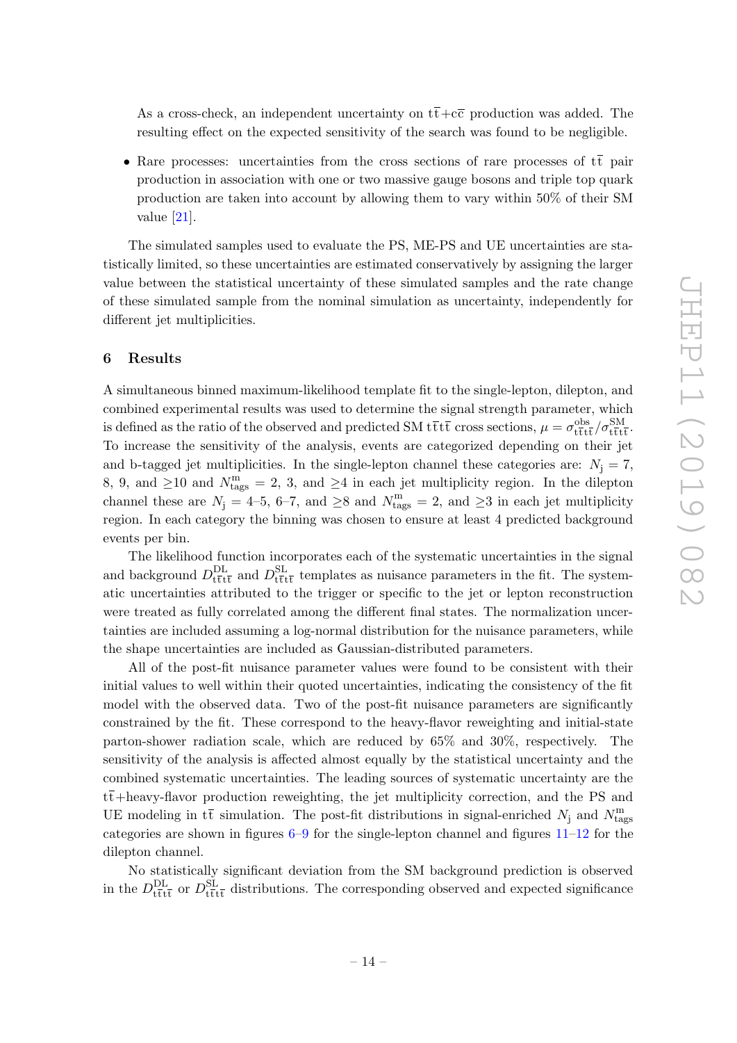As a cross-check, an independent uncertainty on $\mathrm{t\bar{t}}$+$\mathrm{c\bar{c}}$ production was added. The resulting effect on the expected sensitivity of the search was found to be negligible.

- Rare processes: uncertainties from the cross sections of rare processes of $\mathrm{t\bar{t}}$ pair production in association with one or two massive gauge bosons and triple top quark production are taken into account by allowing them to vary within 50% of their SM value [21].

The simulated samples used to evaluate the PS, ME-PS and UE uncertainties are statistically limited, so these uncertainties are estimated conservatively by assigning the larger value between the statistical uncertainty of these simulated samples and the rate change of these simulated sample from the nominal simulation as uncertainty, independently for different jet multiplicities.

## 6 Results

A simultaneous binned maximum-likelihood template fit to the single-lepton, dilepton, and combined experimental results was used to determine the signal strength parameter, which is defined as the ratio of the observed and predicted SM $\mathrm{t\bar{t}t\bar{t}}$ cross sections, $\mu = \sigma^{\mathrm{obs}}_{\mathrm{t\bar{t}t\bar{t}}}/\sigma^{\mathrm{SM}}_{\mathrm{t\bar{t}t\bar{t}}}$. To increase the sensitivity of the analysis, events are categorized depending on their jet and b-tagged jet multiplicities. In the single-lepton channel these categories are: $N_{\mathrm{j}} = 7$, 8, 9, and $\geq$10 and $N^{\mathrm{m}}_{\mathrm{tags}} = 2$, 3, and $\geq$4 in each jet multiplicity region. In the dilepton channel these are $N_{\mathrm{j}} = $ 4–5, 6–7, and $\geq$8 and $N^{\mathrm{m}}_{\mathrm{tags}} = 2$, and $\geq$3 in each jet multiplicity region. In each category the binning was chosen to ensure at least 4 predicted background events per bin.

The likelihood function incorporates each of the systematic uncertainties in the signal and background $D^{\mathrm{DL}}_{\mathrm{t\bar{t}t\bar{t}}}$ and $D^{\mathrm{SL}}_{\mathrm{t\bar{t}t\bar{t}}}$ templates as nuisance parameters in the fit. The systematic uncertainties attributed to the trigger or specific to the jet or lepton reconstruction were treated as fully correlated among the different final states. The normalization uncertainties are included assuming a log-normal distribution for the nuisance parameters, while the shape uncertainties are included as Gaussian-distributed parameters.

All of the post-fit nuisance parameter values were found to be consistent with their initial values to well within their quoted uncertainties, indicating the consistency of the fit model with the observed data. Two of the post-fit nuisance parameters are significantly constrained by the fit. These correspond to the heavy-flavor reweighting and initial-state parton-shower radiation scale, which are reduced by 65% and 30%, respectively. The sensitivity of the analysis is affected almost equally by the statistical uncertainty and the combined systematic uncertainties. The leading sources of systematic uncertainty are the $\mathrm{t\bar{t}}$+heavy-flavor production reweighting, the jet multiplicity correction, and the PS and UE modeling in $\mathrm{t\bar{t}}$ simulation. The post-fit distributions in signal-enriched $N_{\mathrm{j}}$ and $N^{\mathrm{m}}_{\mathrm{tags}}$ categories are shown in figures 6–9 for the single-lepton channel and figures 11–12 for the dilepton channel.

No statistically significant deviation from the SM background prediction is observed in the $D^{\mathrm{DL}}_{\mathrm{t\bar{t}t\bar{t}}}$ or $D^{\mathrm{SL}}_{\mathrm{t\bar{t}t\bar{t}}}$ distributions. The corresponding observed and expected significance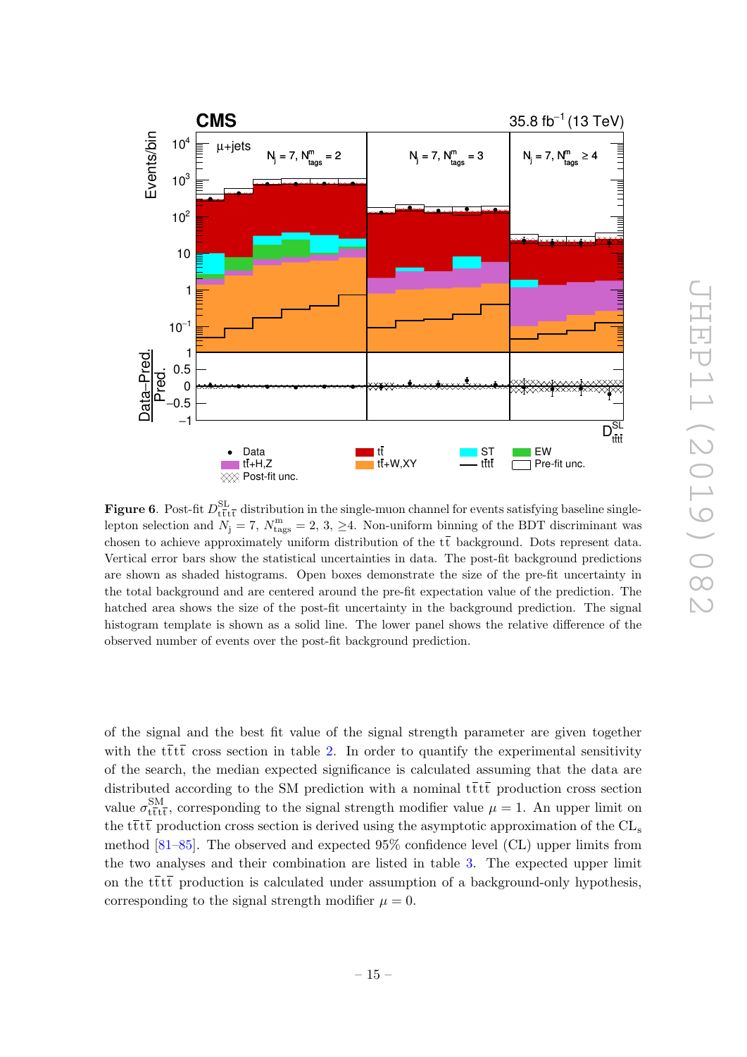**Figure 6**. Post-fit $D^{\mathrm{SL}}_{\mathrm{t\bar{t}t\bar{t}}}$ distribution in the single-muon channel for events satisfying baseline single-lepton selection and $N_{\mathrm{j}} = 7$, $N^{\mathrm{m}}_{\mathrm{tags}} = 2$, 3, $\geq$4. Non-uniform binning of the BDT discriminant was chosen to achieve approximately uniform distribution of the $\mathrm{t\bar{t}}$ background. Dots represent data. Vertical error bars show the statistical uncertainties in data. The post-fit background predictions are shown as shaded histograms. Open boxes demonstrate the size of the pre-fit uncertainty in the total background and are centered around the pre-fit expectation value of the prediction. The hatched area shows the size of the post-fit uncertainty in the background prediction. The signal histogram template is shown as a solid line. The lower panel shows the relative difference of the observed number of events over the post-fit background prediction.

of the signal and the best fit value of the signal strength parameter are given together with the $\mathrm{t\bar{t}t\bar{t}}$ cross section in table 2. In order to quantify the experimental sensitivity of the search, the median expected significance is calculated assuming that the data are distributed according to the SM prediction with a nominal $\mathrm{t\bar{t}t\bar{t}}$ production cross section value $\sigma^{\mathrm{SM}}_{\mathrm{t\bar{t}t\bar{t}}}$, corresponding to the signal strength modifier value $\mu = 1$. An upper limit on the $\mathrm{t\bar{t}t\bar{t}}$ production cross section is derived using the asymptotic approximation of the $\mathrm{CL_s}$ method [81–85]. The observed and expected 95% confidence level (CL) upper limits from the two analyses and their combination are listed in table 3. The expected upper limit on the $\mathrm{t\bar{t}t\bar{t}}$ production is calculated under assumption of a background-only hypothesis, corresponding to the signal strength modifier $\mu = 0$.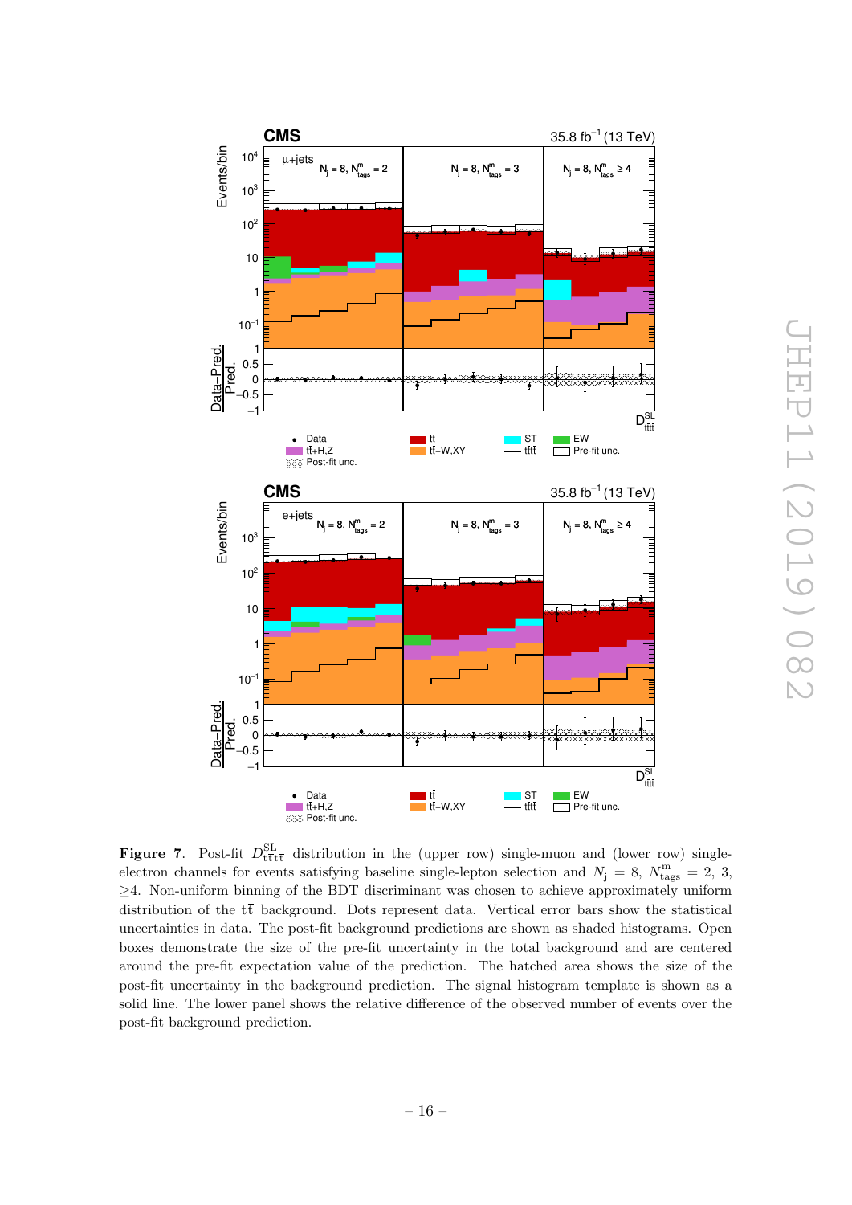**Figure 7**. Post-fit $D^{\mathrm{SL}}_{\mathrm{t\bar{t}t\bar{t}}}$ distribution in the (upper row) single-muon and (lower row) single-electron channels for events satisfying baseline single-lepton selection and $N_{\mathrm{j}} = 8$, $N^{\mathrm{m}}_{\mathrm{tags}} = 2$, 3, $\geq 4$. Non-uniform binning of the BDT discriminant was chosen to achieve approximately uniform distribution of the $\mathrm{t\bar{t}}$ background. Dots represent data. Vertical error bars show the statistical uncertainties in data. The post-fit background predictions are shown as shaded histograms. Open boxes demonstrate the size of the pre-fit uncertainty in the total background and are centered around the pre-fit expectation value of the prediction. The hatched area shows the size of the post-fit uncertainty in the background prediction. The signal histogram template is shown as a solid line. The lower panel shows the relative difference of the observed number of events over the post-fit background prediction.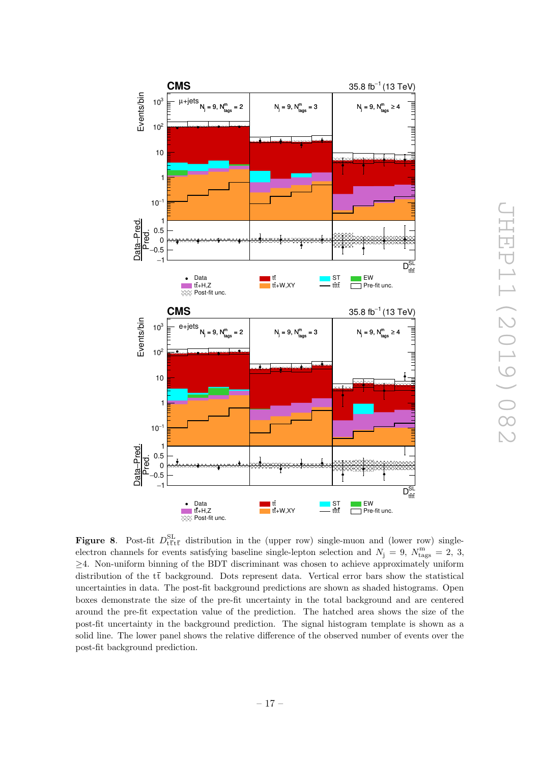**Figure 8**. Post-fit $D^{\mathrm{SL}}_{\mathrm{t\bar{t}t\bar{t}}}$ distribution in the (upper row) single-muon and (lower row) single-electron channels for events satisfying baseline single-lepton selection and $N_{\mathrm{j}} = 9$, $N^{\mathrm{m}}_{\mathrm{tags}} = 2$, 3, $\geq 4$. Non-uniform binning of the BDT discriminant was chosen to achieve approximately uniform distribution of the $\mathrm{t\bar{t}}$ background. Dots represent data. Vertical error bars show the statistical uncertainties in data. The post-fit background predictions are shown as shaded histograms. Open boxes demonstrate the size of the pre-fit uncertainty in the total background and are centered around the pre-fit expectation value of the prediction. The hatched area shows the size of the post-fit uncertainty in the background prediction. The signal histogram template is shown as a solid line. The lower panel shows the relative difference of the observed number of events over the post-fit background prediction.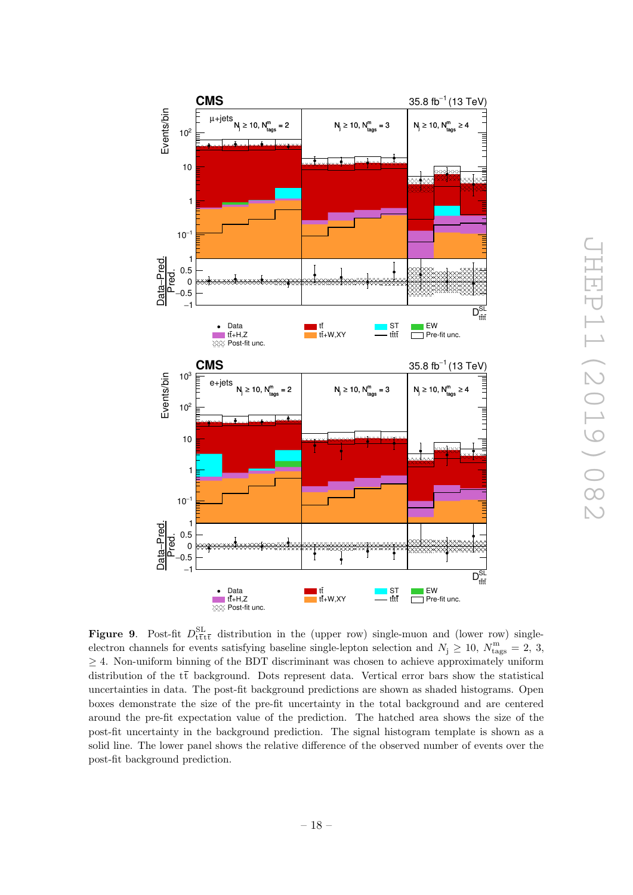**Figure 9**. Post-fit $D^{\mathrm{SL}}_{\mathrm{t\bar{t}t\bar{t}}}$ distribution in the (upper row) single-muon and (lower row) single-electron channels for events satisfying baseline single-lepton selection and $N_{\mathrm{j}} \geq 10$, $N^{\mathrm{m}}_{\mathrm{tags}} = 2$, 3, $\geq 4$. Non-uniform binning of the BDT discriminant was chosen to achieve approximately uniform distribution of the $\mathrm{t\bar{t}}$ background. Dots represent data. Vertical error bars show the statistical uncertainties in data. The post-fit background predictions are shown as shaded histograms. Open boxes demonstrate the size of the pre-fit uncertainty in the total background and are centered around the pre-fit expectation value of the prediction. The hatched area shows the size of the post-fit uncertainty in the background prediction. The signal histogram template is shown as a solid line. The lower panel shows the relative difference of the observed number of events over the post-fit background prediction.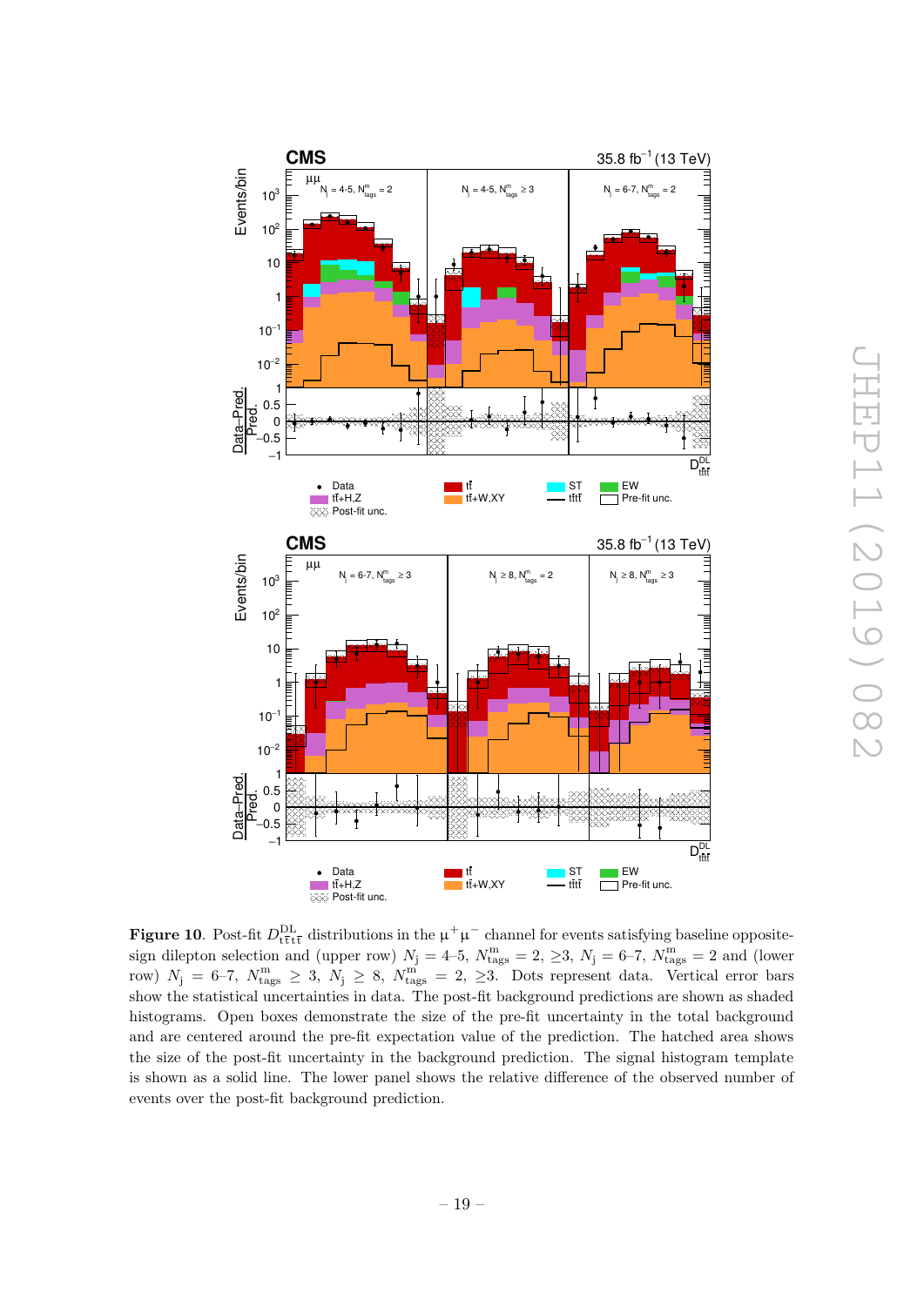**Figure 10**. Post-fit $D^{\mathrm{DL}}_{\mathrm{t\bar{t}t\bar{t}}}$ distributions in the $\mu^+\mu^-$ channel for events satisfying baseline opposite-sign dilepton selection and (upper row) $N_{\mathrm{j}} = 4$–5, $N^{\mathrm{m}}_{\mathrm{tags}} = 2$, $\geq 3$, $N_{\mathrm{j}} = 6$–7, $N^{\mathrm{m}}_{\mathrm{tags}} = 2$ and (lower row) $N_{\mathrm{j}} = 6$–7, $N^{\mathrm{m}}_{\mathrm{tags}} \geq 3$, $N_{\mathrm{j}} \geq 8$, $N^{\mathrm{m}}_{\mathrm{tags}} = 2$, $\geq 3$. Dots represent data. Vertical error bars show the statistical uncertainties in data. The post-fit background predictions are shown as shaded histograms. Open boxes demonstrate the size of the pre-fit uncertainty in the total background and are centered around the pre-fit expectation value of the prediction. The hatched area shows the size of the post-fit uncertainty in the background prediction. The signal histogram template is shown as a solid line. The lower panel shows the relative difference of the observed number of events over the post-fit background prediction.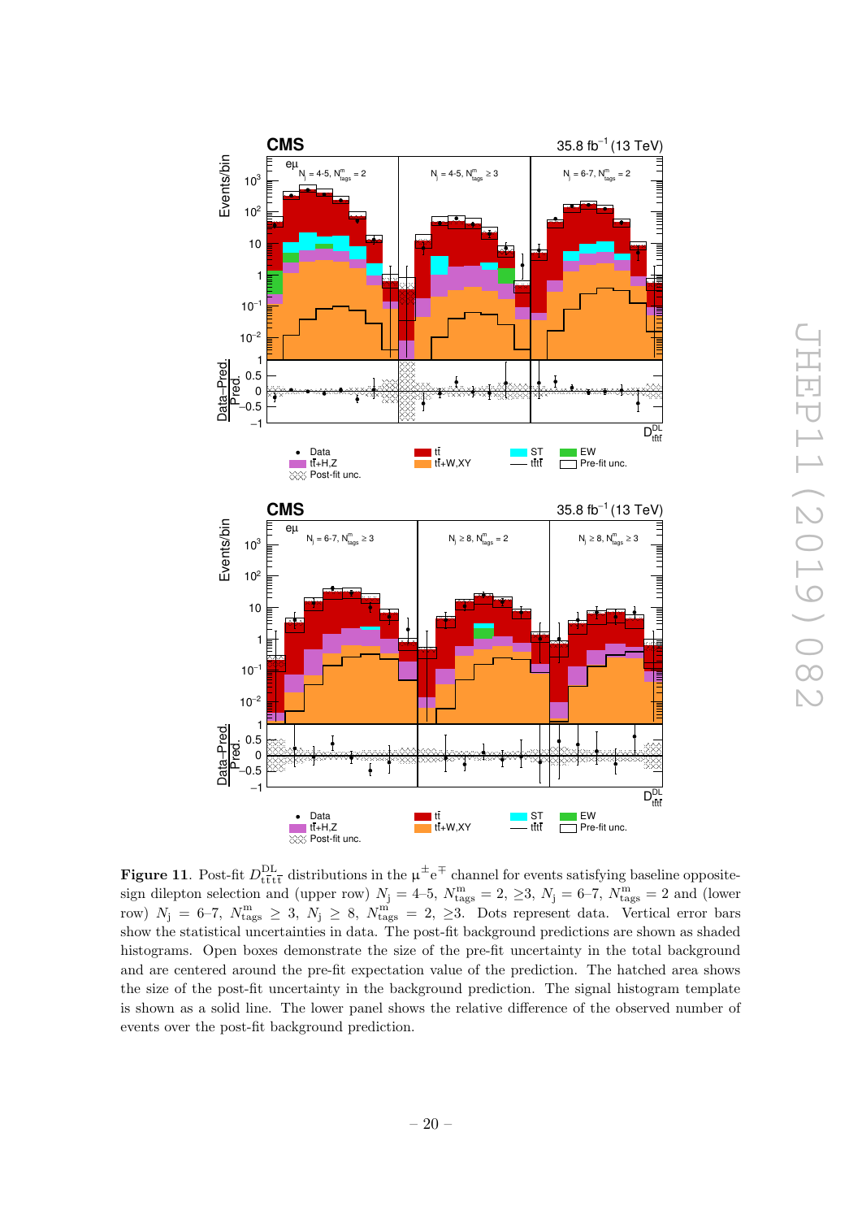**Figure 11**. Post-fit $D^{\mathrm{DL}}_{\mathrm{t\bar{t}t\bar{t}}}$ distributions in the $\mu^{\pm}e^{\mp}$ channel for events satisfying baseline opposite-sign dilepton selection and (upper row) $N_{\mathrm{j}} = 4$–5, $N^{\mathrm{m}}_{\mathrm{tags}} = 2$, $\geq 3$, $N_{\mathrm{j}} = 6$–7, $N^{\mathrm{m}}_{\mathrm{tags}} = 2$ and (lower row) $N_{\mathrm{j}} = 6$–7, $N^{\mathrm{m}}_{\mathrm{tags}} \geq 3$, $N_{\mathrm{j}} \geq 8$, $N^{\mathrm{m}}_{\mathrm{tags}} = 2$, $\geq 3$. Dots represent data. Vertical error bars show the statistical uncertainties in data. The post-fit background predictions are shown as shaded histograms. Open boxes demonstrate the size of the pre-fit uncertainty in the total background and are centered around the pre-fit expectation value of the prediction. The hatched area shows the size of the post-fit uncertainty in the background prediction. The signal histogram template is shown as a solid line. The lower panel shows the relative difference of the observed number of events over the post-fit background prediction.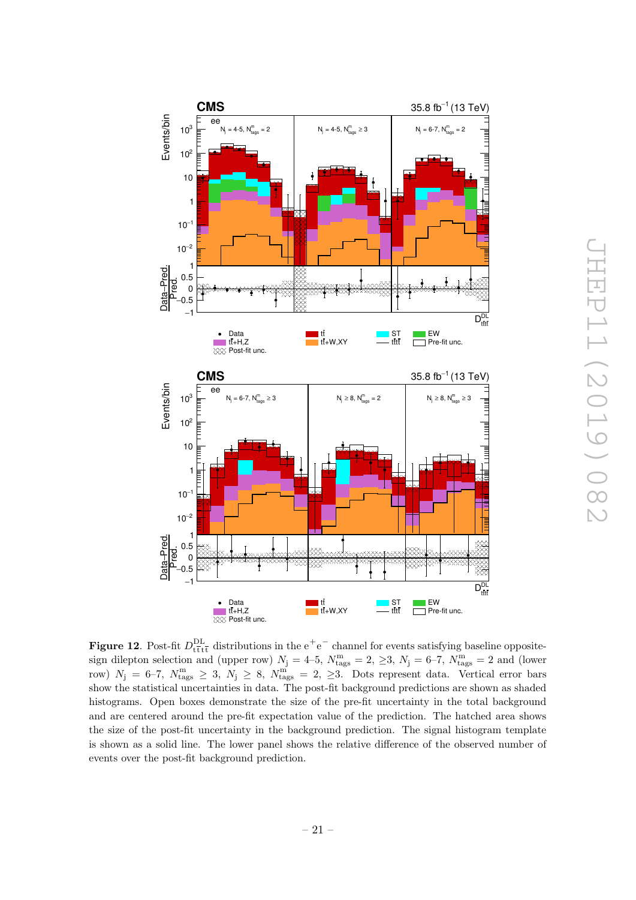**Figure 12**. Post-fit $D^{\mathrm{DL}}_{\mathrm{t\bar{t}t\bar{t}}}$ distributions in the $\mathrm{e}^+\mathrm{e}^-$ channel for events satisfying baseline opposite-sign dilepton selection and (upper row) $N_\mathrm{j}$ = 4–5, $N^{\mathrm{m}}_{\mathrm{tags}}$ = 2, ≥3, $N_\mathrm{j}$ = 6–7, $N^{\mathrm{m}}_{\mathrm{tags}}$ = 2 and (lower row) $N_\mathrm{j}$ = 6–7, $N^{\mathrm{m}}_{\mathrm{tags}} \geq 3$, $N_\mathrm{j} \geq 8$, $N^{\mathrm{m}}_{\mathrm{tags}}$ = 2, ≥3. Dots represent data. Vertical error bars show the statistical uncertainties in data. The post-fit background predictions are shown as shaded histograms. Open boxes demonstrate the size of the pre-fit uncertainty in the total background and are centered around the pre-fit expectation value of the prediction. The hatched area shows the size of the post-fit uncertainty in the background prediction. The signal histogram template is shown as a solid line. The lower panel shows the relative difference of the observed number of events over the post-fit background prediction.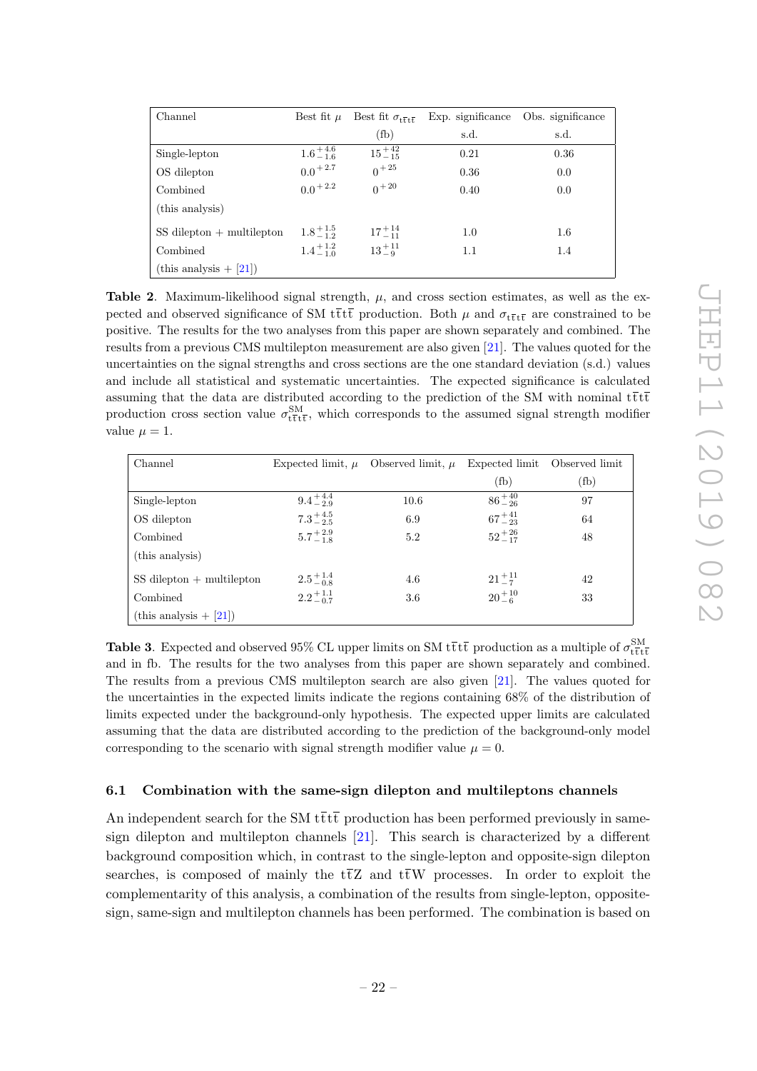| Channel | Best fit $\mu$ | Best fit $\sigma_{t\bar{t}t\bar{t}}$ | Exp. significance | Obs. significance |
|---|---|---|---|---|
| | | (fb) | s.d. | s.d. |
| Single-lepton | $1.6^{+4.6}_{-1.6}$ | $15^{+42}_{-15}$ | 0.21 | 0.36 |
| OS dilepton | $0.0^{+2.7}$ | $0^{+25}$ | 0.36 | 0.0 |
| Combined | $0.0^{+2.2}$ | $0^{+20}$ | 0.40 | 0.0 |
| (this analysis) | | | | |
| SS dilepton + multilepton | $1.8^{+1.5}_{-1.2}$ | $17^{+14}_{-11}$ | 1.0 | 1.6 |
| Combined | $1.4^{+1.2}_{-1.0}$ | $13^{+11}_{-9}$ | 1.1 | 1.4 |
| (this analysis + [21]) | | | | |

**Table 2**. Maximum-likelihood signal strength, $\mu$, and cross section estimates, as well as the expected and observed significance of SM $t\bar{t}t\bar{t}$ production. Both $\mu$ and $\sigma_{t\bar{t}t\bar{t}}$ are constrained to be positive. The results for the two analyses from this paper are shown separately and combined. The results from a previous CMS multilepton measurement are also given [21]. The values quoted for the uncertainties on the signal strengths and cross sections are the one standard deviation (s.d.) values and include all statistical and systematic uncertainties. The expected significance is calculated assuming that the data are distributed according to the prediction of the SM with nominal $t\bar{t}t\bar{t}$ production cross section value $\sigma^{\mathrm{SM}}_{t\bar{t}t\bar{t}}$, which corresponds to the assumed signal strength modifier value $\mu = 1$.

| Channel | Expected limit, $\mu$ | Observed limit, $\mu$ | Expected limit | Observed limit |
|---|---|---|---|---|
| | | | (fb) | (fb) |
| Single-lepton | $9.4^{+4.4}_{-2.9}$ | 10.6 | $86^{+40}_{-26}$ | 97 |
| OS dilepton | $7.3^{+4.5}_{-2.5}$ | 6.9 | $67^{+41}_{-23}$ | 64 |
| Combined | $5.7^{+2.9}_{-1.8}$ | 5.2 | $52^{+26}_{-17}$ | 48 |
| (this analysis) | | | | |
| SS dilepton + multilepton | $2.5^{+1.4}_{-0.8}$ | 4.6 | $21^{+11}_{-7}$ | 42 |
| Combined | $2.2^{+1.1}_{-0.7}$ | 3.6 | $20^{+10}_{-6}$ | 33 |
| (this analysis + [21]) | | | | |

**Table 3**. Expected and observed 95% CL upper limits on SM $t\bar{t}t\bar{t}$ production as a multiple of $\sigma^{\mathrm{SM}}_{t\bar{t}t\bar{t}}$ and in fb. The results for the two analyses from this paper are shown separately and combined. The results from a previous CMS multilepton search are also given [21]. The values quoted for the uncertainties in the expected limits indicate the regions containing 68% of the distribution of limits expected under the background-only hypothesis. The expected upper limits are calculated assuming that the data are distributed according to the prediction of the background-only model corresponding to the scenario with signal strength modifier value $\mu = 0$.

### 6.1 Combination with the same-sign dilepton and multileptons channels

An independent search for the SM $t\bar{t}t\bar{t}$ production has been performed previously in same-sign dilepton and multilepton channels [21]. This search is characterized by a different background composition which, in contrast to the single-lepton and opposite-sign dilepton searches, is composed of mainly the $t\bar{t}Z$ and $t\bar{t}W$ processes. In order to exploit the complementarity of this analysis, a combination of the results from single-lepton, opposite-sign, same-sign and multilepton channels has been performed. The combination is based on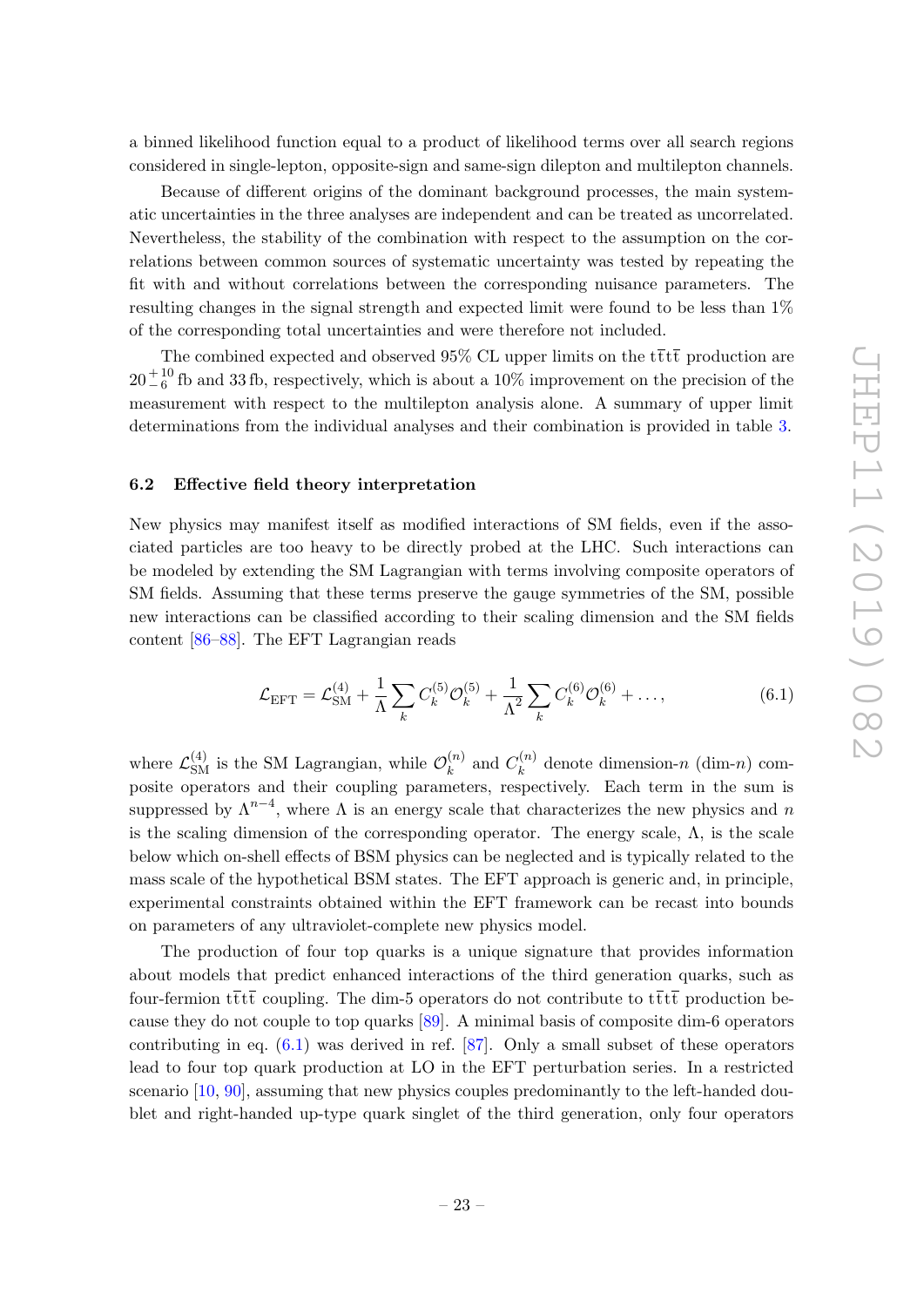a binned likelihood function equal to a product of likelihood terms over all search regions considered in single-lepton, opposite-sign and same-sign dilepton and multilepton channels.

Because of different origins of the dominant background processes, the main systematic uncertainties in the three analyses are independent and can be treated as uncorrelated. Nevertheless, the stability of the combination with respect to the assumption on the correlations between common sources of systematic uncertainty was tested by repeating the fit with and without correlations between the corresponding nuisance parameters. The resulting changes in the signal strength and expected limit were found to be less than 1% of the corresponding total uncertainties and were therefore not included.

The combined expected and observed 95% CL upper limits on the $\mathrm{t\bar{t}t\bar{t}}$ production are $20^{+10}_{-6}$ fb and 33 fb, respectively, which is about a 10% improvement on the precision of the measurement with respect to the multilepton analysis alone. A summary of upper limit determinations from the individual analyses and their combination is provided in table 3.

### 6.2 Effective field theory interpretation

New physics may manifest itself as modified interactions of SM fields, even if the associated particles are too heavy to be directly probed at the LHC. Such interactions can be modeled by extending the SM Lagrangian with terms involving composite operators of SM fields. Assuming that these terms preserve the gauge symmetries of the SM, possible new interactions can be classified according to their scaling dimension and the SM fields content [86–88]. The EFT Lagrangian reads

$$\mathcal{L}_{\mathrm{EFT}} = \mathcal{L}_{\mathrm{SM}}^{(4)} + \frac{1}{\Lambda}\sum_k C_k^{(5)}\mathcal{O}_k^{(5)} + \frac{1}{\Lambda^2}\sum_k C_k^{(6)}\mathcal{O}_k^{(6)} + \ldots, \tag{6.1}$$

where $\mathcal{L}_{\mathrm{SM}}^{(4)}$ is the SM Lagrangian, while $\mathcal{O}_k^{(n)}$ and $C_k^{(n)}$ denote dimension-$n$ (dim-$n$) composite operators and their coupling parameters, respectively. Each term in the sum is suppressed by $\Lambda^{n-4}$, where $\Lambda$ is an energy scale that characterizes the new physics and $n$ is the scaling dimension of the corresponding operator. The energy scale, $\Lambda$, is the scale below which on-shell effects of BSM physics can be neglected and is typically related to the mass scale of the hypothetical BSM states. The EFT approach is generic and, in principle, experimental constraints obtained within the EFT framework can be recast into bounds on parameters of any ultraviolet-complete new physics model.

The production of four top quarks is a unique signature that provides information about models that predict enhanced interactions of the third generation quarks, such as four-fermion $\mathrm{t\bar{t}t\bar{t}}$ coupling. The dim-5 operators do not contribute to $\mathrm{t\bar{t}t\bar{t}}$ production because they do not couple to top quarks [89]. A minimal basis of composite dim-6 operators contributing in eq. (6.1) was derived in ref. [87]. Only a small subset of these operators lead to four top quark production at LO in the EFT perturbation series. In a restricted scenario [10, 90], assuming that new physics couples predominantly to the left-handed doublet and right-handed up-type quark singlet of the third generation, only four operators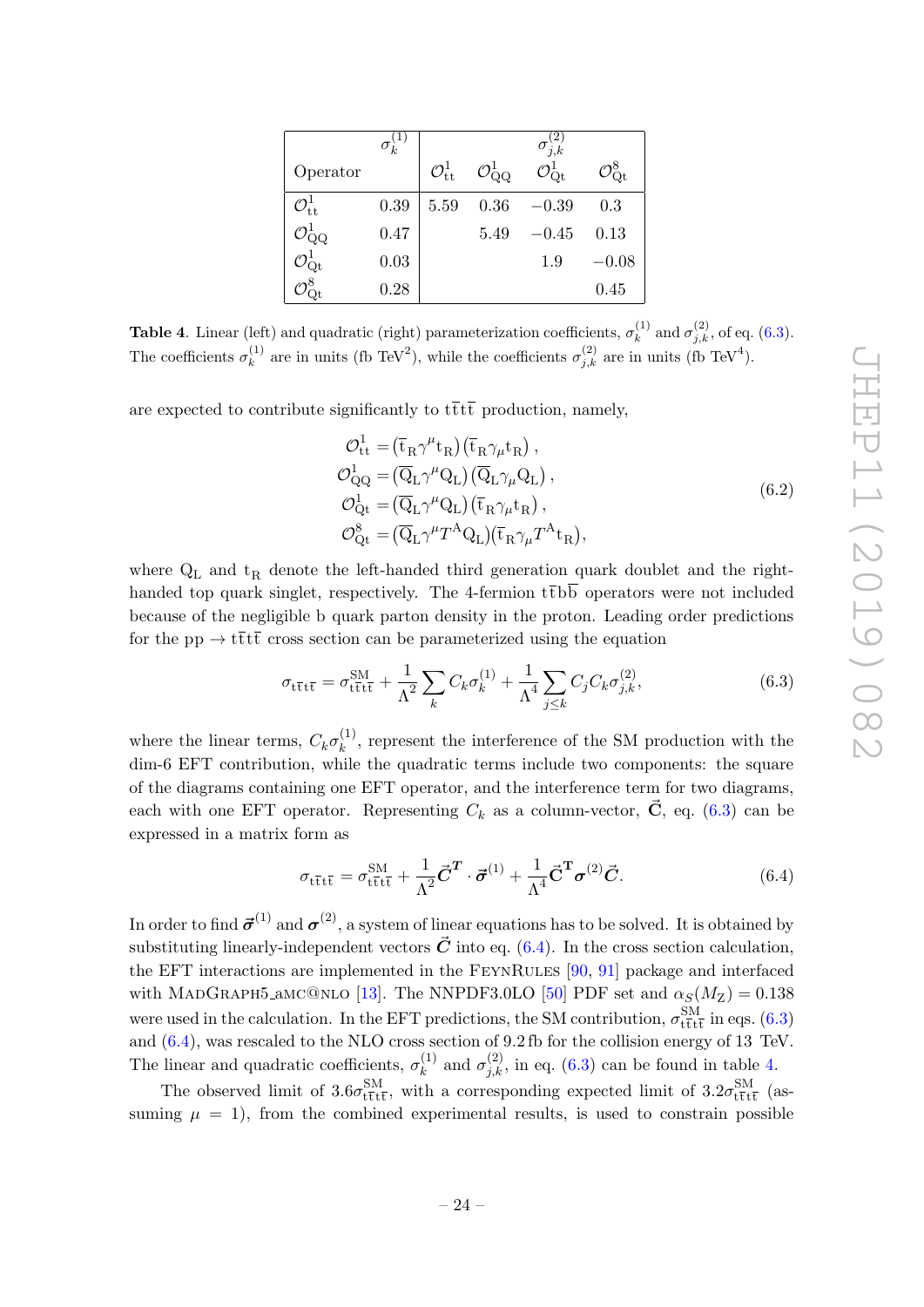| Operator | $\sigma_k^{(1)}$ | $\sigma_{j,k}^{(2)}$ $\mathcal{O}_{\rm tt}^1$ | $\mathcal{O}_{\rm QQ}^1$ | $\mathcal{O}_{\rm Qt}^1$ | $\mathcal{O}_{\rm Qt}^8$ |
|---|---|---|---|---|---|
| $\mathcal{O}_{\rm tt}^1$ | 0.39 | 5.59 | 0.36 | $-0.39$ | 0.3 |
| $\mathcal{O}_{\rm QQ}^1$ | 0.47 | | 5.49 | $-0.45$ | 0.13 |
| $\mathcal{O}_{\rm Qt}^1$ | 0.03 | | | 1.9 | $-0.08$ |
| $\mathcal{O}_{\rm Qt}^8$ | 0.28 | | | | 0.45 |

**Table 4**. Linear (left) and quadratic (right) parameterization coefficients, $\sigma_k^{(1)}$ and $\sigma_{j,k}^{(2)}$, of eq. (6.3). The coefficients $\sigma_k^{(1)}$ are in units (fb TeV$^2$), while the coefficients $\sigma_{j,k}^{(2)}$ are in units (fb TeV$^4$).

are expected to contribute significantly to $\rm t\bar{t}t\bar{t}$ production, namely,

$$
\begin{aligned}
\mathcal{O}_{\rm tt}^1 &= \left(\bar{\rm t}_{\rm R}\gamma^\mu {\rm t}_{\rm R}\right)\left(\bar{\rm t}_{\rm R}\gamma_\mu {\rm t}_{\rm R}\right), \\
\mathcal{O}_{\rm QQ}^1 &= \left(\overline{\rm Q}_{\rm L}\gamma^\mu {\rm Q}_{\rm L}\right)\left(\overline{\rm Q}_{\rm L}\gamma_\mu {\rm Q}_{\rm L}\right), \\
\mathcal{O}_{\rm Qt}^1 &= \left(\overline{\rm Q}_{\rm L}\gamma^\mu {\rm Q}_{\rm L}\right)\left(\bar{\rm t}_{\rm R}\gamma_\mu {\rm t}_{\rm R}\right), \\
\mathcal{O}_{\rm Qt}^8 &= \left(\overline{\rm Q}_{\rm L}\gamma^\mu T^{\rm A} {\rm Q}_{\rm L}\right)\left(\bar{\rm t}_{\rm R}\gamma_\mu T^{\rm A} {\rm t}_{\rm R}\right),
\end{aligned}
\tag{6.2}
$$

where $\rm Q_L$ and $\rm t_R$ denote the left-handed third generation quark doublet and the right-handed top quark singlet, respectively. The 4-fermion $\rm t\bar{t}b\bar{b}$ operators were not included because of the negligible b quark parton density in the proton. Leading order predictions for the $\rm pp \to t\bar{t}t\bar{t}$ cross section can be parameterized using the equation

$$
\sigma_{\rm t\bar{t}t\bar{t}} = \sigma_{\rm t\bar{t}t\bar{t}}^{\rm SM} + \frac{1}{\Lambda^2}\sum_k C_k \sigma_k^{(1)} + \frac{1}{\Lambda^4}\sum_{j\leq k} C_j C_k \sigma_{j,k}^{(2)},
\tag{6.3}
$$

where the linear terms, $C_k\sigma_k^{(1)}$, represent the interference of the SM production with the dim-6 EFT contribution, while the quadratic terms include two components: the square of the diagrams containing one EFT operator, and the interference term for two diagrams, each with one EFT operator. Representing $C_k$ as a column-vector, $\vec{\mathbf{C}}$, eq. (6.3) can be expressed in a matrix form as

$$
\sigma_{\rm t\bar{t}t\bar{t}} = \sigma_{\rm t\bar{t}t\bar{t}}^{\rm SM} + \frac{1}{\Lambda^2}\vec{\boldsymbol{C}}^{\boldsymbol{T}} \cdot \vec{\boldsymbol{\sigma}}^{(1)} + \frac{1}{\Lambda^4}\vec{\mathbf{C}}^{\mathbf{T}}\boldsymbol{\sigma}^{(2)}\vec{\boldsymbol{C}}.
\tag{6.4}
$$

In order to find $\vec{\boldsymbol{\sigma}}^{(1)}$ and $\boldsymbol{\sigma}^{(2)}$, a system of linear equations has to be solved. It is obtained by substituting linearly-independent vectors $\vec{\boldsymbol{C}}$ into eq. (6.4). In the cross section calculation, the EFT interactions are implemented in the FeynRules [90, 91] package and interfaced with MadGraph5_aMC@NLO [13]. The NNPDF3.0LO [50] PDF set and $\alpha_S(M_{\rm Z}) = 0.138$ were used in the calculation. In the EFT predictions, the SM contribution, $\sigma_{\rm t\bar{t}t\bar{t}}^{\rm SM}$ in eqs. (6.3) and (6.4), was rescaled to the NLO cross section of 9.2 fb for the collision energy of 13 TeV. The linear and quadratic coefficients, $\sigma_k^{(1)}$ and $\sigma_{j,k}^{(2)}$, in eq. (6.3) can be found in table 4.

The observed limit of $3.6\sigma_{\rm t\bar{t}t\bar{t}}^{\rm SM}$, with a corresponding expected limit of $3.2\sigma_{\rm t\bar{t}t\bar{t}}^{\rm SM}$ (assuming $\mu = 1$), from the combined experimental results, is used to constrain possible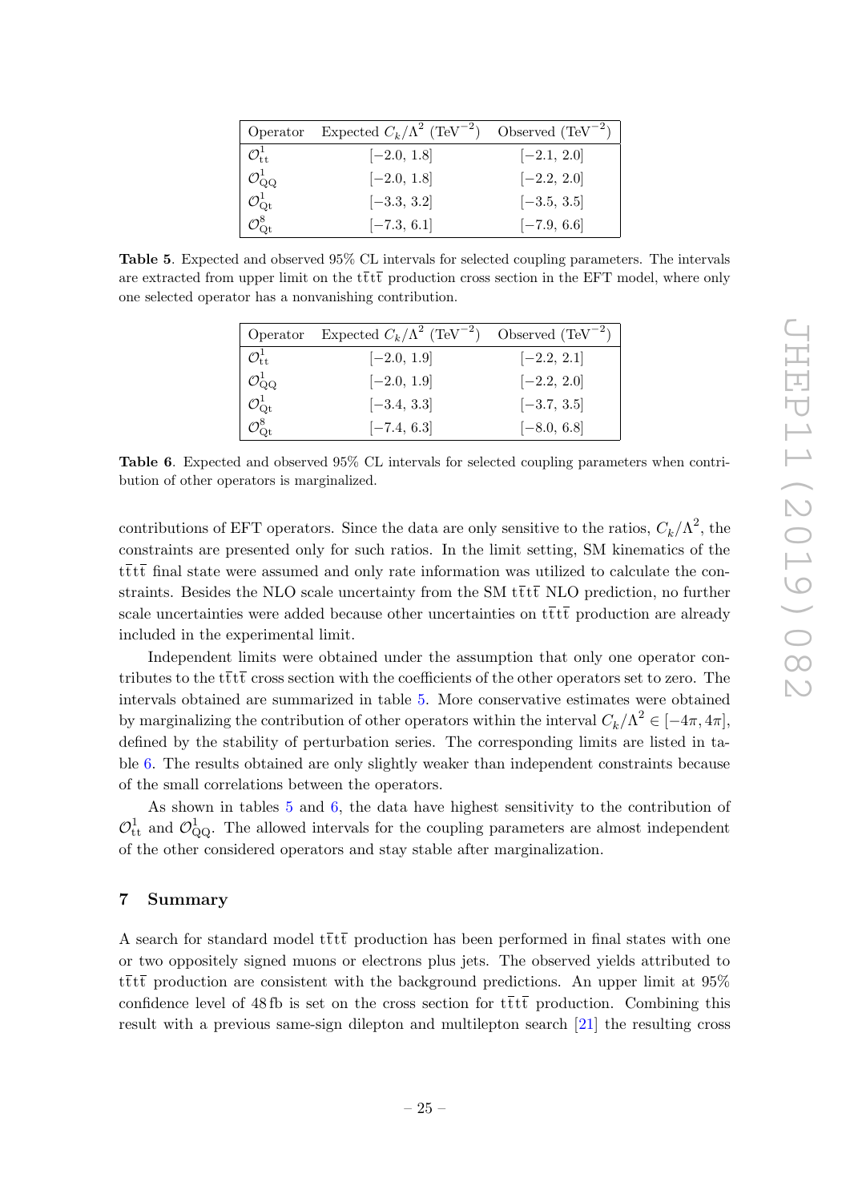| Operator | Expected $C_k/\Lambda^2$ ($\text{TeV}^{-2}$) | Observed ($\text{TeV}^{-2}$) |
|---|---|---|
| $\mathcal{O}^1_{\text{tt}}$ | $[-2.0,\ 1.8]$ | $[-2.1,\ 2.0]$ |
| $\mathcal{O}^1_{\text{QQ}}$ | $[-2.0,\ 1.8]$ | $[-2.2,\ 2.0]$ |
| $\mathcal{O}^1_{\text{Qt}}$ | $[-3.3,\ 3.2]$ | $[-3.5,\ 3.5]$ |
| $\mathcal{O}^8_{\text{Qt}}$ | $[-7.3,\ 6.1]$ | $[-7.9,\ 6.6]$ |

**Table 5**. Expected and observed 95% CL intervals for selected coupling parameters. The intervals are extracted from upper limit on the $\text{t}\bar{\text{t}}\text{t}\bar{\text{t}}$ production cross section in the EFT model, where only one selected operator has a nonvanishing contribution.

| Operator | Expected $C_k/\Lambda^2$ ($\text{TeV}^{-2}$) | Observed ($\text{TeV}^{-2}$) |
|---|---|---|
| $\mathcal{O}^1_{\text{tt}}$ | $[-2.0,\ 1.9]$ | $[-2.2,\ 2.1]$ |
| $\mathcal{O}^1_{\text{QQ}}$ | $[-2.0,\ 1.9]$ | $[-2.2,\ 2.0]$ |
| $\mathcal{O}^1_{\text{Qt}}$ | $[-3.4,\ 3.3]$ | $[-3.7,\ 3.5]$ |
| $\mathcal{O}^8_{\text{Qt}}$ | $[-7.4,\ 6.3]$ | $[-8.0,\ 6.8]$ |

**Table 6**. Expected and observed 95% CL intervals for selected coupling parameters when contribution of other operators is marginalized.

contributions of EFT operators. Since the data are only sensitive to the ratios, $C_k/\Lambda^2$, the constraints are presented only for such ratios. In the limit setting, SM kinematics of the $\text{t}\bar{\text{t}}\text{t}\bar{\text{t}}$ final state were assumed and only rate information was utilized to calculate the constraints. Besides the NLO scale uncertainty from the SM $\text{t}\bar{\text{t}}\text{t}\bar{\text{t}}$ NLO prediction, no further scale uncertainties were added because other uncertainties on $\text{t}\bar{\text{t}}\text{t}\bar{\text{t}}$ production are already included in the experimental limit.

Independent limits were obtained under the assumption that only one operator contributes to the $\text{t}\bar{\text{t}}\text{t}\bar{\text{t}}$ cross section with the coefficients of the other operators set to zero. The intervals obtained are summarized in table 5. More conservative estimates were obtained by marginalizing the contribution of other operators within the interval $C_k/\Lambda^2 \in [-4\pi, 4\pi]$, defined by the stability of perturbation series. The corresponding limits are listed in table 6. The results obtained are only slightly weaker than independent constraints because of the small correlations between the operators.

As shown in tables 5 and 6, the data have highest sensitivity to the contribution of $\mathcal{O}^1_{\text{tt}}$ and $\mathcal{O}^1_{\text{QQ}}$. The allowed intervals for the coupling parameters are almost independent of the other considered operators and stay stable after marginalization.

## 7 Summary

A search for standard model $\text{t}\bar{\text{t}}\text{t}\bar{\text{t}}$ production has been performed in final states with one or two oppositely signed muons or electrons plus jets. The observed yields attributed to $\text{t}\bar{\text{t}}\text{t}\bar{\text{t}}$ production are consistent with the background predictions. An upper limit at 95% confidence level of 48 fb is set on the cross section for $\text{t}\bar{\text{t}}\text{t}\bar{\text{t}}$ production. Combining this result with a previous same-sign dilepton and multilepton search [21] the resulting cross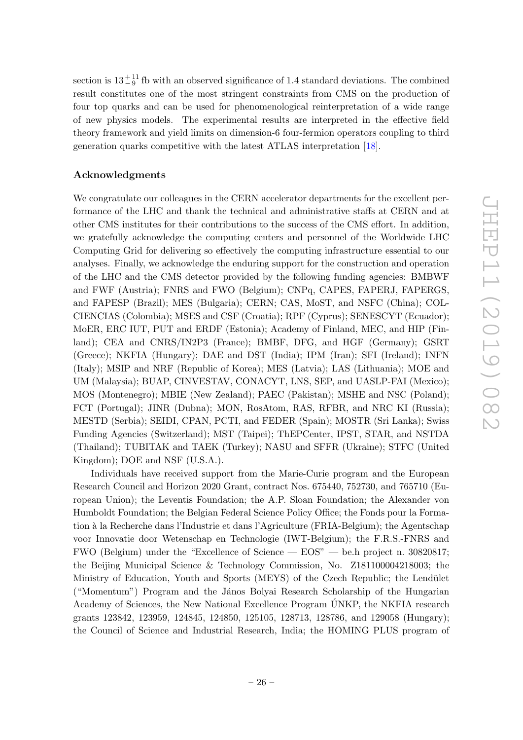section is $13^{+11}_{-9}$ fb with an observed significance of 1.4 standard deviations. The combined result constitutes one of the most stringent constraints from CMS on the production of four top quarks and can be used for phenomenological reinterpretation of a wide range of new physics models. The experimental results are interpreted in the effective field theory framework and yield limits on dimension-6 four-fermion operators coupling to third generation quarks competitive with the latest ATLAS interpretation [18].

## Acknowledgments

We congratulate our colleagues in the CERN accelerator departments for the excellent performance of the LHC and thank the technical and administrative staffs at CERN and at other CMS institutes for their contributions to the success of the CMS effort. In addition, we gratefully acknowledge the computing centers and personnel of the Worldwide LHC Computing Grid for delivering so effectively the computing infrastructure essential to our analyses. Finally, we acknowledge the enduring support for the construction and operation of the LHC and the CMS detector provided by the following funding agencies: BMBWF and FWF (Austria); FNRS and FWO (Belgium); CNPq, CAPES, FAPERJ, FAPERGS, and FAPESP (Brazil); MES (Bulgaria); CERN; CAS, MoST, and NSFC (China); COLCIENCIAS (Colombia); MSES and CSF (Croatia); RPF (Cyprus); SENESCYT (Ecuador); MoER, ERC IUT, PUT and ERDF (Estonia); Academy of Finland, MEC, and HIP (Finland); CEA and CNRS/IN2P3 (France); BMBF, DFG, and HGF (Germany); GSRT (Greece); NKFIA (Hungary); DAE and DST (India); IPM (Iran); SFI (Ireland); INFN (Italy); MSIP and NRF (Republic of Korea); MES (Latvia); LAS (Lithuania); MOE and UM (Malaysia); BUAP, CINVESTAV, CONACYT, LNS, SEP, and UASLP-FAI (Mexico); MOS (Montenegro); MBIE (New Zealand); PAEC (Pakistan); MSHE and NSC (Poland); FCT (Portugal); JINR (Dubna); MON, RosAtom, RAS, RFBR, and NRC KI (Russia); MESTD (Serbia); SEIDI, CPAN, PCTI, and FEDER (Spain); MOSTR (Sri Lanka); Swiss Funding Agencies (Switzerland); MST (Taipei); ThEPCenter, IPST, STAR, and NSTDA (Thailand); TUBITAK and TAEK (Turkey); NASU and SFFR (Ukraine); STFC (United Kingdom); DOE and NSF (U.S.A.).

Individuals have received support from the Marie-Curie program and the European Research Council and Horizon 2020 Grant, contract Nos. 675440, 752730, and 765710 (European Union); the Leventis Foundation; the A.P. Sloan Foundation; the Alexander von Humboldt Foundation; the Belgian Federal Science Policy Office; the Fonds pour la Formation à la Recherche dans l'Industrie et dans l'Agriculture (FRIA-Belgium); the Agentschap voor Innovatie door Wetenschap en Technologie (IWT-Belgium); the F.R.S.-FNRS and FWO (Belgium) under the "Excellence of Science — EOS" — be.h project n. 30820817; the Beijing Municipal Science & Technology Commission, No. Z181100004218003; the Ministry of Education, Youth and Sports (MEYS) of the Czech Republic; the Lendület ("Momentum") Program and the János Bolyai Research Scholarship of the Hungarian Academy of Sciences, the New National Excellence Program ÚNKP, the NKFIA research grants 123842, 123959, 124845, 124850, 125105, 128713, 128786, and 129058 (Hungary); the Council of Science and Industrial Research, India; the HOMING PLUS program of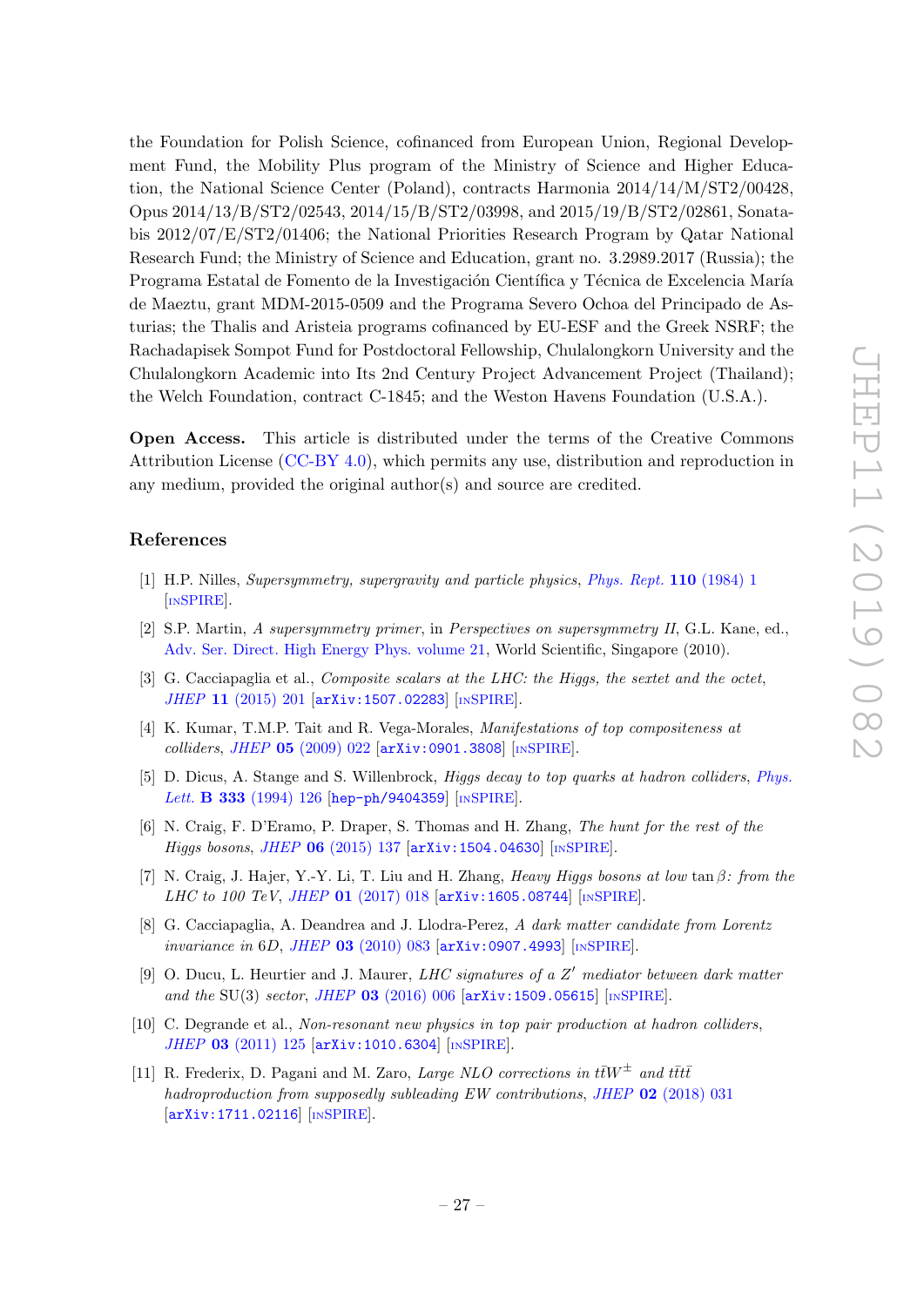the Foundation for Polish Science, cofinanced from European Union, Regional Development Fund, the Mobility Plus program of the Ministry of Science and Higher Education, the National Science Center (Poland), contracts Harmonia 2014/14/M/ST2/00428, Opus 2014/13/B/ST2/02543, 2014/15/B/ST2/03998, and 2015/19/B/ST2/02861, Sonata-bis 2012/07/E/ST2/01406; the National Priorities Research Program by Qatar National Research Fund; the Ministry of Science and Education, grant no. 3.2989.2017 (Russia); the Programa Estatal de Fomento de la Investigación Científica y Técnica de Excelencia María de Maeztu, grant MDM-2015-0509 and the Programa Severo Ochoa del Principado de Asturias; the Thalis and Aristeia programs cofinanced by EU-ESF and the Greek NSRF; the Rachadapisek Sompot Fund for Postdoctoral Fellowship, Chulalongkorn University and the Chulalongkorn Academic into Its 2nd Century Project Advancement Project (Thailand); the Welch Foundation, contract C-1845; and the Weston Havens Foundation (U.S.A.).

**Open Access.** This article is distributed under the terms of the Creative Commons Attribution License (CC-BY 4.0), which permits any use, distribution and reproduction in any medium, provided the original author(s) and source are credited.

## References

[1] H.P. Nilles, *Supersymmetry, supergravity and particle physics*, Phys. Rept. **110** (1984) 1 [INSPIRE].

[2] S.P. Martin, *A supersymmetry primer*, in *Perspectives on supersymmetry II*, G.L. Kane, ed., Adv. Ser. Direct. High Energy Phys. volume 21, World Scientific, Singapore (2010).

[3] G. Cacciapaglia et al., *Composite scalars at the LHC: the Higgs, the sextet and the octet*, JHEP **11** (2015) 201 [arXiv:1507.02283] [INSPIRE].

[4] K. Kumar, T.M.P. Tait and R. Vega-Morales, *Manifestations of top compositeness at colliders*, JHEP **05** (2009) 022 [arXiv:0901.3808] [INSPIRE].

[5] D. Dicus, A. Stange and S. Willenbrock, *Higgs decay to top quarks at hadron colliders*, Phys. Lett. **B 333** (1994) 126 [hep-ph/9404359] [INSPIRE].

[6] N. Craig, F. D'Eramo, P. Draper, S. Thomas and H. Zhang, *The hunt for the rest of the Higgs bosons*, JHEP **06** (2015) 137 [arXiv:1504.04630] [INSPIRE].

[7] N. Craig, J. Hajer, Y.-Y. Li, T. Liu and H. Zhang, *Heavy Higgs bosons at low* $\tan\beta$*: from the LHC to 100 TeV*, JHEP **01** (2017) 018 [arXiv:1605.08744] [INSPIRE].

[8] G. Cacciapaglia, A. Deandrea and J. Llodra-Perez, *A dark matter candidate from Lorentz invariance in* 6D, JHEP **03** (2010) 083 [arXiv:0907.4993] [INSPIRE].

[9] O. Ducu, L. Heurtier and J. Maurer, *LHC signatures of a* $Z'$ *mediator between dark matter and the* SU(3) *sector*, JHEP **03** (2016) 006 [arXiv:1509.05615] [INSPIRE].

[10] C. Degrande et al., *Non-resonant new physics in top pair production at hadron colliders*, JHEP **03** (2011) 125 [arXiv:1010.6304] [INSPIRE].

[11] R. Frederix, D. Pagani and M. Zaro, *Large NLO corrections in* $t\bar{t}W^{\pm}$ *and* $t\bar{t}t\bar{t}$ *hadroproduction from supposedly subleading EW contributions*, JHEP **02** (2018) 031 [arXiv:1711.02116] [INSPIRE].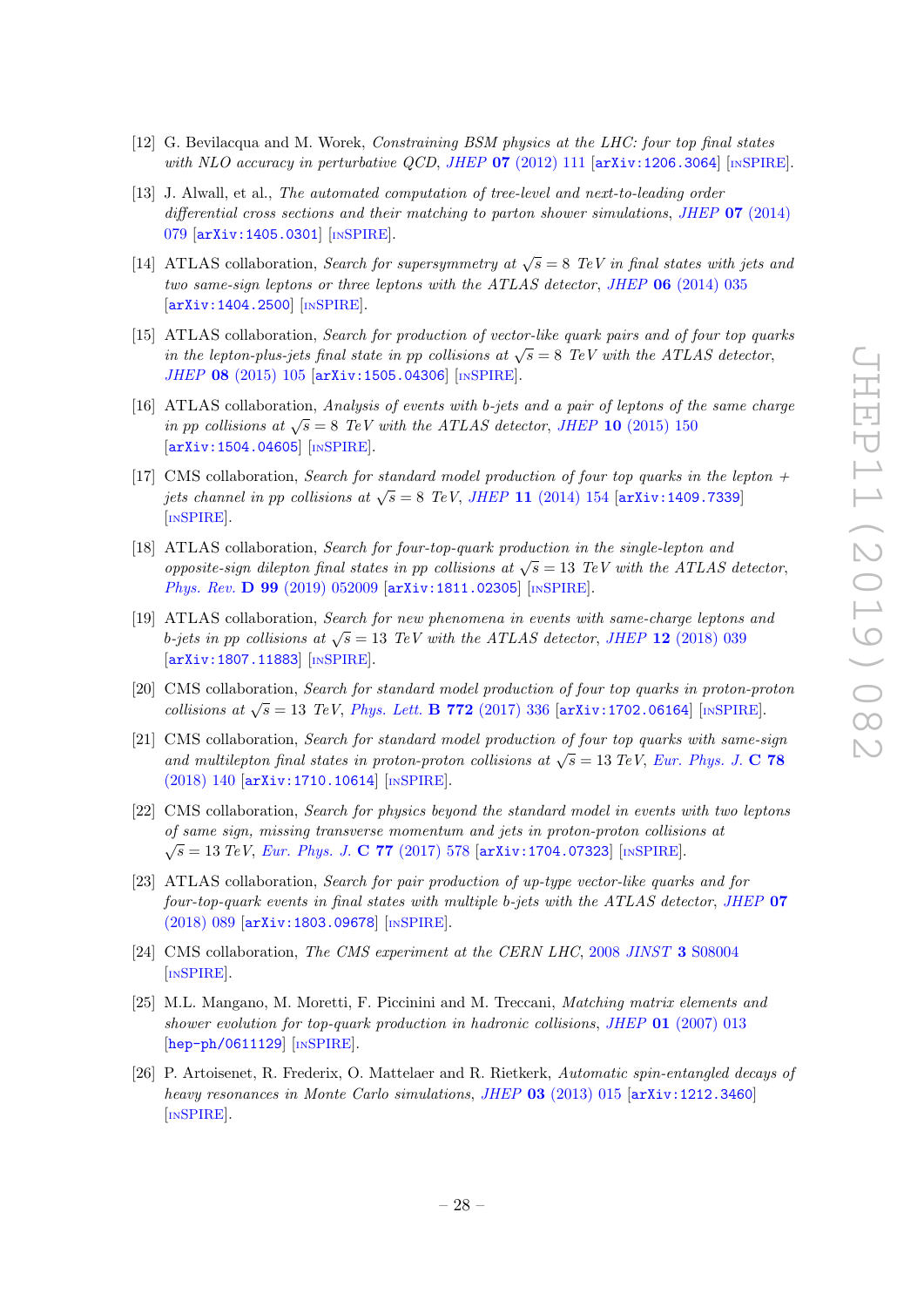[12] G. Bevilacqua and M. Worek, *Constraining BSM physics at the LHC: four top final states with NLO accuracy in perturbative QCD*, JHEP **07** (2012) 111 [arXiv:1206.3064] [INSPIRE].

[13] J. Alwall, et al., *The automated computation of tree-level and next-to-leading order differential cross sections and their matching to parton shower simulations*, JHEP **07** (2014) 079 [arXiv:1405.0301] [INSPIRE].

[14] ATLAS collaboration, *Search for supersymmetry at $\sqrt{s} = 8$ TeV in final states with jets and two same-sign leptons or three leptons with the ATLAS detector*, JHEP **06** (2014) 035 [arXiv:1404.2500] [INSPIRE].

[15] ATLAS collaboration, *Search for production of vector-like quark pairs and of four top quarks in the lepton-plus-jets final state in pp collisions at $\sqrt{s} = 8$ TeV with the ATLAS detector*, JHEP **08** (2015) 105 [arXiv:1505.04306] [INSPIRE].

[16] ATLAS collaboration, *Analysis of events with b-jets and a pair of leptons of the same charge in pp collisions at $\sqrt{s} = 8$ TeV with the ATLAS detector*, JHEP **10** (2015) 150 [arXiv:1504.04605] [INSPIRE].

[17] CMS collaboration, *Search for standard model production of four top quarks in the lepton + jets channel in pp collisions at $\sqrt{s} = 8$ TeV*, JHEP **11** (2014) 154 [arXiv:1409.7339] [INSPIRE].

[18] ATLAS collaboration, *Search for four-top-quark production in the single-lepton and opposite-sign dilepton final states in pp collisions at $\sqrt{s} = 13$ TeV with the ATLAS detector*, Phys. Rev. **D 99** (2019) 052009 [arXiv:1811.02305] [INSPIRE].

[19] ATLAS collaboration, *Search for new phenomena in events with same-charge leptons and b-jets in pp collisions at $\sqrt{s} = 13$ TeV with the ATLAS detector*, JHEP **12** (2018) 039 [arXiv:1807.11883] [INSPIRE].

[20] CMS collaboration, *Search for standard model production of four top quarks in proton-proton collisions at $\sqrt{s} = 13$ TeV*, Phys. Lett. **B 772** (2017) 336 [arXiv:1702.06164] [INSPIRE].

[21] CMS collaboration, *Search for standard model production of four top quarks with same-sign and multilepton final states in proton-proton collisions at $\sqrt{s} = 13$ TeV*, Eur. Phys. J. **C 78** (2018) 140 [arXiv:1710.10614] [INSPIRE].

[22] CMS collaboration, *Search for physics beyond the standard model in events with two leptons of same sign, missing transverse momentum and jets in proton-proton collisions at $\sqrt{s} = 13$ TeV*, Eur. Phys. J. **C 77** (2017) 578 [arXiv:1704.07323] [INSPIRE].

[23] ATLAS collaboration, *Search for pair production of up-type vector-like quarks and for four-top-quark events in final states with multiple b-jets with the ATLAS detector*, JHEP **07** (2018) 089 [arXiv:1803.09678] [INSPIRE].

[24] CMS collaboration, *The CMS experiment at the CERN LHC*, 2008 JINST **3** S08004 [INSPIRE].

[25] M.L. Mangano, M. Moretti, F. Piccinini and M. Treccani, *Matching matrix elements and shower evolution for top-quark production in hadronic collisions*, JHEP **01** (2007) 013 [hep-ph/0611129] [INSPIRE].

[26] P. Artoisenet, R. Frederix, O. Mattelaer and R. Rietkerk, *Automatic spin-entangled decays of heavy resonances in Monte Carlo simulations*, JHEP **03** (2013) 015 [arXiv:1212.3460] [INSPIRE].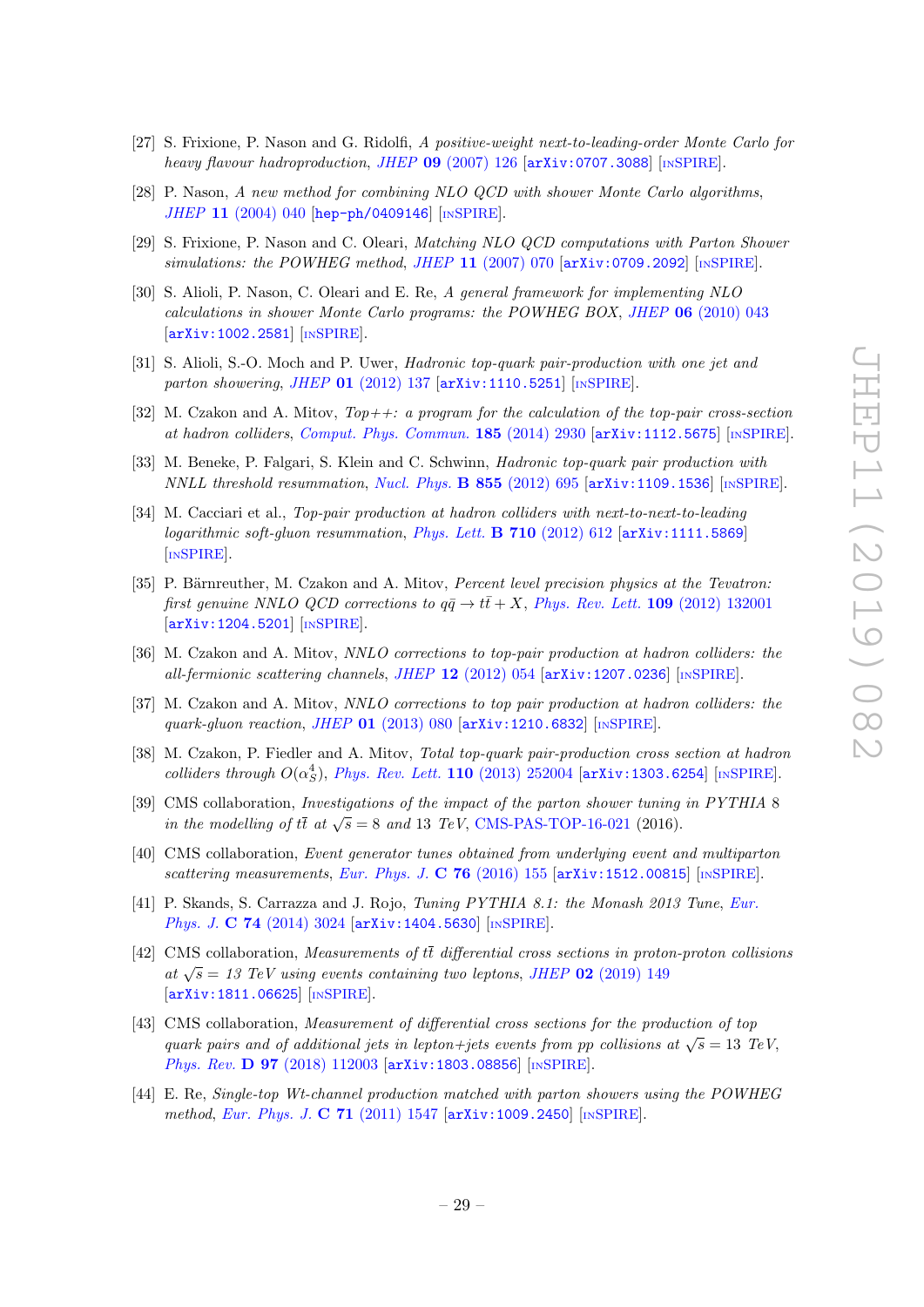[27] S. Frixione, P. Nason and G. Ridolfi, *A positive-weight next-to-leading-order Monte Carlo for heavy flavour hadroproduction*, *JHEP* **09** (2007) 126 [arXiv:0707.3088] [INSPIRE].

[28] P. Nason, *A new method for combining NLO QCD with shower Monte Carlo algorithms*, *JHEP* **11** (2004) 040 [hep-ph/0409146] [INSPIRE].

[29] S. Frixione, P. Nason and C. Oleari, *Matching NLO QCD computations with Parton Shower simulations: the POWHEG method*, *JHEP* **11** (2007) 070 [arXiv:0709.2092] [INSPIRE].

[30] S. Alioli, P. Nason, C. Oleari and E. Re, *A general framework for implementing NLO calculations in shower Monte Carlo programs: the POWHEG BOX*, *JHEP* **06** (2010) 043 [arXiv:1002.2581] [INSPIRE].

[31] S. Alioli, S.-O. Moch and P. Uwer, *Hadronic top-quark pair-production with one jet and parton showering*, *JHEP* **01** (2012) 137 [arXiv:1110.5251] [INSPIRE].

[32] M. Czakon and A. Mitov, *Top++: a program for the calculation of the top-pair cross-section at hadron colliders*, *Comput. Phys. Commun.* **185** (2014) 2930 [arXiv:1112.5675] [INSPIRE].

[33] M. Beneke, P. Falgari, S. Klein and C. Schwinn, *Hadronic top-quark pair production with NNLL threshold resummation*, *Nucl. Phys.* **B 855** (2012) 695 [arXiv:1109.1536] [INSPIRE].

[34] M. Cacciari et al., *Top-pair production at hadron colliders with next-to-next-to-leading logarithmic soft-gluon resummation*, *Phys. Lett.* **B 710** (2012) 612 [arXiv:1111.5869] [INSPIRE].

[35] P. Bärnreuther, M. Czakon and A. Mitov, *Percent level precision physics at the Tevatron: first genuine NNLO QCD corrections to $q\bar{q} \to t\bar{t} + X$*, *Phys. Rev. Lett.* **109** (2012) 132001 [arXiv:1204.5201] [INSPIRE].

[36] M. Czakon and A. Mitov, *NNLO corrections to top-pair production at hadron colliders: the all-fermionic scattering channels*, *JHEP* **12** (2012) 054 [arXiv:1207.0236] [INSPIRE].

[37] M. Czakon and A. Mitov, *NNLO corrections to top pair production at hadron colliders: the quark-gluon reaction*, *JHEP* **01** (2013) 080 [arXiv:1210.6832] [INSPIRE].

[38] M. Czakon, P. Fiedler and A. Mitov, *Total top-quark pair-production cross section at hadron colliders through $O(\alpha_S^4)$*, *Phys. Rev. Lett.* **110** (2013) 252004 [arXiv:1303.6254] [INSPIRE].

[39] CMS collaboration, *Investigations of the impact of the parton shower tuning in PYTHIA 8 in the modelling of $t\bar{t}$ at $\sqrt{s} = 8$ and 13 TeV*, CMS-PAS-TOP-16-021 (2016).

[40] CMS collaboration, *Event generator tunes obtained from underlying event and multiparton scattering measurements*, *Eur. Phys. J.* **C 76** (2016) 155 [arXiv:1512.00815] [INSPIRE].

[41] P. Skands, S. Carrazza and J. Rojo, *Tuning PYTHIA 8.1: the Monash 2013 Tune*, *Eur. Phys. J.* **C 74** (2014) 3024 [arXiv:1404.5630] [INSPIRE].

[42] CMS collaboration, *Measurements of $t\bar{t}$ differential cross sections in proton-proton collisions at $\sqrt{s} = 13$ TeV using events containing two leptons*, *JHEP* **02** (2019) 149 [arXiv:1811.06625] [INSPIRE].

[43] CMS collaboration, *Measurement of differential cross sections for the production of top quark pairs and of additional jets in lepton+jets events from pp collisions at $\sqrt{s} = 13$ TeV*, *Phys. Rev.* **D 97** (2018) 112003 [arXiv:1803.08856] [INSPIRE].

[44] E. Re, *Single-top Wt-channel production matched with parton showers using the POWHEG method*, *Eur. Phys. J.* **C 71** (2011) 1547 [arXiv:1009.2450] [INSPIRE].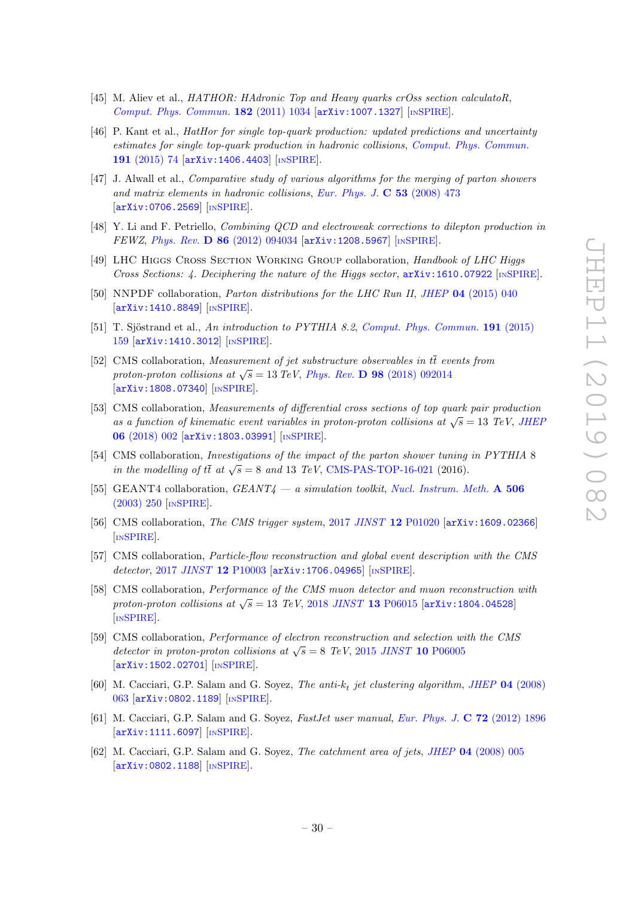[45] M. Aliev et al., *HATHOR: HAdronic Top and Heavy quarks crOss section calculatoR*, Comput. Phys. Commun. **182** (2011) 1034 [arXiv:1007.1327] [INSPIRE].

[46] P. Kant et al., *HatHor for single top-quark production: updated predictions and uncertainty estimates for single top-quark production in hadronic collisions*, Comput. Phys. Commun. **191** (2015) 74 [arXiv:1406.4403] [INSPIRE].

[47] J. Alwall et al., *Comparative study of various algorithms for the merging of parton showers and matrix elements in hadronic collisions*, Eur. Phys. J. **C 53** (2008) 473 [arXiv:0706.2569] [INSPIRE].

[48] Y. Li and F. Petriello, *Combining QCD and electroweak corrections to dilepton production in FEWZ*, Phys. Rev. **D 86** (2012) 094034 [arXiv:1208.5967] [INSPIRE].

[49] LHC Higgs Cross Section Working Group collaboration, *Handbook of LHC Higgs Cross Sections: 4. Deciphering the nature of the Higgs sector*, arXiv:1610.07922 [INSPIRE].

[50] NNPDF collaboration, *Parton distributions for the LHC Run II*, JHEP **04** (2015) 040 [arXiv:1410.8849] [INSPIRE].

[51] T. Sjöstrand et al., *An introduction to PYTHIA 8.2*, Comput. Phys. Commun. **191** (2015) 159 [arXiv:1410.3012] [INSPIRE].

[52] CMS collaboration, *Measurement of jet substructure observables in $t\bar{t}$ events from proton-proton collisions at $\sqrt{s} = 13$ TeV*, Phys. Rev. **D 98** (2018) 092014 [arXiv:1808.07340] [INSPIRE].

[53] CMS collaboration, *Measurements of differential cross sections of top quark pair production as a function of kinematic event variables in proton-proton collisions at $\sqrt{s} = 13$ TeV*, JHEP **06** (2018) 002 [arXiv:1803.03991] [INSPIRE].

[54] CMS collaboration, *Investigations of the impact of the parton shower tuning in PYTHIA 8 in the modelling of $t\bar{t}$ at $\sqrt{s} = 8$ and 13 TeV*, CMS-PAS-TOP-16-021 (2016).

[55] GEANT4 collaboration, *GEANT4 — a simulation toolkit*, Nucl. Instrum. Meth. **A 506** (2003) 250 [INSPIRE].

[56] CMS collaboration, *The CMS trigger system*, 2017 JINST **12** P01020 [arXiv:1609.02366] [INSPIRE].

[57] CMS collaboration, *Particle-flow reconstruction and global event description with the CMS detector*, 2017 JINST **12** P10003 [arXiv:1706.04965] [INSPIRE].

[58] CMS collaboration, *Performance of the CMS muon detector and muon reconstruction with proton-proton collisions at $\sqrt{s} = 13$ TeV*, 2018 JINST **13** P06015 [arXiv:1804.04528] [INSPIRE].

[59] CMS collaboration, *Performance of electron reconstruction and selection with the CMS detector in proton-proton collisions at $\sqrt{s} = 8$ TeV*, 2015 JINST **10** P06005 [arXiv:1502.02701] [INSPIRE].

[60] M. Cacciari, G.P. Salam and G. Soyez, *The anti-$k_t$ jet clustering algorithm*, JHEP **04** (2008) 063 [arXiv:0802.1189] [INSPIRE].

[61] M. Cacciari, G.P. Salam and G. Soyez, *FastJet user manual*, Eur. Phys. J. **C 72** (2012) 1896 [arXiv:1111.6097] [INSPIRE].

[62] M. Cacciari, G.P. Salam and G. Soyez, *The catchment area of jets*, JHEP **04** (2008) 005 [arXiv:0802.1188] [INSPIRE].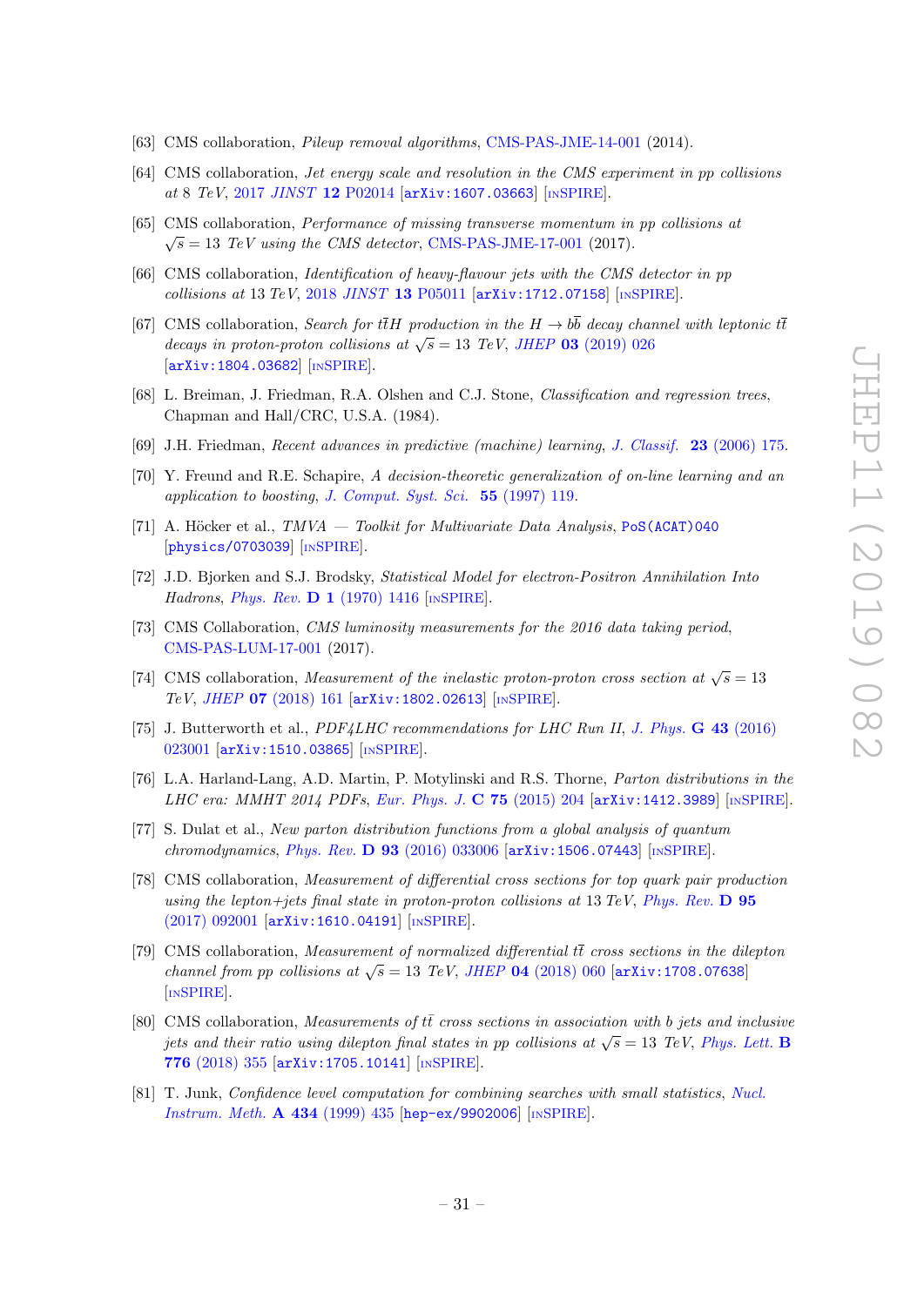[63] CMS collaboration, *Pileup removal algorithms*, CMS-PAS-JME-14-001 (2014).

[64] CMS collaboration, *Jet energy scale and resolution in the CMS experiment in pp collisions at* 8 *TeV*, 2017 *JINST* **12** P02014 [arXiv:1607.03663] [INSPIRE].

[65] CMS collaboration, *Performance of missing transverse momentum in pp collisions at* $\sqrt{s} = 13$ *TeV using the CMS detector*, CMS-PAS-JME-17-001 (2017).

[66] CMS collaboration, *Identification of heavy-flavour jets with the CMS detector in pp collisions at* 13 *TeV*, 2018 *JINST* **13** P05011 [arXiv:1712.07158] [INSPIRE].

[67] CMS collaboration, *Search for* $t\bar{t}H$ *production in the* $H \to b\bar{b}$ *decay channel with leptonic* $t\bar{t}$ *decays in proton-proton collisions at* $\sqrt{s} = 13$ *TeV*, *JHEP* **03** (2019) 026 [arXiv:1804.03682] [INSPIRE].

[68] L. Breiman, J. Friedman, R.A. Olshen and C.J. Stone, *Classification and regression trees*, Chapman and Hall/CRC, U.S.A. (1984).

[69] J.H. Friedman, *Recent advances in predictive (machine) learning*, *J. Classif.* **23** (2006) 175.

[70] Y. Freund and R.E. Schapire, *A decision-theoretic generalization of on-line learning and an application to boosting*, *J. Comput. Syst. Sci.* **55** (1997) 119.

[71] A. Höcker et al., *TMVA — Toolkit for Multivariate Data Analysis*, PoS(ACAT)040 [physics/0703039] [INSPIRE].

[72] J.D. Bjorken and S.J. Brodsky, *Statistical Model for electron-Positron Annihilation Into Hadrons*, *Phys. Rev.* **D 1** (1970) 1416 [INSPIRE].

[73] CMS Collaboration, *CMS luminosity measurements for the 2016 data taking period*, CMS-PAS-LUM-17-001 (2017).

[74] CMS collaboration, *Measurement of the inelastic proton-proton cross section at* $\sqrt{s} = 13$ *TeV*, *JHEP* **07** (2018) 161 [arXiv:1802.02613] [INSPIRE].

[75] J. Butterworth et al., *PDF4LHC recommendations for LHC Run II*, *J. Phys.* **G 43** (2016) 023001 [arXiv:1510.03865] [INSPIRE].

[76] L.A. Harland-Lang, A.D. Martin, P. Motylinski and R.S. Thorne, *Parton distributions in the LHC era: MMHT 2014 PDFs*, *Eur. Phys. J.* **C 75** (2015) 204 [arXiv:1412.3989] [INSPIRE].

[77] S. Dulat et al., *New parton distribution functions from a global analysis of quantum chromodynamics*, *Phys. Rev.* **D 93** (2016) 033006 [arXiv:1506.07443] [INSPIRE].

[78] CMS collaboration, *Measurement of differential cross sections for top quark pair production using the lepton+jets final state in proton-proton collisions at* 13 *TeV*, *Phys. Rev.* **D 95** (2017) 092001 [arXiv:1610.04191] [INSPIRE].

[79] CMS collaboration, *Measurement of normalized differential* $t\bar{t}$ *cross sections in the dilepton channel from pp collisions at* $\sqrt{s} = 13$ *TeV*, *JHEP* **04** (2018) 060 [arXiv:1708.07638] [INSPIRE].

[80] CMS collaboration, *Measurements of* $t\bar{t}$ *cross sections in association with b jets and inclusive jets and their ratio using dilepton final states in pp collisions at* $\sqrt{s} = 13$ *TeV*, *Phys. Lett.* **B 776** (2018) 355 [arXiv:1705.10141] [INSPIRE].

[81] T. Junk, *Confidence level computation for combining searches with small statistics*, *Nucl. Instrum. Meth.* **A 434** (1999) 435 [hep-ex/9902006] [INSPIRE].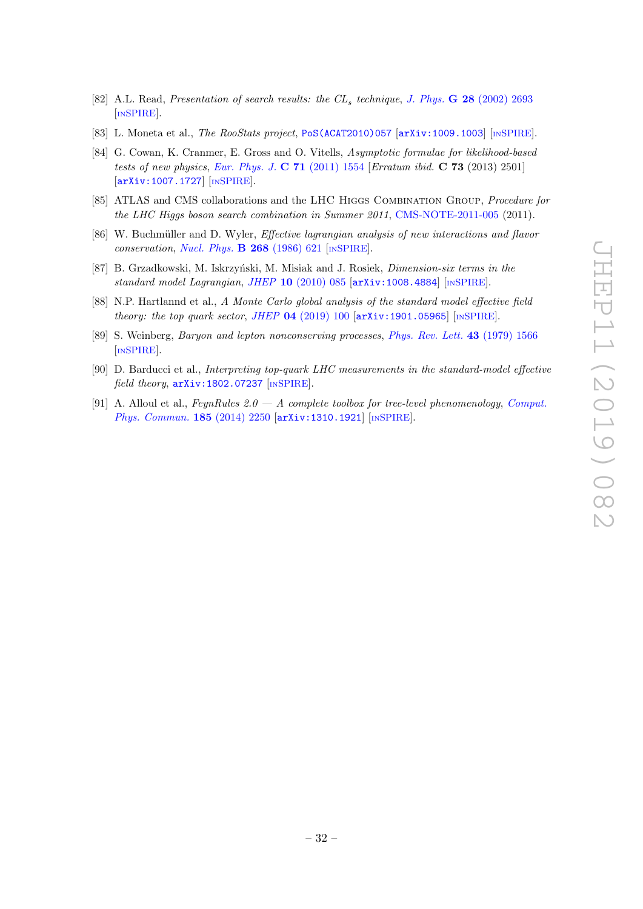[82] A.L. Read, *Presentation of search results: the $CL_s$ technique*, *J. Phys.* **G 28** (2002) 2693 [INSPIRE].

[83] L. Moneta et al., *The RooStats project*, PoS(ACAT2010)057 [arXiv:1009.1003] [INSPIRE].

[84] G. Cowan, K. Cranmer, E. Gross and O. Vitells, *Asymptotic formulae for likelihood-based tests of new physics*, *Eur. Phys. J.* **C 71** (2011) 1554 [*Erratum ibid.* **C 73** (2013) 2501] [arXiv:1007.1727] [INSPIRE].

[85] ATLAS and CMS collaborations and the LHC Higgs Combination Group, *Procedure for the LHC Higgs boson search combination in Summer 2011*, CMS-NOTE-2011-005 (2011).

[86] W. Buchmüller and D. Wyler, *Effective lagrangian analysis of new interactions and flavor conservation*, *Nucl. Phys.* **B 268** (1986) 621 [INSPIRE].

[87] B. Grzadkowski, M. Iskrzyński, M. Misiak and J. Rosiek, *Dimension-six terms in the standard model Lagrangian*, *JHEP* **10** (2010) 085 [arXiv:1008.4884] [INSPIRE].

[88] N.P. Hartlannd et al., *A Monte Carlo global analysis of the standard model effective field theory: the top quark sector*, *JHEP* **04** (2019) 100 [arXiv:1901.05965] [INSPIRE].

[89] S. Weinberg, *Baryon and lepton nonconserving processes*, *Phys. Rev. Lett.* **43** (1979) 1566 [INSPIRE].

[90] D. Barducci et al., *Interpreting top-quark LHC measurements in the standard-model effective field theory*, arXiv:1802.07237 [INSPIRE].

[91] A. Alloul et al., *FeynRules 2.0 — A complete toolbox for tree-level phenomenology*, *Comput. Phys. Commun.* **185** (2014) 2250 [arXiv:1310.1921] [INSPIRE].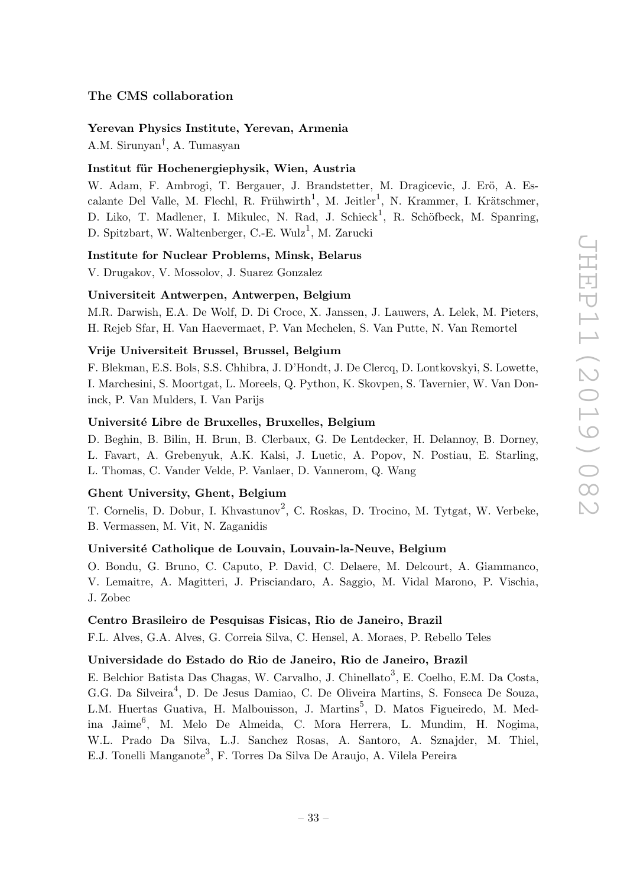## The CMS collaboration

### Yerevan Physics Institute, Yerevan, Armenia

A.M. Sirunyan[†], A. Tumasyan

### Institut für Hochenergiephysik, Wien, Austria

W. Adam, F. Ambrogi, T. Bergauer, J. Brandstetter, M. Dragicevic, J. Erö, A. Escalante Del Valle, M. Flechl, R. Frühwirth[1], M. Jeitler[1], N. Krammer, I. Krätschmer, D. Liko, T. Madlener, I. Mikulec, N. Rad, J. Schieck[1], R. Schöfbeck, M. Spanring, D. Spitzbart, W. Waltenberger, C.-E. Wulz[1], M. Zarucki

### Institute for Nuclear Problems, Minsk, Belarus

V. Drugakov, V. Mossolov, J. Suarez Gonzalez

### Universiteit Antwerpen, Antwerpen, Belgium

M.R. Darwish, E.A. De Wolf, D. Di Croce, X. Janssen, J. Lauwers, A. Lelek, M. Pieters, H. Rejeb Sfar, H. Van Haevermaet, P. Van Mechelen, S. Van Putte, N. Van Remortel

### Vrije Universiteit Brussel, Brussel, Belgium

F. Blekman, E.S. Bols, S.S. Chhibra, J. D'Hondt, J. De Clercq, D. Lontkovskyi, S. Lowette, I. Marchesini, S. Moortgat, L. Moreels, Q. Python, K. Skovpen, S. Tavernier, W. Van Doninck, P. Van Mulders, I. Van Parijs

### Université Libre de Bruxelles, Bruxelles, Belgium

D. Beghin, B. Bilin, H. Brun, B. Clerbaux, G. De Lentdecker, H. Delannoy, B. Dorney, L. Favart, A. Grebenyuk, A.K. Kalsi, J. Luetic, A. Popov, N. Postiau, E. Starling, L. Thomas, C. Vander Velde, P. Vanlaer, D. Vannerom, Q. Wang

### Ghent University, Ghent, Belgium

T. Cornelis, D. Dobur, I. Khvastunov[2], C. Roskas, D. Trocino, M. Tytgat, W. Verbeke, B. Vermassen, M. Vit, N. Zaganidis

### Université Catholique de Louvain, Louvain-la-Neuve, Belgium

O. Bondu, G. Bruno, C. Caputo, P. David, C. Delaere, M. Delcourt, A. Giammanco, V. Lemaitre, A. Magitteri, J. Prisciandaro, A. Saggio, M. Vidal Marono, P. Vischia, J. Zobec

### Centro Brasileiro de Pesquisas Fisicas, Rio de Janeiro, Brazil

F.L. Alves, G.A. Alves, G. Correia Silva, C. Hensel, A. Moraes, P. Rebello Teles

### Universidade do Estado do Rio de Janeiro, Rio de Janeiro, Brazil

E. Belchior Batista Das Chagas, W. Carvalho, J. Chinellato[3], E. Coelho, E.M. Da Costa, G.G. Da Silveira[4], D. De Jesus Damiao, C. De Oliveira Martins, S. Fonseca De Souza, L.M. Huertas Guativa, H. Malbouisson, J. Martins[5], D. Matos Figueiredo, M. Medina Jaime[6], M. Melo De Almeida, C. Mora Herrera, L. Mundim, H. Nogima, W.L. Prado Da Silva, L.J. Sanchez Rosas, A. Santoro, A. Sznajder, M. Thiel, E.J. Tonelli Manganote[3], F. Torres Da Silva De Araujo, A. Vilela Pereira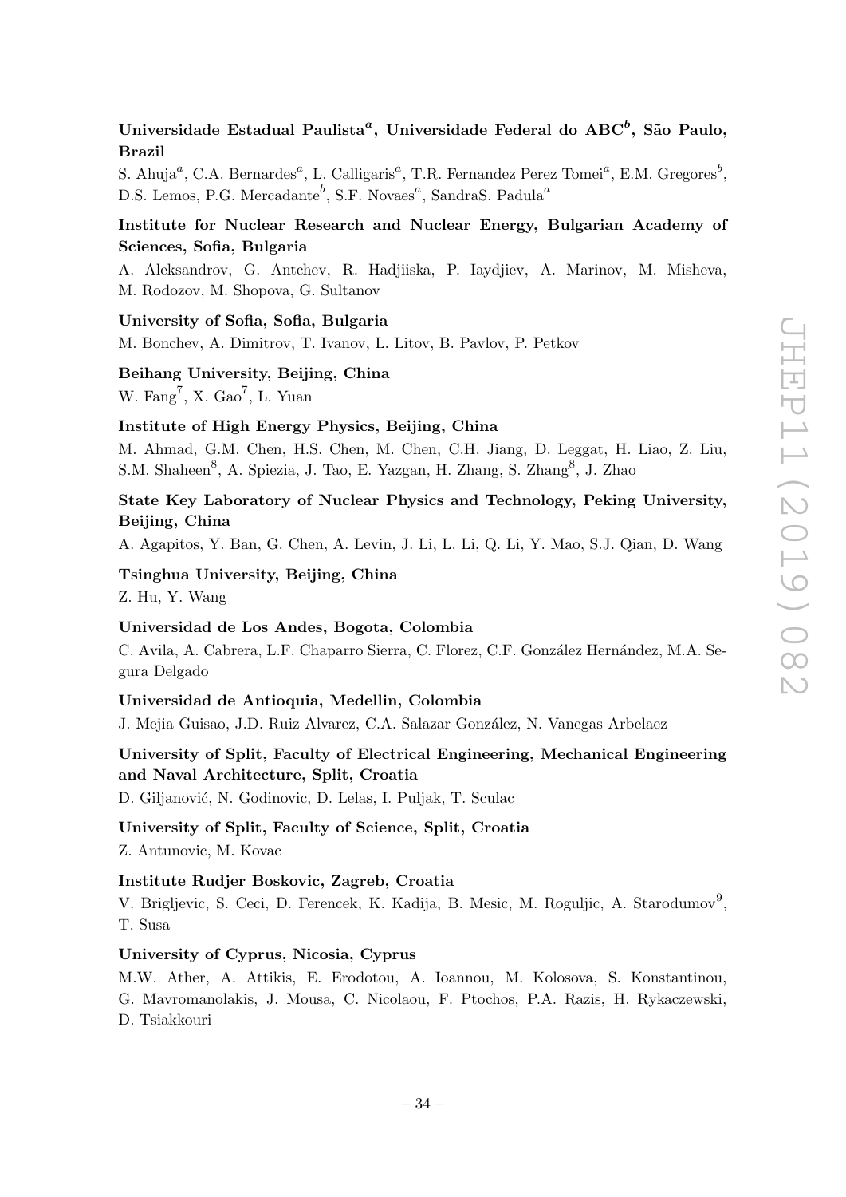**Universidade Estadual Paulista[a], Universidade Federal do ABC[b], São Paulo, Brazil**

S. Ahuja[a], C.A. Bernardes[a], L. Calligaris[a], T.R. Fernandez Perez Tomei[a], E.M. Gregores[b], D.S. Lemos, P.G. Mercadante[b], S.F. Novaes[a], SandraS. Padula[a]

**Institute for Nuclear Research and Nuclear Energy, Bulgarian Academy of Sciences, Sofia, Bulgaria**

A. Aleksandrov, G. Antchev, R. Hadjiiska, P. Iaydjiev, A. Marinov, M. Misheva, M. Rodozov, M. Shopova, G. Sultanov

**University of Sofia, Sofia, Bulgaria**

M. Bonchev, A. Dimitrov, T. Ivanov, L. Litov, B. Pavlov, P. Petkov

**Beihang University, Beijing, China**

W. Fang[7], X. Gao[7], L. Yuan

**Institute of High Energy Physics, Beijing, China**

M. Ahmad, G.M. Chen, H.S. Chen, M. Chen, C.H. Jiang, D. Leggat, H. Liao, Z. Liu, S.M. Shaheen[8], A. Spiezia, J. Tao, E. Yazgan, H. Zhang, S. Zhang[8], J. Zhao

**State Key Laboratory of Nuclear Physics and Technology, Peking University, Beijing, China**

A. Agapitos, Y. Ban, G. Chen, A. Levin, J. Li, L. Li, Q. Li, Y. Mao, S.J. Qian, D. Wang

**Tsinghua University, Beijing, China**

Z. Hu, Y. Wang

**Universidad de Los Andes, Bogota, Colombia**

C. Avila, A. Cabrera, L.F. Chaparro Sierra, C. Florez, C.F. González Hernández, M.A. Segura Delgado

**Universidad de Antioquia, Medellin, Colombia**

J. Mejia Guisao, J.D. Ruiz Alvarez, C.A. Salazar González, N. Vanegas Arbelaez

**University of Split, Faculty of Electrical Engineering, Mechanical Engineering and Naval Architecture, Split, Croatia**

D. Giljanović, N. Godinovic, D. Lelas, I. Puljak, T. Sculac

**University of Split, Faculty of Science, Split, Croatia**

Z. Antunovic, M. Kovac

**Institute Rudjer Boskovic, Zagreb, Croatia**

V. Brigljevic, S. Ceci, D. Ferencek, K. Kadija, B. Mesic, M. Roguljic, A. Starodumov[9], T. Susa

**University of Cyprus, Nicosia, Cyprus**

M.W. Ather, A. Attikis, E. Erodotou, A. Ioannou, M. Kolosova, S. Konstantinou, G. Mavromanolakis, J. Mousa, C. Nicolaou, F. Ptochos, P.A. Razis, H. Rykaczewski, D. Tsiakkouri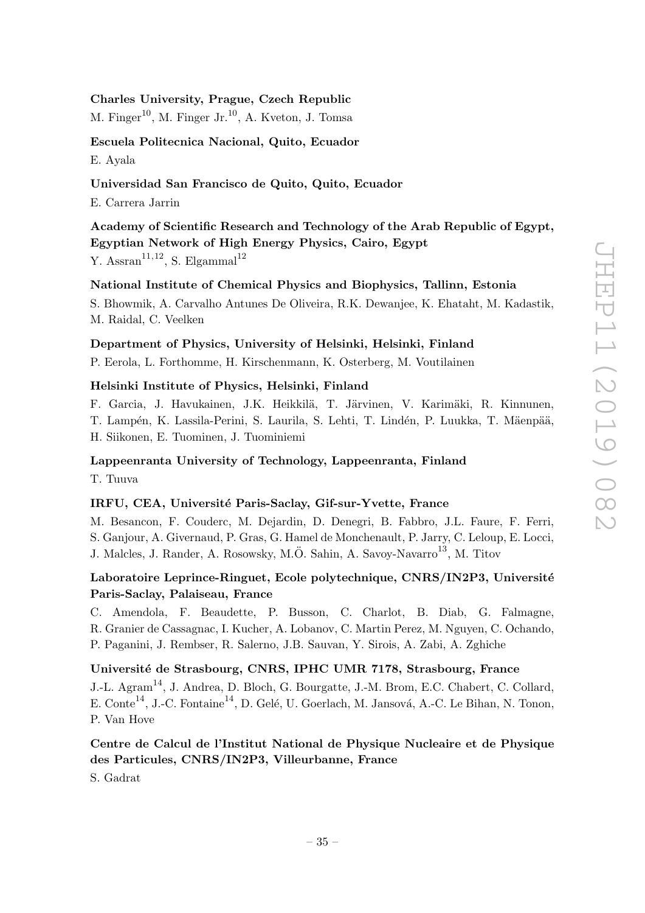**Charles University, Prague, Czech Republic**

M. Finger[10], M. Finger Jr.[10], A. Kveton, J. Tomsa

**Escuela Politecnica Nacional, Quito, Ecuador**

E. Ayala

**Universidad San Francisco de Quito, Quito, Ecuador**

E. Carrera Jarrin

**Academy of Scientific Research and Technology of the Arab Republic of Egypt, Egyptian Network of High Energy Physics, Cairo, Egypt**

Y. Assran[11,12], S. Elgammal[12]

**National Institute of Chemical Physics and Biophysics, Tallinn, Estonia**

S. Bhowmik, A. Carvalho Antunes De Oliveira, R.K. Dewanjee, K. Ehataht, M. Kadastik, M. Raidal, C. Veelken

**Department of Physics, University of Helsinki, Helsinki, Finland**

P. Eerola, L. Forthomme, H. Kirschenmann, K. Osterberg, M. Voutilainen

**Helsinki Institute of Physics, Helsinki, Finland**

F. Garcia, J. Havukainen, J.K. Heikkilä, T. Järvinen, V. Karimäki, R. Kinnunen, T. Lampén, K. Lassila-Perini, S. Laurila, S. Lehti, T. Lindén, P. Luukka, T. Mäenpää, H. Siikonen, E. Tuominen, J. Tuominiemi

**Lappeenranta University of Technology, Lappeenranta, Finland**

T. Tuuva

**IRFU, CEA, Université Paris-Saclay, Gif-sur-Yvette, France**

M. Besancon, F. Couderc, M. Dejardin, D. Denegri, B. Fabbro, J.L. Faure, F. Ferri, S. Ganjour, A. Givernaud, P. Gras, G. Hamel de Monchenault, P. Jarry, C. Leloup, E. Locci, J. Malcles, J. Rander, A. Rosowsky, M.Ö. Sahin, A. Savoy-Navarro[13], M. Titov

**Laboratoire Leprince-Ringuet, Ecole polytechnique, CNRS/IN2P3, Université Paris-Saclay, Palaiseau, France**

C. Amendola, F. Beaudette, P. Busson, C. Charlot, B. Diab, G. Falmagne, R. Granier de Cassagnac, I. Kucher, A. Lobanov, C. Martin Perez, M. Nguyen, C. Ochando, P. Paganini, J. Rembser, R. Salerno, J.B. Sauvan, Y. Sirois, A. Zabi, A. Zghiche

**Université de Strasbourg, CNRS, IPHC UMR 7178, Strasbourg, France**

J.-L. Agram[14], J. Andrea, D. Bloch, G. Bourgatte, J.-M. Brom, E.C. Chabert, C. Collard, E. Conte[14], J.-C. Fontaine[14], D. Gelé, U. Goerlach, M. Jansová, A.-C. Le Bihan, N. Tonon, P. Van Hove

**Centre de Calcul de l'Institut National de Physique Nucleaire et de Physique des Particules, CNRS/IN2P3, Villeurbanne, France**

S. Gadrat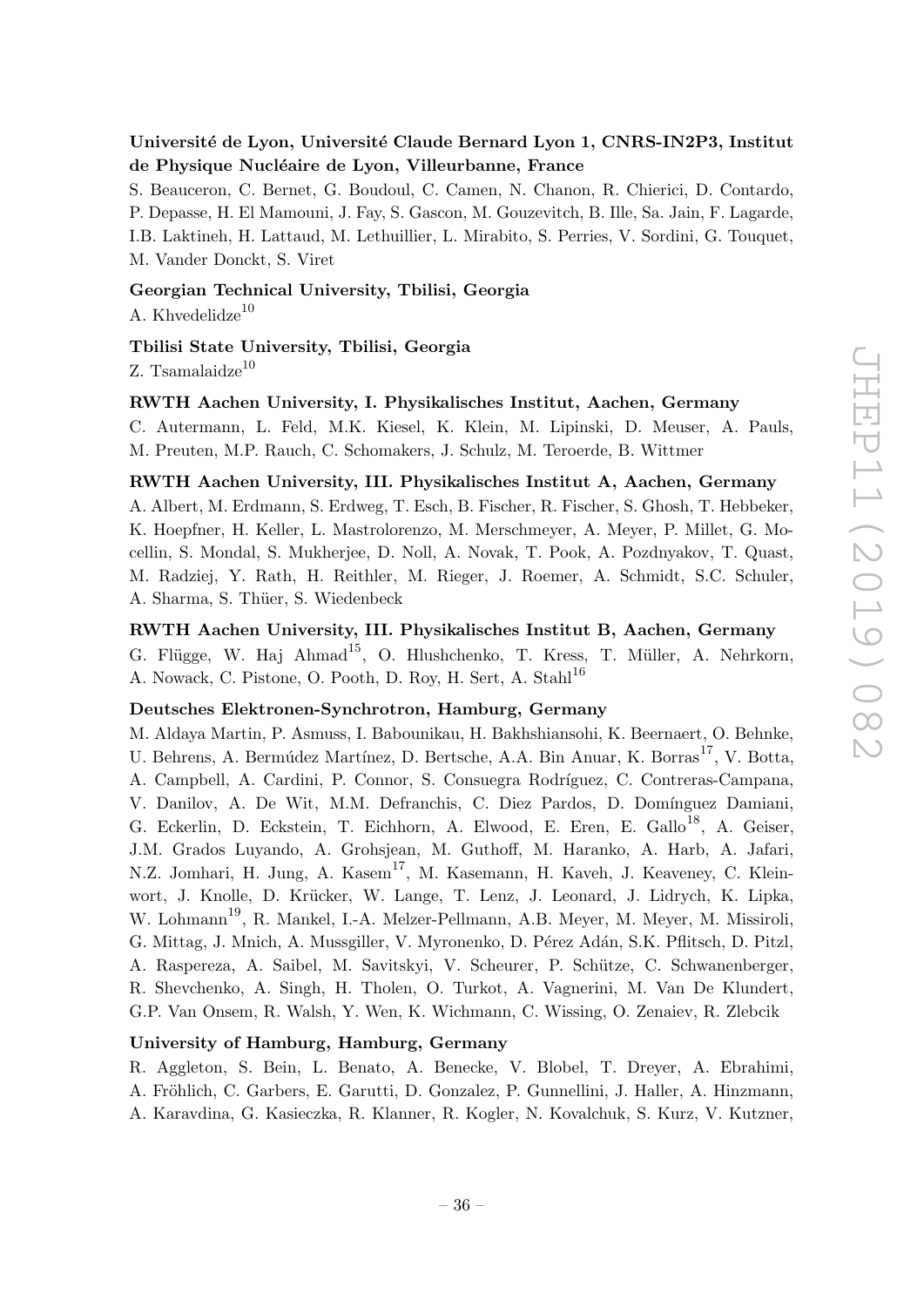**Université de Lyon, Université Claude Bernard Lyon 1, CNRS-IN2P3, Institut de Physique Nucléaire de Lyon, Villeurbanne, France**

S. Beauceron, C. Bernet, G. Boudoul, C. Camen, N. Chanon, R. Chierici, D. Contardo, P. Depasse, H. El Mamouni, J. Fay, S. Gascon, M. Gouzevitch, B. Ille, Sa. Jain, F. Lagarde, I.B. Laktineh, H. Lattaud, M. Lethuillier, L. Mirabito, S. Perries, V. Sordini, G. Touquet, M. Vander Donckt, S. Viret

**Georgian Technical University, Tbilisi, Georgia**

A. Khvedelidze[10]

**Tbilisi State University, Tbilisi, Georgia**

Z. Tsamalaidze[10]

**RWTH Aachen University, I. Physikalisches Institut, Aachen, Germany**

C. Autermann, L. Feld, M.K. Kiesel, K. Klein, M. Lipinski, D. Meuser, A. Pauls, M. Preuten, M.P. Rauch, C. Schomakers, J. Schulz, M. Teroerde, B. Wittmer

**RWTH Aachen University, III. Physikalisches Institut A, Aachen, Germany**

A. Albert, M. Erdmann, S. Erdweg, T. Esch, B. Fischer, R. Fischer, S. Ghosh, T. Hebbeker, K. Hoepfner, H. Keller, L. Mastrolorenzo, M. Merschmeyer, A. Meyer, P. Millet, G. Mocellin, S. Mondal, S. Mukherjee, D. Noll, A. Novak, T. Pook, A. Pozdnyakov, T. Quast, M. Radziej, Y. Rath, H. Reithler, M. Rieger, J. Roemer, A. Schmidt, S.C. Schuler, A. Sharma, S. Thüer, S. Wiedenbeck

**RWTH Aachen University, III. Physikalisches Institut B, Aachen, Germany**

G. Flügge, W. Haj Ahmad[15], O. Hlushchenko, T. Kress, T. Müller, A. Nehrkorn, A. Nowack, C. Pistone, O. Pooth, D. Roy, H. Sert, A. Stahl[16]

**Deutsches Elektronen-Synchrotron, Hamburg, Germany**

M. Aldaya Martin, P. Asmuss, I. Babounikau, H. Bakhshiansohi, K. Beernaert, O. Behnke, U. Behrens, A. Bermúdez Martínez, D. Bertsche, A.A. Bin Anuar, K. Borras[17], V. Botta, A. Campbell, A. Cardini, P. Connor, S. Consuegra Rodríguez, C. Contreras-Campana, V. Danilov, A. De Wit, M.M. Defranchis, C. Diez Pardos, D. Domínguez Damiani, G. Eckerlin, D. Eckstein, T. Eichhorn, A. Elwood, E. Eren, E. Gallo[18], A. Geiser, J.M. Grados Luyando, A. Grohsjean, M. Guthoff, M. Haranko, A. Harb, A. Jafari, N.Z. Jomhari, H. Jung, A. Kasem[17], M. Kasemann, H. Kaveh, J. Keaveney, C. Kleinwort, J. Knolle, D. Krücker, W. Lange, T. Lenz, J. Leonard, J. Lidrych, K. Lipka, W. Lohmann[19], R. Mankel, I.-A. Melzer-Pellmann, A.B. Meyer, M. Meyer, M. Missiroli, G. Mittag, J. Mnich, A. Mussgiller, V. Myronenko, D. Pérez Adán, S.K. Pflitsch, D. Pitzl, A. Raspereza, A. Saibel, M. Savitskyi, V. Scheurer, P. Schütze, C. Schwanenberger, R. Shevchenko, A. Singh, H. Tholen, O. Turkot, A. Vagnerini, M. Van De Klundert, G.P. Van Onsem, R. Walsh, Y. Wen, K. Wichmann, C. Wissing, O. Zenaiev, R. Zlebcik

**University of Hamburg, Hamburg, Germany**

R. Aggleton, S. Bein, L. Benato, A. Benecke, V. Blobel, T. Dreyer, A. Ebrahimi, A. Fröhlich, C. Garbers, E. Garutti, D. Gonzalez, P. Gunnellini, J. Haller, A. Hinzmann, A. Karavdina, G. Kasieczka, R. Klanner, R. Kogler, N. Kovalchuk, S. Kurz, V. Kutzner,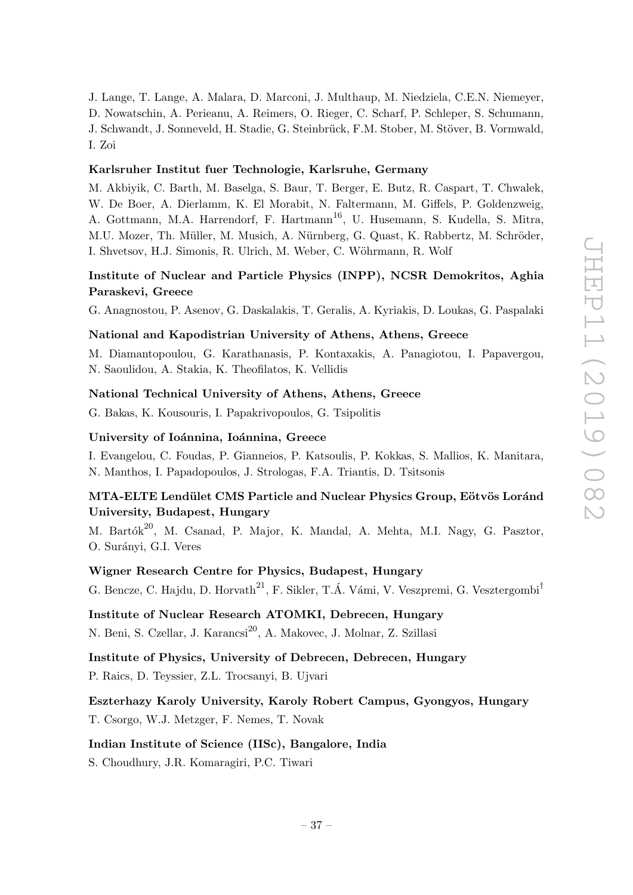J. Lange, T. Lange, A. Malara, D. Marconi, J. Multhaup, M. Niedziela, C.E.N. Niemeyer, D. Nowatschin, A. Perieanu, A. Reimers, O. Rieger, C. Scharf, P. Schleper, S. Schumann, J. Schwandt, J. Sonneveld, H. Stadie, G. Steinbrück, F.M. Stober, M. Stöver, B. Vormwald, I. Zoi

**Karlsruher Institut fuer Technologie, Karlsruhe, Germany**

M. Akbiyik, C. Barth, M. Baselga, S. Baur, T. Berger, E. Butz, R. Caspart, T. Chwalek, W. De Boer, A. Dierlamm, K. El Morabit, N. Faltermann, M. Giffels, P. Goldenzweig, A. Gottmann, M.A. Harrendorf, F. Hartmann[16], U. Husemann, S. Kudella, S. Mitra, M.U. Mozer, Th. Müller, M. Musich, A. Nürnberg, G. Quast, K. Rabbertz, M. Schröder, I. Shvetsov, H.J. Simonis, R. Ulrich, M. Weber, C. Wöhrmann, R. Wolf

**Institute of Nuclear and Particle Physics (INPP), NCSR Demokritos, Aghia Paraskevi, Greece**

G. Anagnostou, P. Asenov, G. Daskalakis, T. Geralis, A. Kyriakis, D. Loukas, G. Paspalaki

**National and Kapodistrian University of Athens, Athens, Greece**

M. Diamantopoulou, G. Karathanasis, P. Kontaxakis, A. Panagiotou, I. Papavergou, N. Saoulidou, A. Stakia, K. Theofilatos, K. Vellidis

**National Technical University of Athens, Athens, Greece**

G. Bakas, K. Kousouris, I. Papakrivopoulos, G. Tsipolitis

**University of Ioánnina, Ioánnina, Greece**

I. Evangelou, C. Foudas, P. Gianneios, P. Katsoulis, P. Kokkas, S. Mallios, K. Manitara, N. Manthos, I. Papadopoulos, J. Strologas, F.A. Triantis, D. Tsitsonis

**MTA-ELTE Lendület CMS Particle and Nuclear Physics Group, Eötvös Loránd University, Budapest, Hungary**

M. Bartók[20], M. Csanad, P. Major, K. Mandal, A. Mehta, M.I. Nagy, G. Pasztor, O. Surányi, G.I. Veres

**Wigner Research Centre for Physics, Budapest, Hungary**

G. Bencze, C. Hajdu, D. Horvath[21], F. Sikler, T.Á. Vámi, V. Veszpremi, G. Vesztergombi[†]

**Institute of Nuclear Research ATOMKI, Debrecen, Hungary**

N. Beni, S. Czellar, J. Karancsi[20], A. Makovec, J. Molnar, Z. Szillasi

**Institute of Physics, University of Debrecen, Debrecen, Hungary**

P. Raics, D. Teyssier, Z.L. Trocsanyi, B. Ujvari

**Eszterhazy Karoly University, Karoly Robert Campus, Gyongyos, Hungary**

T. Csorgo, W.J. Metzger, F. Nemes, T. Novak

**Indian Institute of Science (IISc), Bangalore, India**

S. Choudhury, J.R. Komaragiri, P.C. Tiwari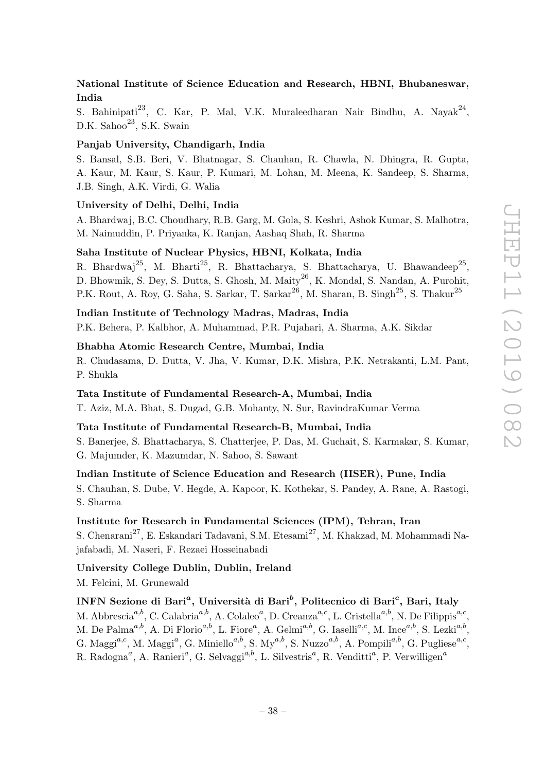**National Institute of Science Education and Research, HBNI, Bhubaneswar, India**

S. Bahinipati[23], C. Kar, P. Mal, V.K. Muraleedharan Nair Bindhu, A. Nayak[24], D.K. Sahoo[23], S.K. Swain

**Panjab University, Chandigarh, India**

S. Bansal, S.B. Beri, V. Bhatnagar, S. Chauhan, R. Chawla, N. Dhingra, R. Gupta, A. Kaur, M. Kaur, S. Kaur, P. Kumari, M. Lohan, M. Meena, K. Sandeep, S. Sharma, J.B. Singh, A.K. Virdi, G. Walia

**University of Delhi, Delhi, India**

A. Bhardwaj, B.C. Choudhary, R.B. Garg, M. Gola, S. Keshri, Ashok Kumar, S. Malhotra, M. Naimuddin, P. Priyanka, K. Ranjan, Aashaq Shah, R. Sharma

**Saha Institute of Nuclear Physics, HBNI, Kolkata, India**

R. Bhardwaj[25], M. Bharti[25], R. Bhattacharya, S. Bhattacharya, U. Bhawandeep[25], D. Bhowmik, S. Dey, S. Dutta, S. Ghosh, M. Maity[26], K. Mondal, S. Nandan, A. Purohit, P.K. Rout, A. Roy, G. Saha, S. Sarkar, T. Sarkar[26], M. Sharan, B. Singh[25], S. Thakur[25]

**Indian Institute of Technology Madras, Madras, India**

P.K. Behera, P. Kalbhor, A. Muhammad, P.R. Pujahari, A. Sharma, A.K. Sikdar

**Bhabha Atomic Research Centre, Mumbai, India**

R. Chudasama, D. Dutta, V. Jha, V. Kumar, D.K. Mishra, P.K. Netrakanti, L.M. Pant, P. Shukla

**Tata Institute of Fundamental Research-A, Mumbai, India**

T. Aziz, M.A. Bhat, S. Dugad, G.B. Mohanty, N. Sur, RavindraKumar Verma

**Tata Institute of Fundamental Research-B, Mumbai, India**

S. Banerjee, S. Bhattacharya, S. Chatterjee, P. Das, M. Guchait, S. Karmakar, S. Kumar, G. Majumder, K. Mazumdar, N. Sahoo, S. Sawant

**Indian Institute of Science Education and Research (IISER), Pune, India**

S. Chauhan, S. Dube, V. Hegde, A. Kapoor, K. Kothekar, S. Pandey, A. Rane, A. Rastogi, S. Sharma

**Institute for Research in Fundamental Sciences (IPM), Tehran, Iran**

S. Chenarani[27], E. Eskandari Tadavani, S.M. Etesami[27], M. Khakzad, M. Mohammadi Najafabadi, M. Naseri, F. Rezaei Hosseinabadi

**University College Dublin, Dublin, Ireland**

M. Felcini, M. Grunewald

**INFN Sezione di Bari[a], Università di Bari[b], Politecnico di Bari[c], Bari, Italy**

M. Abbrescia[a,b], C. Calabria[a,b], A. Colaleo[a], D. Creanza[a,c], L. Cristella[a,b], N. De Filippis[a,c], M. De Palma[a,b], A. Di Florio[a,b], L. Fiore[a], A. Gelmi[a,b], G. Iaselli[a,c], M. Ince[a,b], S. Lezki[a,b], G. Maggi[a,c], M. Maggi[a], G. Miniello[a,b], S. My[a,b], S. Nuzzo[a,b], A. Pompili[a,b], G. Pugliese[a,c], R. Radogna[a], A. Ranieri[a], G. Selvaggi[a,b], L. Silvestris[a], R. Venditti[a], P. Verwilligen[a]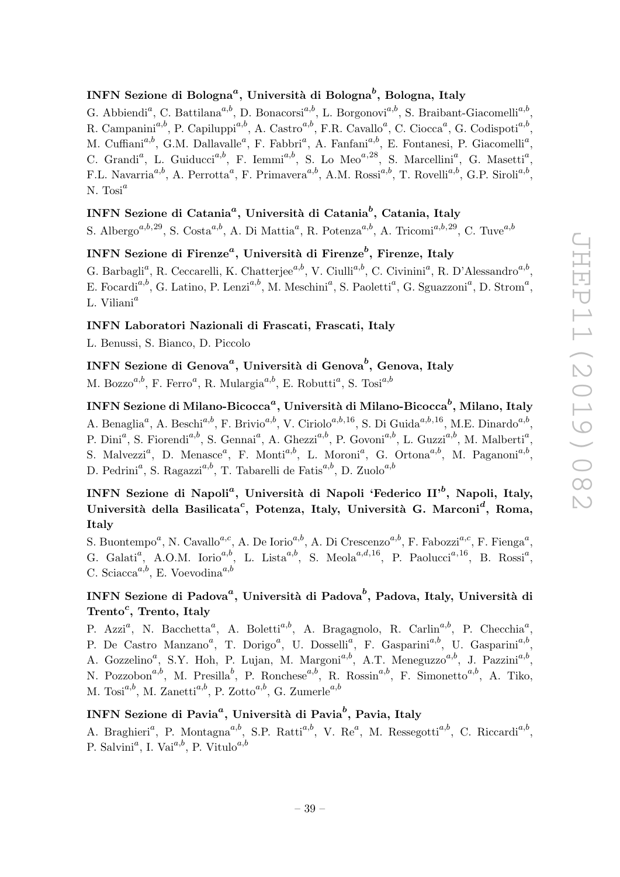### INFN Sezione di Bologna[a], Università di Bologna[b], Bologna, Italy

G. Abbiendi[a], C. Battilana[a,b], D. Bonacorsi[a,b], L. Borgonovi[a,b], S. Braibant-Giacomelli[a,b], R. Campanini[a,b], P. Capiluppi[a,b], A. Castro[a,b], F.R. Cavallo[a], C. Ciocca[a], G. Codispoti[a,b], M. Cuffiani[a,b], G.M. Dallavalle[a], F. Fabbri[a], A. Fanfani[a,b], E. Fontanesi, P. Giacomelli[a], C. Grandi[a], L. Guiducci[a,b], F. Iemmi[a,b], S. Lo Meo[a,28], S. Marcellini[a], G. Masetti[a], F.L. Navarria[a,b], A. Perrotta[a], F. Primavera[a,b], A.M. Rossi[a,b], T. Rovelli[a,b], G.P. Siroli[a,b], N. Tosi[a]

### INFN Sezione di Catania[a], Università di Catania[b], Catania, Italy

S. Albergo[a,b,29], S. Costa[a,b], A. Di Mattia[a], R. Potenza[a,b], A. Tricomi[a,b,29], C. Tuve[a,b]

### INFN Sezione di Firenze[a], Università di Firenze[b], Firenze, Italy

G. Barbagli[a], R. Ceccarelli, K. Chatterjee[a,b], V. Ciulli[a,b], C. Civinini[a], R. D'Alessandro[a,b], E. Focardi[a,b], G. Latino, P. Lenzi[a,b], M. Meschini[a], S. Paoletti[a], G. Sguazzoni[a], D. Strom[a], L. Viliani[a]

### INFN Laboratori Nazionali di Frascati, Frascati, Italy

L. Benussi, S. Bianco, D. Piccolo

### INFN Sezione di Genova[a], Università di Genova[b], Genova, Italy

M. Bozzo[a,b], F. Ferro[a], R. Mulargia[a,b], E. Robutti[a], S. Tosi[a,b]

### INFN Sezione di Milano-Bicocca[a], Università di Milano-Bicocca[b], Milano, Italy

A. Benaglia[a], A. Beschi[a,b], F. Brivio[a,b], V. Ciriolo[a,b,16], S. Di Guida[a,b,16], M.E. Dinardo[a,b], P. Dini[a], S. Fiorendi[a,b], S. Gennai[a], A. Ghezzi[a,b], P. Govoni[a,b], L. Guzzi[a,b], M. Malberti[a], S. Malvezzi[a], D. Menasce[a], F. Monti[a,b], L. Moroni[a], G. Ortona[a,b], M. Paganoni[a,b], D. Pedrini[a], S. Ragazzi[a,b], T. Tabarelli de Fatis[a,b], D. Zuolo[a,b]

### INFN Sezione di Napoli[a], Università di Napoli 'Federico II'[b], Napoli, Italy, Università della Basilicata[c], Potenza, Italy, Università G. Marconi[d], Roma, Italy

S. Buontempo[a], N. Cavallo[a,c], A. De Iorio[a,b], A. Di Crescenzo[a,b], F. Fabozzi[a,c], F. Fienga[a], G. Galati[a], A.O.M. Iorio[a,b], L. Lista[a,b], S. Meola[a,d,16], P. Paolucci[a,16], B. Rossi[a], C. Sciacca[a,b], E. Voevodina[a,b]

### INFN Sezione di Padova[a], Università di Padova[b], Padova, Italy, Università di Trento[c], Trento, Italy

P. Azzi[a], N. Bacchetta[a], A. Boletti[a,b], A. Bragagnolo, R. Carlin[a,b], P. Checchia[a], P. De Castro Manzano[a], T. Dorigo[a], U. Dosselli[a], F. Gasparini[a,b], U. Gasparini[a,b], A. Gozzelino[a], S.Y. Hoh, P. Lujan, M. Margoni[a,b], A.T. Meneguzzo[a,b], J. Pazzini[a,b], N. Pozzobon[a,b], M. Presilla[b], P. Ronchese[a,b], R. Rossin[a,b], F. Simonetto[a,b], A. Tiko, M. Tosi[a,b], M. Zanetti[a,b], P. Zotto[a,b], G. Zumerle[a,b]

### INFN Sezione di Pavia[a], Università di Pavia[b], Pavia, Italy

A. Braghieri[a], P. Montagna[a,b], S.P. Ratti[a,b], V. Re[a], M. Ressegotti[a,b], C. Riccardi[a,b], P. Salvini[a], I. Vai[a,b], P. Vitulo[a,b]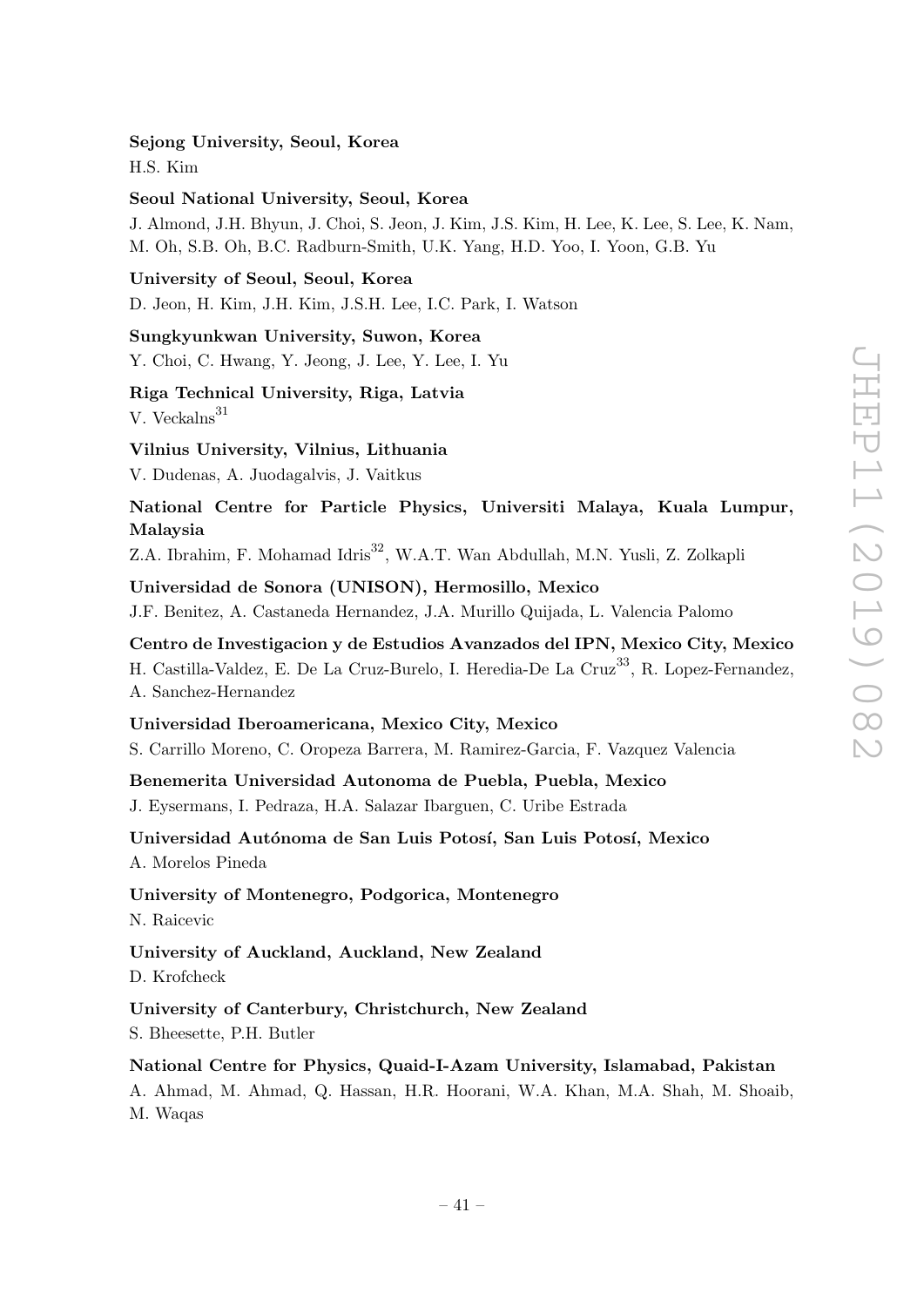**Sejong University, Seoul, Korea**

H.S. Kim

**Seoul National University, Seoul, Korea**

J. Almond, J.H. Bhyun, J. Choi, S. Jeon, J. Kim, J.S. Kim, H. Lee, K. Lee, S. Lee, K. Nam, M. Oh, S.B. Oh, B.C. Radburn-Smith, U.K. Yang, H.D. Yoo, I. Yoon, G.B. Yu

**University of Seoul, Seoul, Korea**

D. Jeon, H. Kim, J.H. Kim, J.S.H. Lee, I.C. Park, I. Watson

**Sungkyunkwan University, Suwon, Korea**

Y. Choi, C. Hwang, Y. Jeong, J. Lee, Y. Lee, I. Yu

**Riga Technical University, Riga, Latvia**

V. Veckalns[31]

**Vilnius University, Vilnius, Lithuania**

V. Dudenas, A. Juodagalvis, J. Vaitkus

**National Centre for Particle Physics, Universiti Malaya, Kuala Lumpur, Malaysia**

Z.A. Ibrahim, F. Mohamad Idris[32], W.A.T. Wan Abdullah, M.N. Yusli, Z. Zolkapli

**Universidad de Sonora (UNISON), Hermosillo, Mexico**

J.F. Benitez, A. Castaneda Hernandez, J.A. Murillo Quijada, L. Valencia Palomo

**Centro de Investigacion y de Estudios Avanzados del IPN, Mexico City, Mexico**

H. Castilla-Valdez, E. De La Cruz-Burelo, I. Heredia-De La Cruz[33], R. Lopez-Fernandez, A. Sanchez-Hernandez

**Universidad Iberoamericana, Mexico City, Mexico**

S. Carrillo Moreno, C. Oropeza Barrera, M. Ramirez-Garcia, F. Vazquez Valencia

**Benemerita Universidad Autonoma de Puebla, Puebla, Mexico**

J. Eysermans, I. Pedraza, H.A. Salazar Ibarguen, C. Uribe Estrada

**Universidad Autónoma de San Luis Potosí, San Luis Potosí, Mexico**

A. Morelos Pineda

**University of Montenegro, Podgorica, Montenegro**

N. Raicevic

**University of Auckland, Auckland, New Zealand**

D. Krofcheck

**University of Canterbury, Christchurch, New Zealand**

S. Bheesette, P.H. Butler

**National Centre for Physics, Quaid-I-Azam University, Islamabad, Pakistan**

A. Ahmad, M. Ahmad, Q. Hassan, H.R. Hoorani, W.A. Khan, M.A. Shah, M. Shoaib, M. Waqas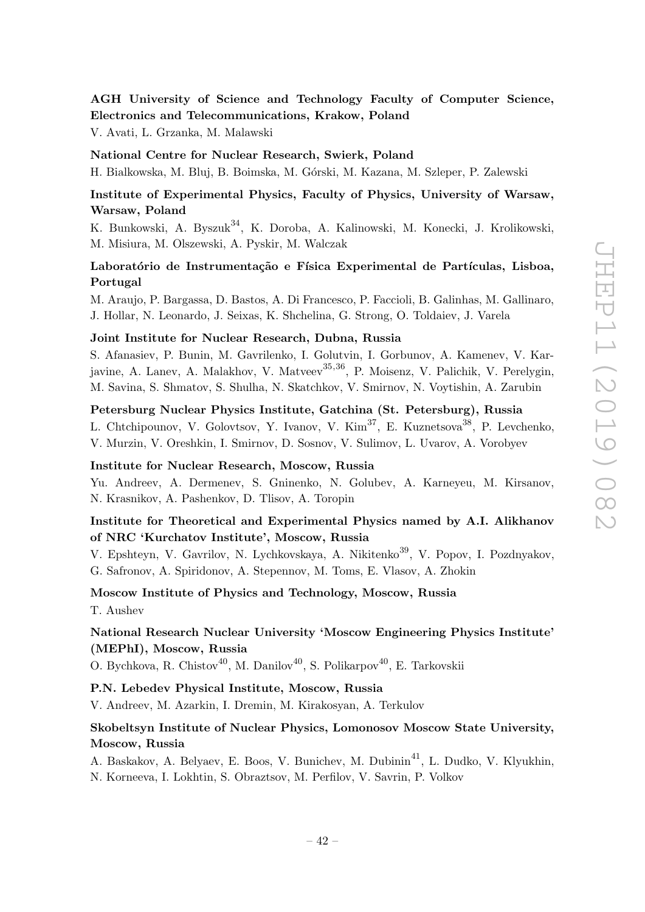**AGH University of Science and Technology Faculty of Computer Science, Electronics and Telecommunications, Krakow, Poland**

V. Avati, L. Grzanka, M. Malawski

**National Centre for Nuclear Research, Swierk, Poland**

H. Bialkowska, M. Bluj, B. Boimska, M. Górski, M. Kazana, M. Szleper, P. Zalewski

**Institute of Experimental Physics, Faculty of Physics, University of Warsaw, Warsaw, Poland**

K. Bunkowski, A. Byszuk[34], K. Doroba, A. Kalinowski, M. Konecki, J. Krolikowski, M. Misiura, M. Olszewski, A. Pyskir, M. Walczak

**Laboratório de Instrumentação e Física Experimental de Partículas, Lisboa, Portugal**

M. Araujo, P. Bargassa, D. Bastos, A. Di Francesco, P. Faccioli, B. Galinhas, M. Gallinaro, J. Hollar, N. Leonardo, J. Seixas, K. Shchelina, G. Strong, O. Toldaiev, J. Varela

**Joint Institute for Nuclear Research, Dubna, Russia**

S. Afanasiev, P. Bunin, M. Gavrilenko, I. Golutvin, I. Gorbunov, A. Kamenev, V. Karjavine, A. Lanev, A. Malakhov, V. Matveev[35,36], P. Moisenz, V. Palichik, V. Perelygin, M. Savina, S. Shmatov, S. Shulha, N. Skatchkov, V. Smirnov, N. Voytishin, A. Zarubin

**Petersburg Nuclear Physics Institute, Gatchina (St. Petersburg), Russia**

L. Chtchipounov, V. Golovtsov, Y. Ivanov, V. Kim[37], E. Kuznetsova[38], P. Levchenko, V. Murzin, V. Oreshkin, I. Smirnov, D. Sosnov, V. Sulimov, L. Uvarov, A. Vorobyev

**Institute for Nuclear Research, Moscow, Russia**

Yu. Andreev, A. Dermenev, S. Gninenko, N. Golubev, A. Karneyeu, M. Kirsanov, N. Krasnikov, A. Pashenkov, D. Tlisov, A. Toropin

**Institute for Theoretical and Experimental Physics named by A.I. Alikhanov of NRC 'Kurchatov Institute', Moscow, Russia**

V. Epshteyn, V. Gavrilov, N. Lychkovskaya, A. Nikitenko[39], V. Popov, I. Pozdnyakov, G. Safronov, A. Spiridonov, A. Stepennov, M. Toms, E. Vlasov, A. Zhokin

**Moscow Institute of Physics and Technology, Moscow, Russia**

T. Aushev

**National Research Nuclear University 'Moscow Engineering Physics Institute' (MEPhI), Moscow, Russia**

O. Bychkova, R. Chistov[40], M. Danilov[40], S. Polikarpov[40], E. Tarkovskii

**P.N. Lebedev Physical Institute, Moscow, Russia**

V. Andreev, M. Azarkin, I. Dremin, M. Kirakosyan, A. Terkulov

**Skobeltsyn Institute of Nuclear Physics, Lomonosov Moscow State University, Moscow, Russia**

A. Baskakov, A. Belyaev, E. Boos, V. Bunichev, M. Dubinin[41], L. Dudko, V. Klyukhin, N. Korneeva, I. Lokhtin, S. Obraztsov, M. Perfilov, V. Savrin, P. Volkov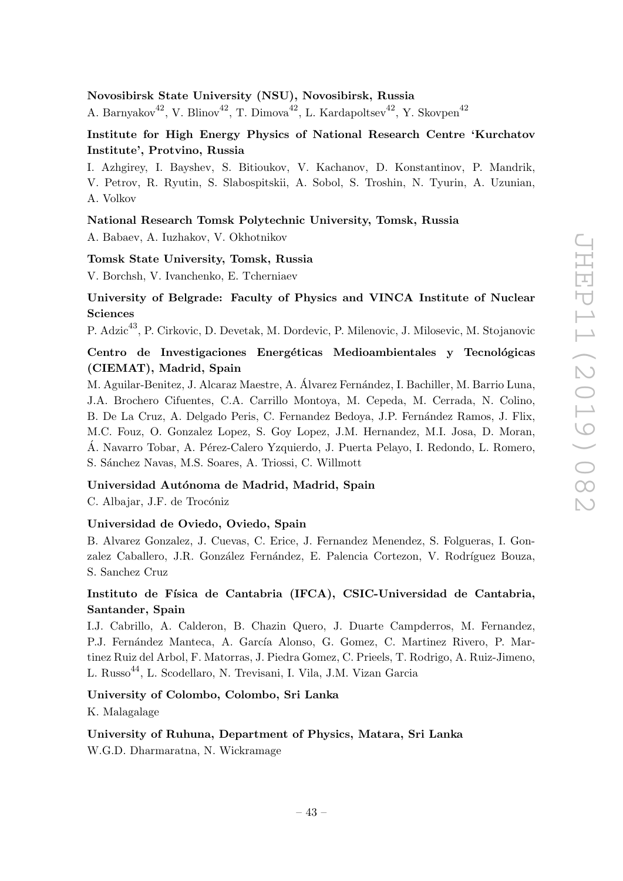**Novosibirsk State University (NSU), Novosibirsk, Russia**

A. Barnyakov[42], V. Blinov[42], T. Dimova[42], L. Kardapoltsev[42], Y. Skovpen[42]

**Institute for High Energy Physics of National Research Centre 'Kurchatov Institute', Protvino, Russia**

I. Azhgirey, I. Bayshev, S. Bitioukov, V. Kachanov, D. Konstantinov, P. Mandrik, V. Petrov, R. Ryutin, S. Slabospitskii, A. Sobol, S. Troshin, N. Tyurin, A. Uzunian, A. Volkov

**National Research Tomsk Polytechnic University, Tomsk, Russia**

A. Babaev, A. Iuzhakov, V. Okhotnikov

**Tomsk State University, Tomsk, Russia**

V. Borchsh, V. Ivanchenko, E. Tcherniaev

**University of Belgrade: Faculty of Physics and VINCA Institute of Nuclear Sciences**

P. Adzic[43], P. Cirkovic, D. Devetak, M. Dordevic, P. Milenovic, J. Milosevic, M. Stojanovic

**Centro de Investigaciones Energéticas Medioambientales y Tecnológicas (CIEMAT), Madrid, Spain**

M. Aguilar-Benitez, J. Alcaraz Maestre, A. Álvarez Fernández, I. Bachiller, M. Barrio Luna, J.A. Brochero Cifuentes, C.A. Carrillo Montoya, M. Cepeda, M. Cerrada, N. Colino, B. De La Cruz, A. Delgado Peris, C. Fernandez Bedoya, J.P. Fernández Ramos, J. Flix, M.C. Fouz, O. Gonzalez Lopez, S. Goy Lopez, J.M. Hernandez, M.I. Josa, D. Moran, Á. Navarro Tobar, A. Pérez-Calero Yzquierdo, J. Puerta Pelayo, I. Redondo, L. Romero, S. Sánchez Navas, M.S. Soares, A. Triossi, C. Willmott

**Universidad Autónoma de Madrid, Madrid, Spain**

C. Albajar, J.F. de Trocóniz

**Universidad de Oviedo, Oviedo, Spain**

B. Alvarez Gonzalez, J. Cuevas, C. Erice, J. Fernandez Menendez, S. Folgueras, I. Gonzalez Caballero, J.R. González Fernández, E. Palencia Cortezon, V. Rodríguez Bouza, S. Sanchez Cruz

**Instituto de Física de Cantabria (IFCA), CSIC-Universidad de Cantabria, Santander, Spain**

I.J. Cabrillo, A. Calderon, B. Chazin Quero, J. Duarte Campderros, M. Fernandez, P.J. Fernández Manteca, A. García Alonso, G. Gomez, C. Martinez Rivero, P. Martinez Ruiz del Arbol, F. Matorras, J. Piedra Gomez, C. Prieels, T. Rodrigo, A. Ruiz-Jimeno, L. Russo[44], L. Scodellaro, N. Trevisani, I. Vila, J.M. Vizan Garcia

**University of Colombo, Colombo, Sri Lanka**

K. Malagalage

**University of Ruhuna, Department of Physics, Matara, Sri Lanka**

W.G.D. Dharmaratna, N. Wickramage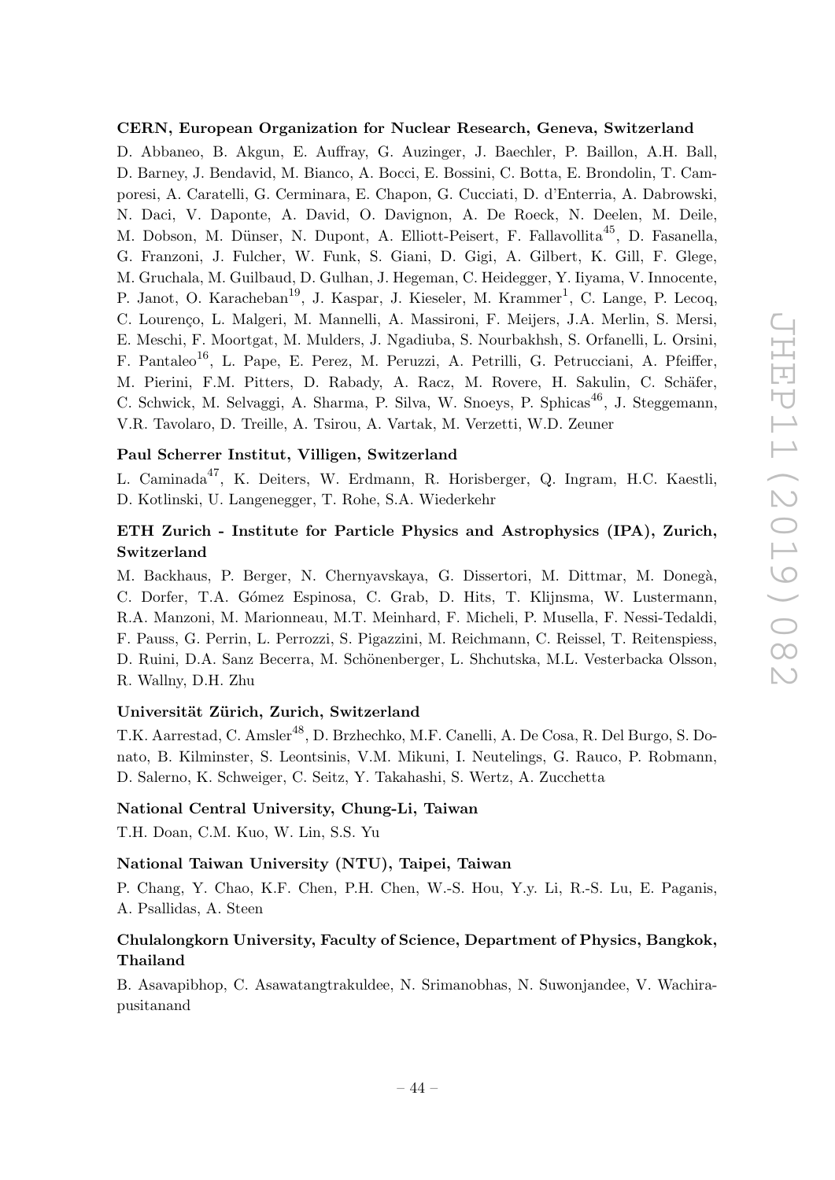**CERN, European Organization for Nuclear Research, Geneva, Switzerland**

D. Abbaneo, B. Akgun, E. Auffray, G. Auzinger, J. Baechler, P. Baillon, A.H. Ball, D. Barney, J. Bendavid, M. Bianco, A. Bocci, E. Bossini, C. Botta, E. Brondolin, T. Camporesi, A. Caratelli, G. Cerminara, E. Chapon, G. Cucciati, D. d'Enterria, A. Dabrowski, N. Daci, V. Daponte, A. David, O. Davignon, A. De Roeck, N. Deelen, M. Deile, M. Dobson, M. Dünser, N. Dupont, A. Elliott-Peisert, F. Fallavollita[45], D. Fasanella, G. Franzoni, J. Fulcher, W. Funk, S. Giani, D. Gigi, A. Gilbert, K. Gill, F. Glege, M. Gruchala, M. Guilbaud, D. Gulhan, J. Hegeman, C. Heidegger, Y. Iiyama, V. Innocente, P. Janot, O. Karacheban[19], J. Kaspar, J. Kieseler, M. Krammer[1], C. Lange, P. Lecoq, C. Lourenço, L. Malgeri, M. Mannelli, A. Massironi, F. Meijers, J.A. Merlin, S. Mersi, E. Meschi, F. Moortgat, M. Mulders, J. Ngadiuba, S. Nourbakhsh, S. Orfanelli, L. Orsini, F. Pantaleo[16], L. Pape, E. Perez, M. Peruzzi, A. Petrilli, G. Petrucciani, A. Pfeiffer, M. Pierini, F.M. Pitters, D. Rabady, A. Racz, M. Rovere, H. Sakulin, C. Schäfer, C. Schwick, M. Selvaggi, A. Sharma, P. Silva, W. Snoeys, P. Sphicas[46], J. Steggemann, V.R. Tavolaro, D. Treille, A. Tsirou, A. Vartak, M. Verzetti, W.D. Zeuner

**Paul Scherrer Institut, Villigen, Switzerland**

L. Caminada[47], K. Deiters, W. Erdmann, R. Horisberger, Q. Ingram, H.C. Kaestli, D. Kotlinski, U. Langenegger, T. Rohe, S.A. Wiederkehr

**ETH Zurich - Institute for Particle Physics and Astrophysics (IPA), Zurich, Switzerland**

M. Backhaus, P. Berger, N. Chernyavskaya, G. Dissertori, M. Dittmar, M. Donegà, C. Dorfer, T.A. Gómez Espinosa, C. Grab, D. Hits, T. Klijnsma, W. Lustermann, R.A. Manzoni, M. Marionneau, M.T. Meinhard, F. Micheli, P. Musella, F. Nessi-Tedaldi, F. Pauss, G. Perrin, L. Perrozzi, S. Pigazzini, M. Reichmann, C. Reissel, T. Reitenspiess, D. Ruini, D.A. Sanz Becerra, M. Schönenberger, L. Shchutska, M.L. Vesterbacka Olsson, R. Wallny, D.H. Zhu

**Universität Zürich, Zurich, Switzerland**

T.K. Aarrestad, C. Amsler[48], D. Brzhechko, M.F. Canelli, A. De Cosa, R. Del Burgo, S. Donato, B. Kilminster, S. Leontsinis, V.M. Mikuni, I. Neutelings, G. Rauco, P. Robmann, D. Salerno, K. Schweiger, C. Seitz, Y. Takahashi, S. Wertz, A. Zucchetta

**National Central University, Chung-Li, Taiwan**

T.H. Doan, C.M. Kuo, W. Lin, S.S. Yu

**National Taiwan University (NTU), Taipei, Taiwan**

P. Chang, Y. Chao, K.F. Chen, P.H. Chen, W.-S. Hou, Y.y. Li, R.-S. Lu, E. Paganis, A. Psallidas, A. Steen

**Chulalongkorn University, Faculty of Science, Department of Physics, Bangkok, Thailand**

B. Asavapibhop, C. Asawatangtrakuldee, N. Srimanobhas, N. Suwonjandee, V. Wachirapusitanand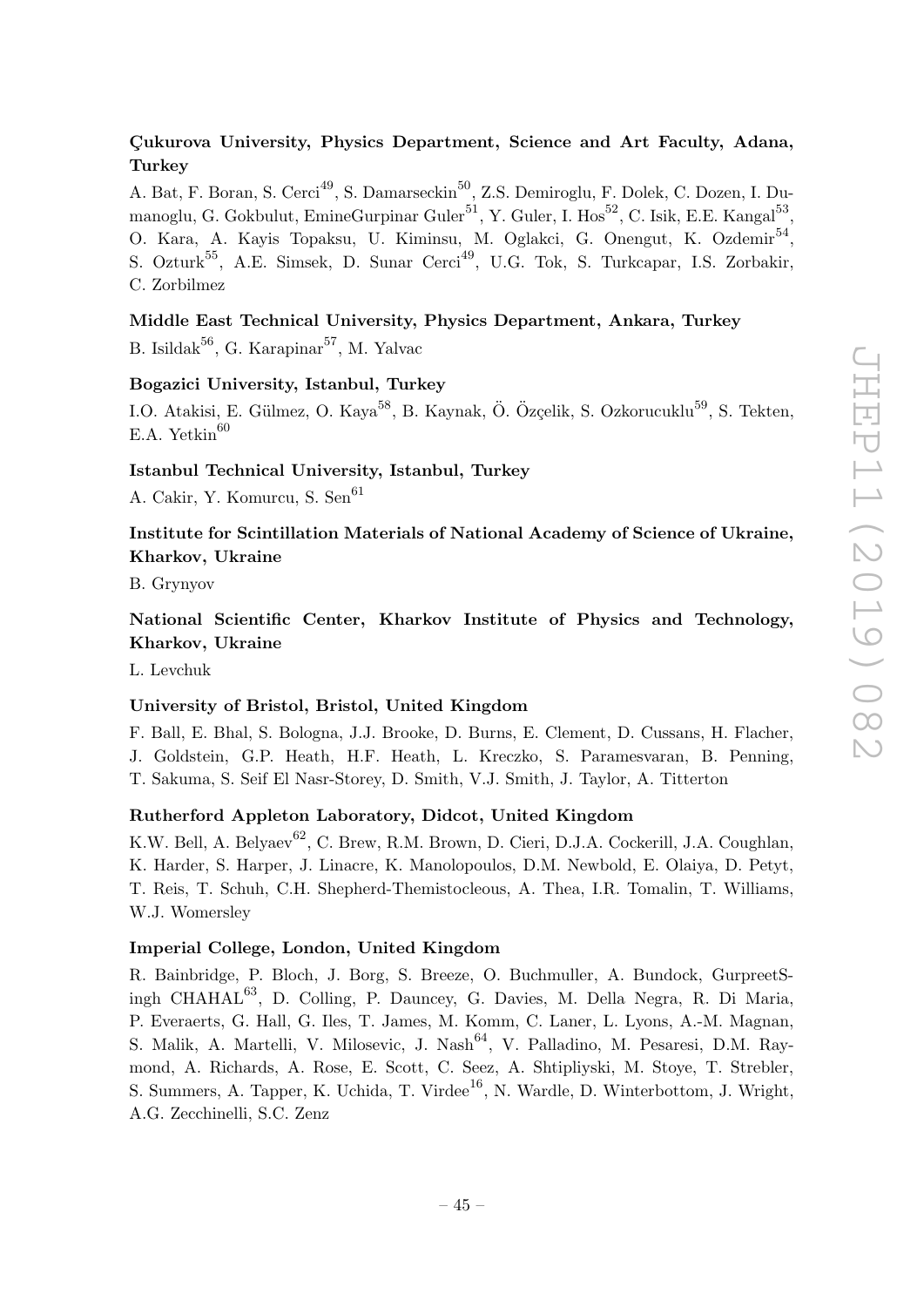**Çukurova University, Physics Department, Science and Art Faculty, Adana, Turkey**

A. Bat, F. Boran, S. Cerci[49], S. Damarseckin[50], Z.S. Demiroglu, F. Dolek, C. Dozen, I. Dumanoglu, G. Gokbulut, EmineGurpinar Guler[51], Y. Guler, I. Hos[52], C. Isik, E.E. Kangal[53], O. Kara, A. Kayis Topaksu, U. Kiminsu, M. Oglakci, G. Onengut, K. Ozdemir[54], S. Ozturk[55], A.E. Simsek, D. Sunar Cerci[49], U.G. Tok, S. Turkcapar, I.S. Zorbakir, C. Zorbilmez

**Middle East Technical University, Physics Department, Ankara, Turkey**

B. Isildak[56], G. Karapinar[57], M. Yalvac

**Bogazici University, Istanbul, Turkey**

I.O. Atakisi, E. Gülmez, O. Kaya[58], B. Kaynak, Ö. Özçelik, S. Ozkorucuklu[59], S. Tekten, E.A. Yetkin[60]

**Istanbul Technical University, Istanbul, Turkey**

A. Cakir, Y. Komurcu, S. Sen[61]

**Institute for Scintillation Materials of National Academy of Science of Ukraine, Kharkov, Ukraine**

B. Grynyov

**National Scientific Center, Kharkov Institute of Physics and Technology, Kharkov, Ukraine**

L. Levchuk

**University of Bristol, Bristol, United Kingdom**

F. Ball, E. Bhal, S. Bologna, J.J. Brooke, D. Burns, E. Clement, D. Cussans, H. Flacher, J. Goldstein, G.P. Heath, H.F. Heath, L. Kreczko, S. Paramesvaran, B. Penning, T. Sakuma, S. Seif El Nasr-Storey, D. Smith, V.J. Smith, J. Taylor, A. Titterton

**Rutherford Appleton Laboratory, Didcot, United Kingdom**

K.W. Bell, A. Belyaev[62], C. Brew, R.M. Brown, D. Cieri, D.J.A. Cockerill, J.A. Coughlan, K. Harder, S. Harper, J. Linacre, K. Manolopoulos, D.M. Newbold, E. Olaiya, D. Petyt, T. Reis, T. Schuh, C.H. Shepherd-Themistocleous, A. Thea, I.R. Tomalin, T. Williams, W.J. Womersley

**Imperial College, London, United Kingdom**

R. Bainbridge, P. Bloch, J. Borg, S. Breeze, O. Buchmuller, A. Bundock, GurpreetSingh CHAHAL[63], D. Colling, P. Dauncey, G. Davies, M. Della Negra, R. Di Maria, P. Everaerts, G. Hall, G. Iles, T. James, M. Komm, C. Laner, L. Lyons, A.-M. Magnan, S. Malik, A. Martelli, V. Milosevic, J. Nash[64], V. Palladino, M. Pesaresi, D.M. Raymond, A. Richards, A. Rose, E. Scott, C. Seez, A. Shtipliyski, M. Stoye, T. Strebler, S. Summers, A. Tapper, K. Uchida, T. Virdee[16], N. Wardle, D. Winterbottom, J. Wright, A.G. Zecchinelli, S.C. Zenz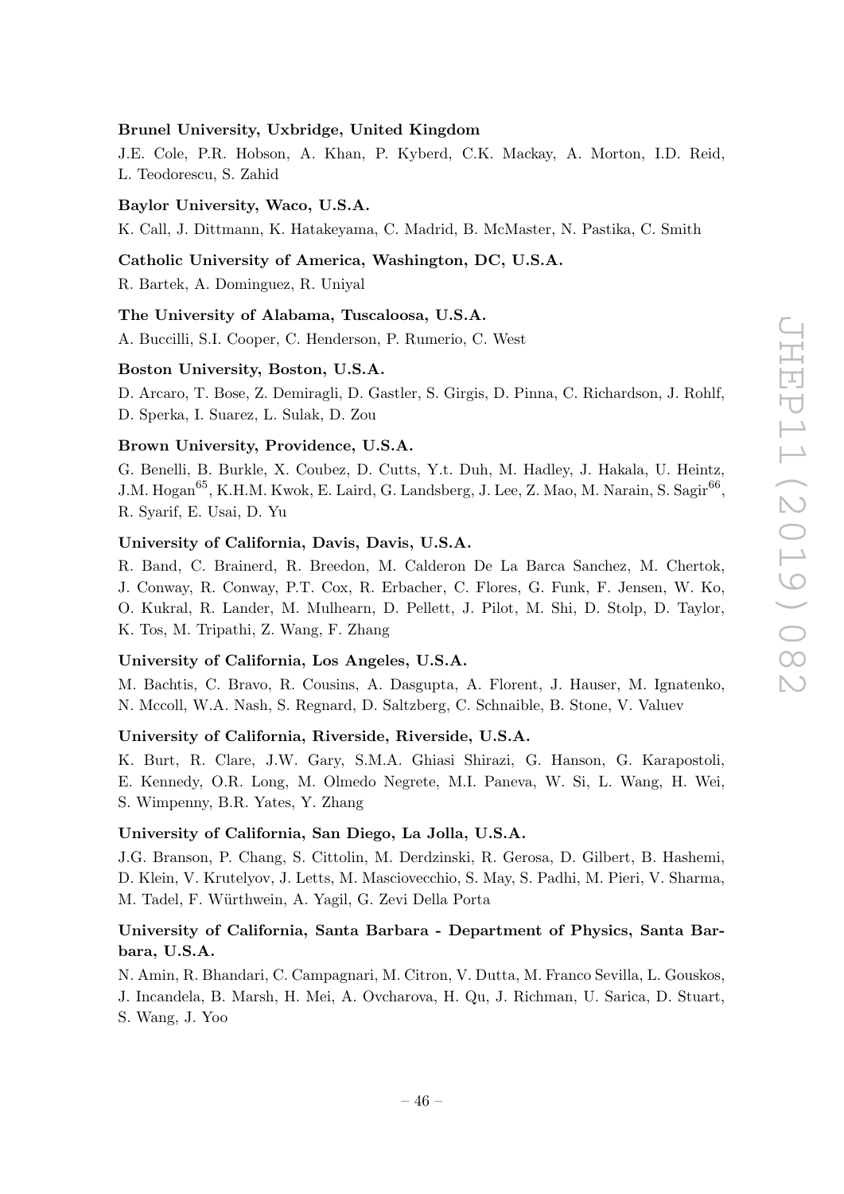**Brunel University, Uxbridge, United Kingdom**

J.E. Cole, P.R. Hobson, A. Khan, P. Kyberd, C.K. Mackay, A. Morton, I.D. Reid, L. Teodorescu, S. Zahid

**Baylor University, Waco, U.S.A.**

K. Call, J. Dittmann, K. Hatakeyama, C. Madrid, B. McMaster, N. Pastika, C. Smith

**Catholic University of America, Washington, DC, U.S.A.**

R. Bartek, A. Dominguez, R. Uniyal

**The University of Alabama, Tuscaloosa, U.S.A.**

A. Buccilli, S.I. Cooper, C. Henderson, P. Rumerio, C. West

**Boston University, Boston, U.S.A.**

D. Arcaro, T. Bose, Z. Demiragli, D. Gastler, S. Girgis, D. Pinna, C. Richardson, J. Rohlf, D. Sperka, I. Suarez, L. Sulak, D. Zou

**Brown University, Providence, U.S.A.**

G. Benelli, B. Burkle, X. Coubez, D. Cutts, Y.t. Duh, M. Hadley, J. Hakala, U. Heintz, J.M. Hogan[65], K.H.M. Kwok, E. Laird, G. Landsberg, J. Lee, Z. Mao, M. Narain, S. Sagir[66], R. Syarif, E. Usai, D. Yu

**University of California, Davis, Davis, U.S.A.**

R. Band, C. Brainerd, R. Breedon, M. Calderon De La Barca Sanchez, M. Chertok, J. Conway, R. Conway, P.T. Cox, R. Erbacher, C. Flores, G. Funk, F. Jensen, W. Ko, O. Kukral, R. Lander, M. Mulhearn, D. Pellett, J. Pilot, M. Shi, D. Stolp, D. Taylor, K. Tos, M. Tripathi, Z. Wang, F. Zhang

**University of California, Los Angeles, U.S.A.**

M. Bachtis, C. Bravo, R. Cousins, A. Dasgupta, A. Florent, J. Hauser, M. Ignatenko, N. Mccoll, W.A. Nash, S. Regnard, D. Saltzberg, C. Schnaible, B. Stone, V. Valuev

**University of California, Riverside, Riverside, U.S.A.**

K. Burt, R. Clare, J.W. Gary, S.M.A. Ghiasi Shirazi, G. Hanson, G. Karapostoli, E. Kennedy, O.R. Long, M. Olmedo Negrete, M.I. Paneva, W. Si, L. Wang, H. Wei, S. Wimpenny, B.R. Yates, Y. Zhang

**University of California, San Diego, La Jolla, U.S.A.**

J.G. Branson, P. Chang, S. Cittolin, M. Derdzinski, R. Gerosa, D. Gilbert, B. Hashemi, D. Klein, V. Krutelyov, J. Letts, M. Masciovecchio, S. May, S. Padhi, M. Pieri, V. Sharma, M. Tadel, F. Würthwein, A. Yagil, G. Zevi Della Porta

**University of California, Santa Barbara - Department of Physics, Santa Barbara, U.S.A.**

N. Amin, R. Bhandari, C. Campagnari, M. Citron, V. Dutta, M. Franco Sevilla, L. Gouskos, J. Incandela, B. Marsh, H. Mei, A. Ovcharova, H. Qu, J. Richman, U. Sarica, D. Stuart, S. Wang, J. Yoo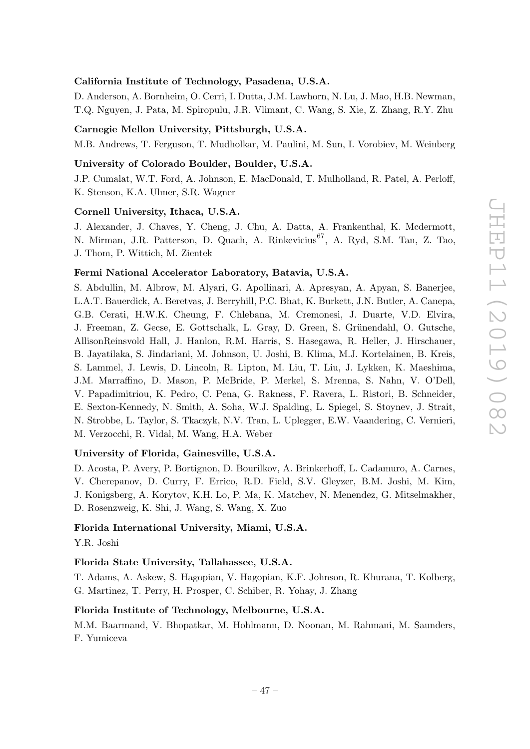**California Institute of Technology, Pasadena, U.S.A.**

D. Anderson, A. Bornheim, O. Cerri, I. Dutta, J.M. Lawhorn, N. Lu, J. Mao, H.B. Newman, T.Q. Nguyen, J. Pata, M. Spiropulu, J.R. Vlimant, C. Wang, S. Xie, Z. Zhang, R.Y. Zhu

**Carnegie Mellon University, Pittsburgh, U.S.A.**

M.B. Andrews, T. Ferguson, T. Mudholkar, M. Paulini, M. Sun, I. Vorobiev, M. Weinberg

**University of Colorado Boulder, Boulder, U.S.A.**

J.P. Cumalat, W.T. Ford, A. Johnson, E. MacDonald, T. Mulholland, R. Patel, A. Perloff, K. Stenson, K.A. Ulmer, S.R. Wagner

**Cornell University, Ithaca, U.S.A.**

J. Alexander, J. Chaves, Y. Cheng, J. Chu, A. Datta, A. Frankenthal, K. Mcdermott, N. Mirman, J.R. Patterson, D. Quach, A. Rinkevicius[67], A. Ryd, S.M. Tan, Z. Tao, J. Thom, P. Wittich, M. Zientek

**Fermi National Accelerator Laboratory, Batavia, U.S.A.**

S. Abdullin, M. Albrow, M. Alyari, G. Apollinari, A. Apresyan, A. Apyan, S. Banerjee, L.A.T. Bauerdick, A. Beretvas, J. Berryhill, P.C. Bhat, K. Burkett, J.N. Butler, A. Canepa, G.B. Cerati, H.W.K. Cheung, F. Chlebana, M. Cremonesi, J. Duarte, V.D. Elvira, J. Freeman, Z. Gecse, E. Gottschalk, L. Gray, D. Green, S. Grünendahl, O. Gutsche, AllisonReinsvold Hall, J. Hanlon, R.M. Harris, S. Hasegawa, R. Heller, J. Hirschauer, B. Jayatilaka, S. Jindariani, M. Johnson, U. Joshi, B. Klima, M.J. Kortelainen, B. Kreis, S. Lammel, J. Lewis, D. Lincoln, R. Lipton, M. Liu, T. Liu, J. Lykken, K. Maeshima, J.M. Marraffino, D. Mason, P. McBride, P. Merkel, S. Mrenna, S. Nahn, V. O'Dell, V. Papadimitriou, K. Pedro, C. Pena, G. Rakness, F. Ravera, L. Ristori, B. Schneider, E. Sexton-Kennedy, N. Smith, A. Soha, W.J. Spalding, L. Spiegel, S. Stoynev, J. Strait, N. Strobbe, L. Taylor, S. Tkaczyk, N.V. Tran, L. Uplegger, E.W. Vaandering, C. Vernieri, M. Verzocchi, R. Vidal, M. Wang, H.A. Weber

**University of Florida, Gainesville, U.S.A.**

D. Acosta, P. Avery, P. Bortignon, D. Bourilkov, A. Brinkerhoff, L. Cadamuro, A. Carnes, V. Cherepanov, D. Curry, F. Errico, R.D. Field, S.V. Gleyzer, B.M. Joshi, M. Kim, J. Konigsberg, A. Korytov, K.H. Lo, P. Ma, K. Matchev, N. Menendez, G. Mitselmakher, D. Rosenzweig, K. Shi, J. Wang, S. Wang, X. Zuo

**Florida International University, Miami, U.S.A.**

Y.R. Joshi

**Florida State University, Tallahassee, U.S.A.**

T. Adams, A. Askew, S. Hagopian, V. Hagopian, K.F. Johnson, R. Khurana, T. Kolberg, G. Martinez, T. Perry, H. Prosper, C. Schiber, R. Yohay, J. Zhang

**Florida Institute of Technology, Melbourne, U.S.A.**

M.M. Baarmand, V. Bhopatkar, M. Hohlmann, D. Noonan, M. Rahmani, M. Saunders, F. Yumiceva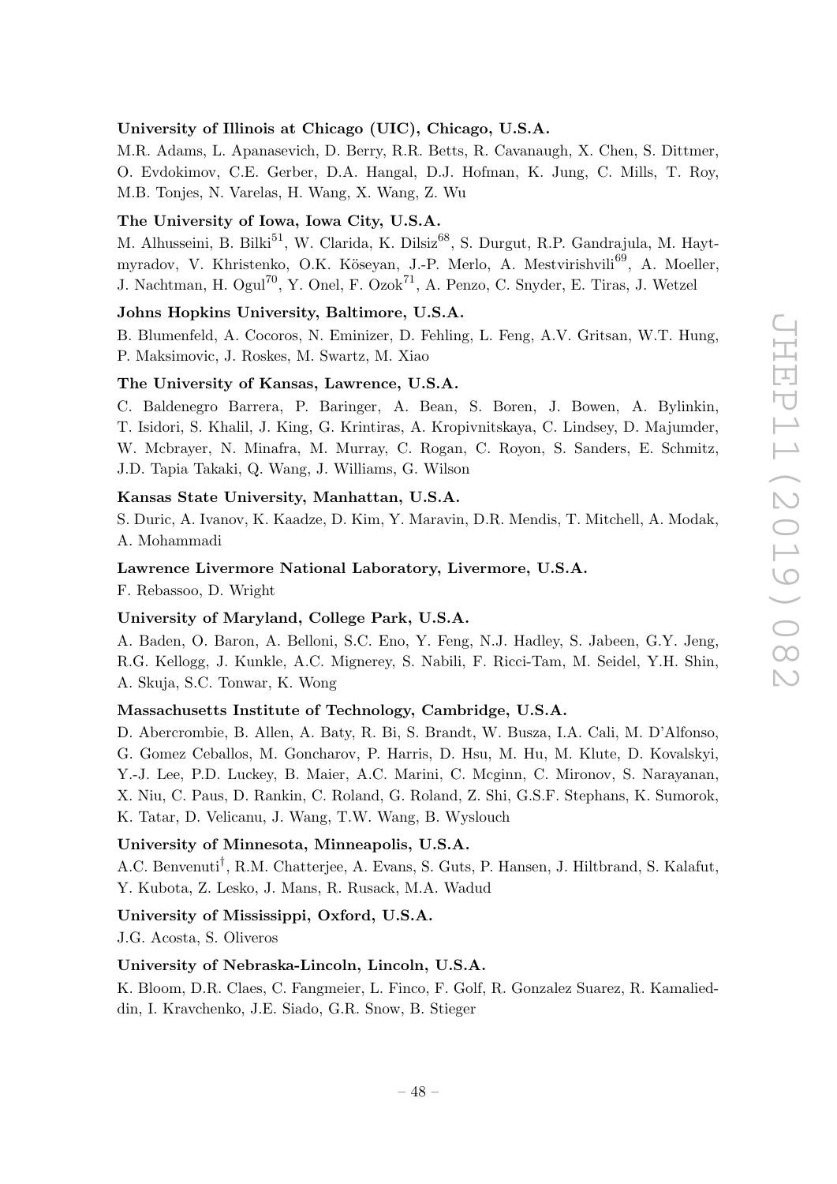**University of Illinois at Chicago (UIC), Chicago, U.S.A.**

M.R. Adams, L. Apanasevich, D. Berry, R.R. Betts, R. Cavanaugh, X. Chen, S. Dittmer, O. Evdokimov, C.E. Gerber, D.A. Hangal, D.J. Hofman, K. Jung, C. Mills, T. Roy, M.B. Tonjes, N. Varelas, H. Wang, X. Wang, Z. Wu

**The University of Iowa, Iowa City, U.S.A.**

M. Alhusseini, B. Bilki[51], W. Clarida, K. Dilsiz[68], S. Durgut, R.P. Gandrajula, M. Haytmyradov, V. Khristenko, O.K. Köseyan, J.-P. Merlo, A. Mestvirishvili[69], A. Moeller, J. Nachtman, H. Ogul[70], Y. Onel, F. Ozok[71], A. Penzo, C. Snyder, E. Tiras, J. Wetzel

**Johns Hopkins University, Baltimore, U.S.A.**

B. Blumenfeld, A. Cocoros, N. Eminizer, D. Fehling, L. Feng, A.V. Gritsan, W.T. Hung, P. Maksimovic, J. Roskes, M. Swartz, M. Xiao

**The University of Kansas, Lawrence, U.S.A.**

C. Baldenegro Barrera, P. Baringer, A. Bean, S. Boren, J. Bowen, A. Bylinkin, T. Isidori, S. Khalil, J. King, G. Krintiras, A. Kropivnitskaya, C. Lindsey, D. Majumder, W. Mcbrayer, N. Minafra, M. Murray, C. Rogan, C. Royon, S. Sanders, E. Schmitz, J.D. Tapia Takaki, Q. Wang, J. Williams, G. Wilson

**Kansas State University, Manhattan, U.S.A.**

S. Duric, A. Ivanov, K. Kaadze, D. Kim, Y. Maravin, D.R. Mendis, T. Mitchell, A. Modak, A. Mohammadi

**Lawrence Livermore National Laboratory, Livermore, U.S.A.**

F. Rebassoo, D. Wright

**University of Maryland, College Park, U.S.A.**

A. Baden, O. Baron, A. Belloni, S.C. Eno, Y. Feng, N.J. Hadley, S. Jabeen, G.Y. Jeng, R.G. Kellogg, J. Kunkle, A.C. Mignerey, S. Nabili, F. Ricci-Tam, M. Seidel, Y.H. Shin, A. Skuja, S.C. Tonwar, K. Wong

**Massachusetts Institute of Technology, Cambridge, U.S.A.**

D. Abercrombie, B. Allen, A. Baty, R. Bi, S. Brandt, W. Busza, I.A. Cali, M. D'Alfonso, G. Gomez Ceballos, M. Goncharov, P. Harris, D. Hsu, M. Hu, M. Klute, D. Kovalskyi, Y.-J. Lee, P.D. Luckey, B. Maier, A.C. Marini, C. Mcginn, C. Mironov, S. Narayanan, X. Niu, C. Paus, D. Rankin, C. Roland, G. Roland, Z. Shi, G.S.F. Stephans, K. Sumorok, K. Tatar, D. Velicanu, J. Wang, T.W. Wang, B. Wyslouch

**University of Minnesota, Minneapolis, U.S.A.**

A.C. Benvenuti[†], R.M. Chatterjee, A. Evans, S. Guts, P. Hansen, J. Hiltbrand, S. Kalafut, Y. Kubota, Z. Lesko, J. Mans, R. Rusack, M.A. Wadud

**University of Mississippi, Oxford, U.S.A.**

J.G. Acosta, S. Oliveros

**University of Nebraska-Lincoln, Lincoln, U.S.A.**

K. Bloom, D.R. Claes, C. Fangmeier, L. Finco, F. Golf, R. Gonzalez Suarez, R. Kamalieddin, I. Kravchenko, J.E. Siado, G.R. Snow, B. Stieger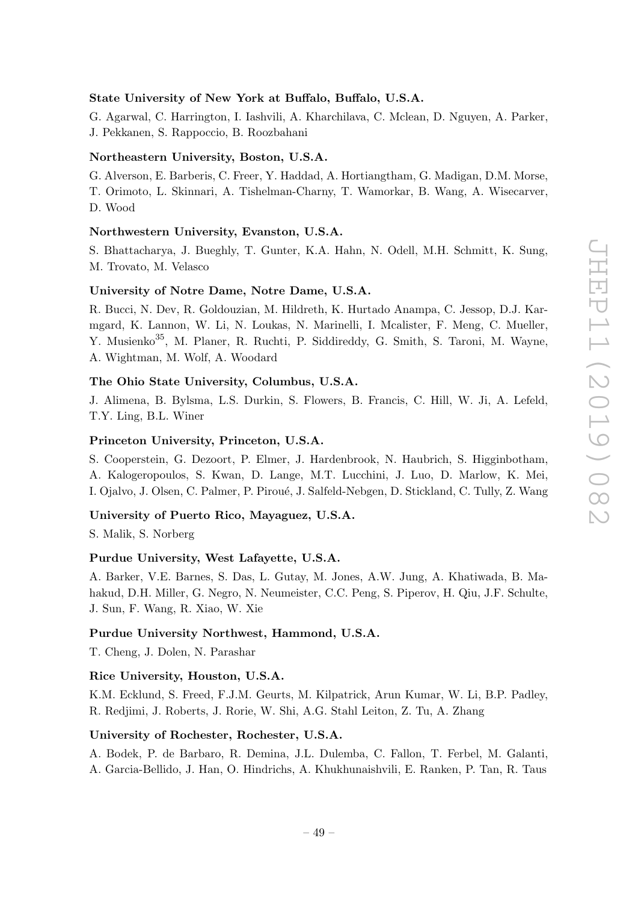**State University of New York at Buffalo, Buffalo, U.S.A.**

G. Agarwal, C. Harrington, I. Iashvili, A. Kharchilava, C. Mclean, D. Nguyen, A. Parker, J. Pekkanen, S. Rappoccio, B. Roozbahani

**Northeastern University, Boston, U.S.A.**

G. Alverson, E. Barberis, C. Freer, Y. Haddad, A. Hortiangtham, G. Madigan, D.M. Morse, T. Orimoto, L. Skinnari, A. Tishelman-Charny, T. Wamorkar, B. Wang, A. Wisecarver, D. Wood

**Northwestern University, Evanston, U.S.A.**

S. Bhattacharya, J. Bueghly, T. Gunter, K.A. Hahn, N. Odell, M.H. Schmitt, K. Sung, M. Trovato, M. Velasco

**University of Notre Dame, Notre Dame, U.S.A.**

R. Bucci, N. Dev, R. Goldouzian, M. Hildreth, K. Hurtado Anampa, C. Jessop, D.J. Karmgard, K. Lannon, W. Li, N. Loukas, N. Marinelli, I. Mcalister, F. Meng, C. Mueller, Y. Musienko[35], M. Planer, R. Ruchti, P. Siddireddy, G. Smith, S. Taroni, M. Wayne, A. Wightman, M. Wolf, A. Woodard

**The Ohio State University, Columbus, U.S.A.**

J. Alimena, B. Bylsma, L.S. Durkin, S. Flowers, B. Francis, C. Hill, W. Ji, A. Lefeld, T.Y. Ling, B.L. Winer

**Princeton University, Princeton, U.S.A.**

S. Cooperstein, G. Dezoort, P. Elmer, J. Hardenbrook, N. Haubrich, S. Higginbotham, A. Kalogeropoulos, S. Kwan, D. Lange, M.T. Lucchini, J. Luo, D. Marlow, K. Mei, I. Ojalvo, J. Olsen, C. Palmer, P. Piroué, J. Salfeld-Nebgen, D. Stickland, C. Tully, Z. Wang

**University of Puerto Rico, Mayaguez, U.S.A.**

S. Malik, S. Norberg

**Purdue University, West Lafayette, U.S.A.**

A. Barker, V.E. Barnes, S. Das, L. Gutay, M. Jones, A.W. Jung, A. Khatiwada, B. Mahakud, D.H. Miller, G. Negro, N. Neumeister, C.C. Peng, S. Piperov, H. Qiu, J.F. Schulte, J. Sun, F. Wang, R. Xiao, W. Xie

**Purdue University Northwest, Hammond, U.S.A.**

T. Cheng, J. Dolen, N. Parashar

**Rice University, Houston, U.S.A.**

K.M. Ecklund, S. Freed, F.J.M. Geurts, M. Kilpatrick, Arun Kumar, W. Li, B.P. Padley, R. Redjimi, J. Roberts, J. Rorie, W. Shi, A.G. Stahl Leiton, Z. Tu, A. Zhang

**University of Rochester, Rochester, U.S.A.**

A. Bodek, P. de Barbaro, R. Demina, J.L. Dulemba, C. Fallon, T. Ferbel, M. Galanti, A. Garcia-Bellido, J. Han, O. Hindrichs, A. Khukhunaishvili, E. Ranken, P. Tan, R. Taus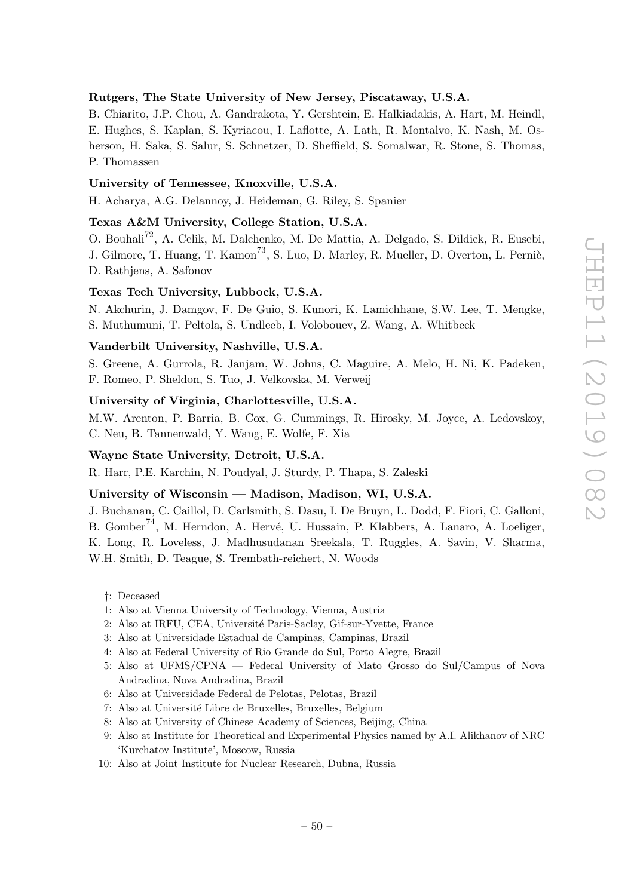**Rutgers, The State University of New Jersey, Piscataway, U.S.A.**

B. Chiarito, J.P. Chou, A. Gandrakota, Y. Gershtein, E. Halkiadakis, A. Hart, M. Heindl, E. Hughes, S. Kaplan, S. Kyriacou, I. Laflotte, A. Lath, R. Montalvo, K. Nash, M. Osherson, H. Saka, S. Salur, S. Schnetzer, D. Sheffield, S. Somalwar, R. Stone, S. Thomas, P. Thomassen

**University of Tennessee, Knoxville, U.S.A.**

H. Acharya, A.G. Delannoy, J. Heideman, G. Riley, S. Spanier

**Texas A&M University, College Station, U.S.A.**

O. Bouhali[72], A. Celik, M. Dalchenko, M. De Mattia, A. Delgado, S. Dildick, R. Eusebi, J. Gilmore, T. Huang, T. Kamon[73], S. Luo, D. Marley, R. Mueller, D. Overton, L. Perniè, D. Rathjens, A. Safonov

**Texas Tech University, Lubbock, U.S.A.**

N. Akchurin, J. Damgov, F. De Guio, S. Kunori, K. Lamichhane, S.W. Lee, T. Mengke, S. Muthumuni, T. Peltola, S. Undleeb, I. Volobouev, Z. Wang, A. Whitbeck

**Vanderbilt University, Nashville, U.S.A.**

S. Greene, A. Gurrola, R. Janjam, W. Johns, C. Maguire, A. Melo, H. Ni, K. Padeken, F. Romeo, P. Sheldon, S. Tuo, J. Velkovska, M. Verweij

**University of Virginia, Charlottesville, U.S.A.**

M.W. Arenton, P. Barria, B. Cox, G. Cummings, R. Hirosky, M. Joyce, A. Ledovskoy, C. Neu, B. Tannenwald, Y. Wang, E. Wolfe, F. Xia

**Wayne State University, Detroit, U.S.A.**

R. Harr, P.E. Karchin, N. Poudyal, J. Sturdy, P. Thapa, S. Zaleski

**University of Wisconsin — Madison, Madison, WI, U.S.A.**

J. Buchanan, C. Caillol, D. Carlsmith, S. Dasu, I. De Bruyn, L. Dodd, F. Fiori, C. Galloni, B. Gomber[74], M. Herndon, A. Hervé, U. Hussain, P. Klabbers, A. Lanaro, A. Loeliger, K. Long, R. Loveless, J. Madhusudanan Sreekala, T. Ruggles, A. Savin, V. Sharma, W.H. Smith, D. Teague, S. Trembath-reichert, N. Woods

†: Deceased
1: Also at Vienna University of Technology, Vienna, Austria
2: Also at IRFU, CEA, Université Paris-Saclay, Gif-sur-Yvette, France
3: Also at Universidade Estadual de Campinas, Campinas, Brazil
4: Also at Federal University of Rio Grande do Sul, Porto Alegre, Brazil
5: Also at UFMS/CPNA — Federal University of Mato Grosso do Sul/Campus of Nova Andradina, Nova Andradina, Brazil
6: Also at Universidade Federal de Pelotas, Pelotas, Brazil
7: Also at Université Libre de Bruxelles, Bruxelles, Belgium
8: Also at University of Chinese Academy of Sciences, Beijing, China
9: Also at Institute for Theoretical and Experimental Physics named by A.I. Alikhanov of NRC 'Kurchatov Institute', Moscow, Russia
10: Also at Joint Institute for Nuclear Research, Dubna, Russia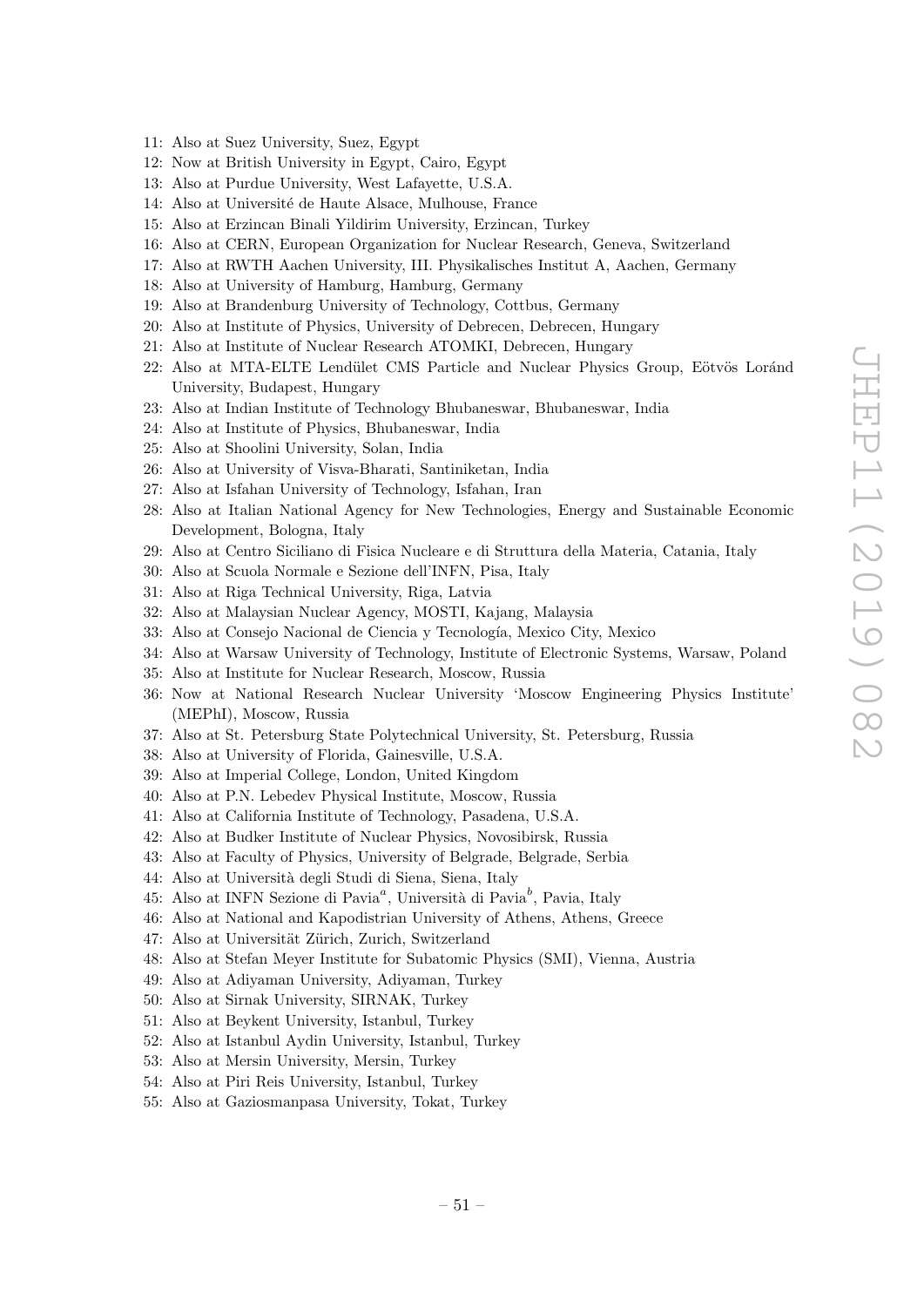11: Also at Suez University, Suez, Egypt
12: Now at British University in Egypt, Cairo, Egypt
13: Also at Purdue University, West Lafayette, U.S.A.
14: Also at Université de Haute Alsace, Mulhouse, France
15: Also at Erzincan Binali Yildirim University, Erzincan, Turkey
16: Also at CERN, European Organization for Nuclear Research, Geneva, Switzerland
17: Also at RWTH Aachen University, III. Physikalisches Institut A, Aachen, Germany
18: Also at University of Hamburg, Hamburg, Germany
19: Also at Brandenburg University of Technology, Cottbus, Germany
20: Also at Institute of Physics, University of Debrecen, Debrecen, Hungary
21: Also at Institute of Nuclear Research ATOMKI, Debrecen, Hungary
22: Also at MTA-ELTE Lendület CMS Particle and Nuclear Physics Group, Eötvös Loránd University, Budapest, Hungary
23: Also at Indian Institute of Technology Bhubaneswar, Bhubaneswar, India
24: Also at Institute of Physics, Bhubaneswar, India
25: Also at Shoolini University, Solan, India
26: Also at University of Visva-Bharati, Santiniketan, India
27: Also at Isfahan University of Technology, Isfahan, Iran
28: Also at Italian National Agency for New Technologies, Energy and Sustainable Economic Development, Bologna, Italy
29: Also at Centro Siciliano di Fisica Nucleare e di Struttura della Materia, Catania, Italy
30: Also at Scuola Normale e Sezione dell'INFN, Pisa, Italy
31: Also at Riga Technical University, Riga, Latvia
32: Also at Malaysian Nuclear Agency, MOSTI, Kajang, Malaysia
33: Also at Consejo Nacional de Ciencia y Tecnología, Mexico City, Mexico
34: Also at Warsaw University of Technology, Institute of Electronic Systems, Warsaw, Poland
35: Also at Institute for Nuclear Research, Moscow, Russia
36: Now at National Research Nuclear University 'Moscow Engineering Physics Institute' (MEPhI), Moscow, Russia
37: Also at St. Petersburg State Polytechnical University, St. Petersburg, Russia
38: Also at University of Florida, Gainesville, U.S.A.
39: Also at Imperial College, London, United Kingdom
40: Also at P.N. Lebedev Physical Institute, Moscow, Russia
41: Also at California Institute of Technology, Pasadena, U.S.A.
42: Also at Budker Institute of Nuclear Physics, Novosibirsk, Russia
43: Also at Faculty of Physics, University of Belgrade, Belgrade, Serbia
44: Also at Università degli Studi di Siena, Siena, Italy
45: Also at INFN Sezione di Pavia[a], Università di Pavia[b], Pavia, Italy
46: Also at National and Kapodistrian University of Athens, Athens, Greece
47: Also at Universität Zürich, Zurich, Switzerland
48: Also at Stefan Meyer Institute for Subatomic Physics (SMI), Vienna, Austria
49: Also at Adiyaman University, Adiyaman, Turkey
50: Also at Sirnak University, SIRNAK, Turkey
51: Also at Beykent University, Istanbul, Turkey
52: Also at Istanbul Aydin University, Istanbul, Turkey
53: Also at Mersin University, Mersin, Turkey
54: Also at Piri Reis University, Istanbul, Turkey
55: Also at Gaziosmanpasa University, Tokat, Turkey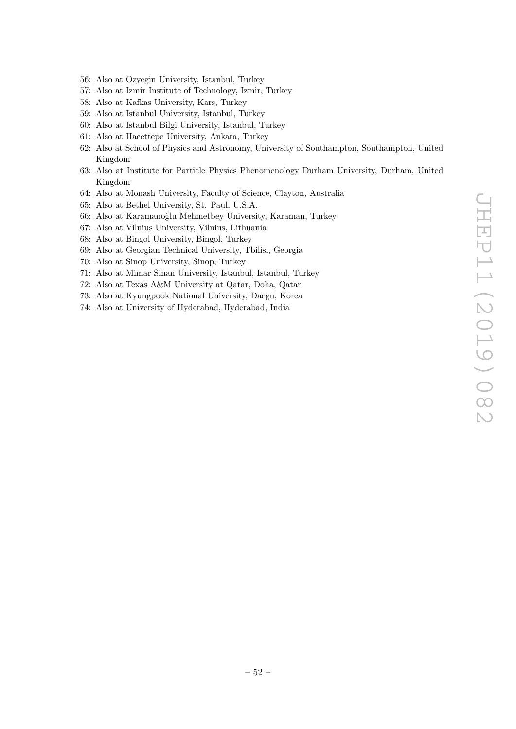56: Also at Ozyegin University, Istanbul, Turkey
57: Also at Izmir Institute of Technology, Izmir, Turkey
58: Also at Kafkas University, Kars, Turkey
59: Also at Istanbul University, Istanbul, Turkey
60: Also at Istanbul Bilgi University, Istanbul, Turkey
61: Also at Hacettepe University, Ankara, Turkey
62: Also at School of Physics and Astronomy, University of Southampton, Southampton, United Kingdom
63: Also at Institute for Particle Physics Phenomenology Durham University, Durham, United Kingdom
64: Also at Monash University, Faculty of Science, Clayton, Australia
65: Also at Bethel University, St. Paul, U.S.A.
66: Also at Karamanoğlu Mehmetbey University, Karaman, Turkey
67: Also at Vilnius University, Vilnius, Lithuania
68: Also at Bingol University, Bingol, Turkey
69: Also at Georgian Technical University, Tbilisi, Georgia
70: Also at Sinop University, Sinop, Turkey
71: Also at Mimar Sinan University, Istanbul, Istanbul, Turkey
72: Also at Texas A&M University at Qatar, Doha, Qatar
73: Also at Kyungpook National University, Daegu, Korea
74: Also at University of Hyderabad, Hyderabad, India